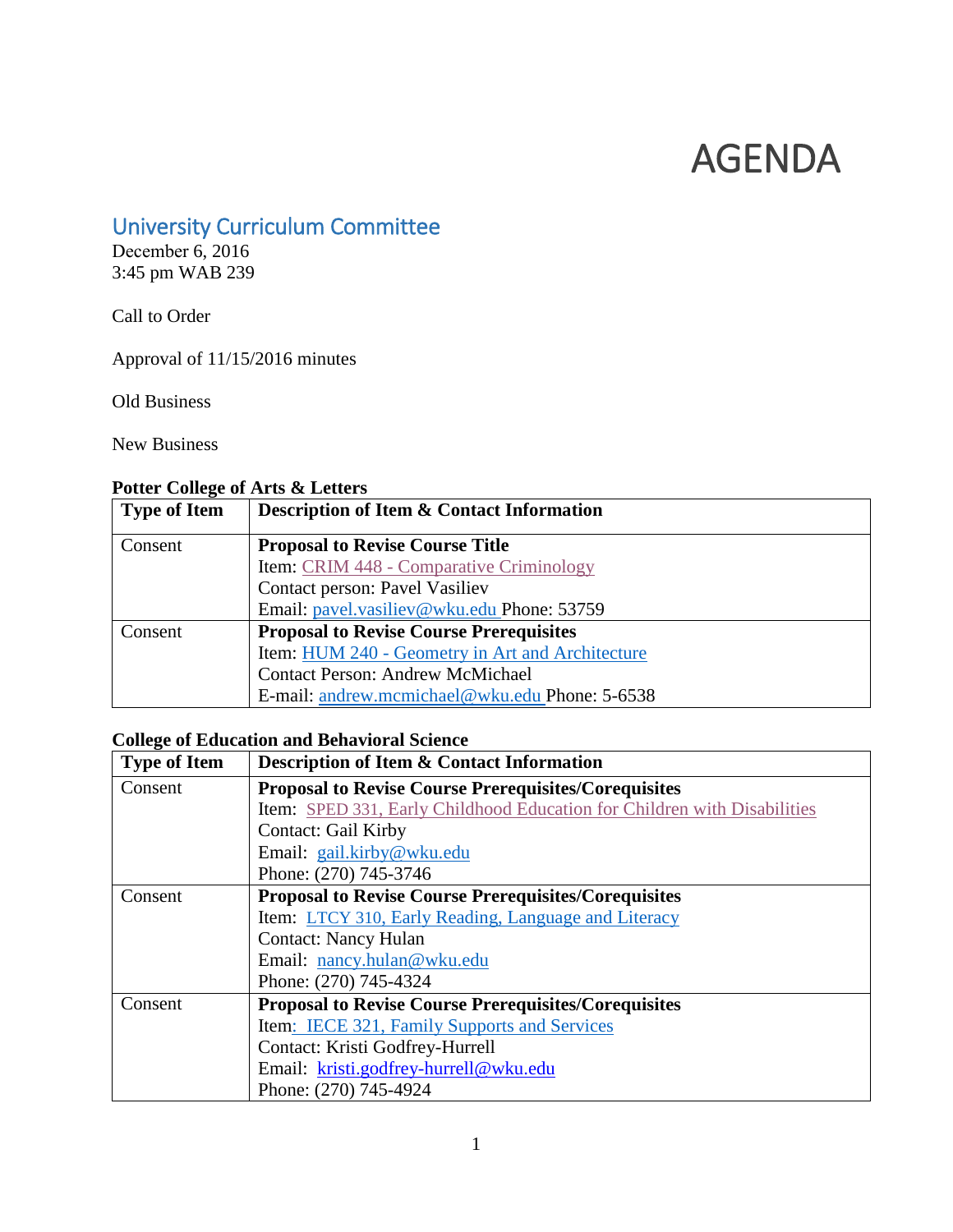# AGENDA

## University Curriculum Committee

December 6, 2016
3:45 pm WAB 239

Call to Order

Approval of 11/15/2016 minutes

Old Business

New Business

**Potter College of Arts & Letters**

| Type of Item | Description of Item & Contact Information |
|---|---|
| Consent | **Proposal to Revise Course Title**<br>Item: CRIM 448 - Comparative Criminology<br>Contact person: Pavel Vasiliev<br>Email: pavel.vasiliev@wku.edu Phone: 53759 |
| Consent | **Proposal to Revise Course Prerequisites**<br>Item: HUM 240 - Geometry in Art and Architecture<br>Contact Person: Andrew McMichael<br>E-mail: andrew.mcmichael@wku.edu Phone: 5-6538 |

**College of Education and Behavioral Science**

| Type of Item | Description of Item & Contact Information |
|---|---|
| Consent | **Proposal to Revise Course Prerequisites/Corequisites**<br>Item: SPED 331, Early Childhood Education for Children with Disabilities<br>Contact: Gail Kirby<br>Email: gail.kirby@wku.edu<br>Phone: (270) 745-3746 |
| Consent | **Proposal to Revise Course Prerequisites/Corequisites**<br>Item: LTCY 310, Early Reading, Language and Literacy<br>Contact: Nancy Hulan<br>Email: nancy.hulan@wku.edu<br>Phone: (270) 745-4324 |
| Consent | **Proposal to Revise Course Prerequisites/Corequisites**<br>Item: IECE 321, Family Supports and Services<br>Contact: Kristi Godfrey-Hurrell<br>Email: kristi.godfrey-hurrell@wku.edu<br>Phone: (270) 745-4924 |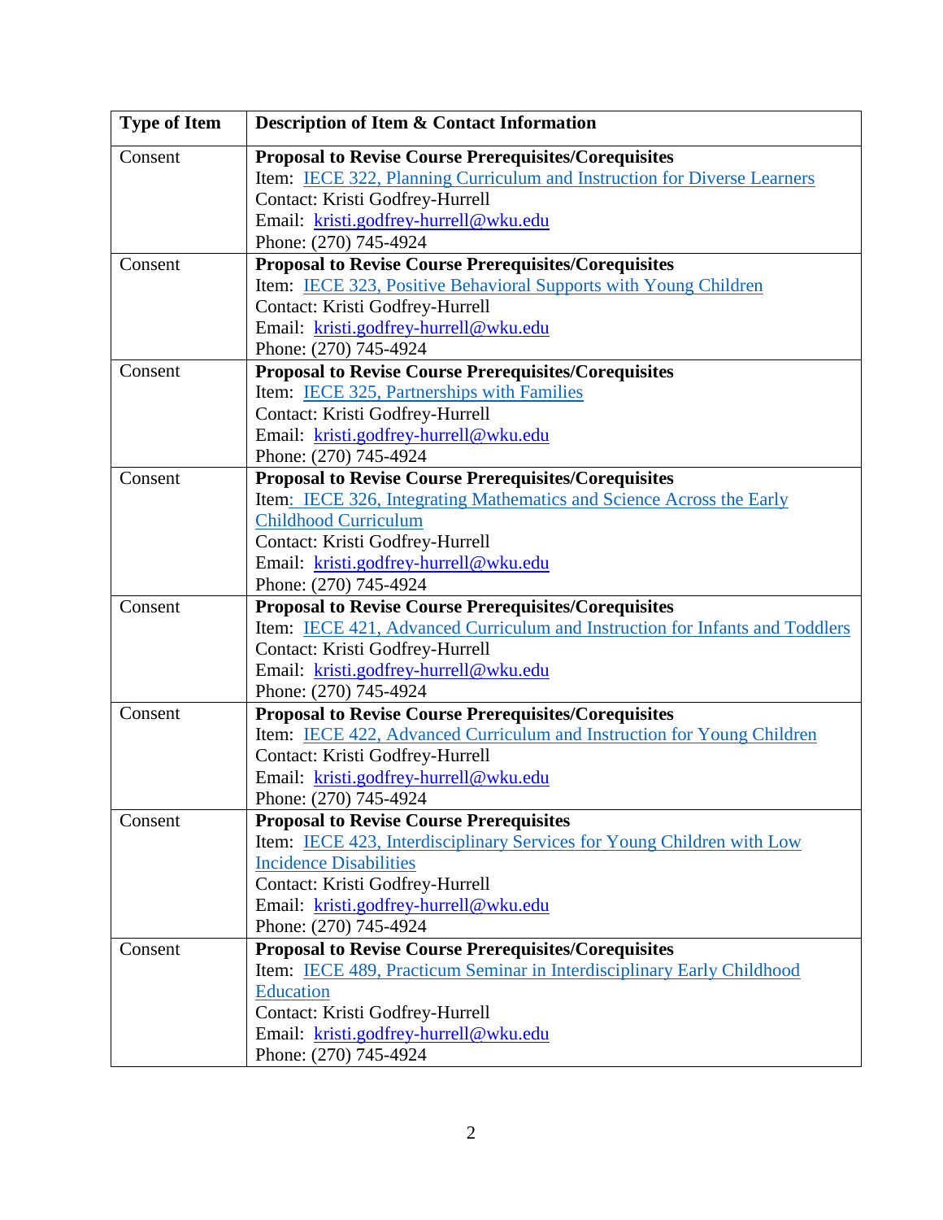| Type of Item | Description of Item & Contact Information |
| --- | --- |
| Consent | **Proposal to Revise Course Prerequisites/Corequisites**<br>Item: IECE 322, Planning Curriculum and Instruction for Diverse Learners<br>Contact: Kristi Godfrey-Hurrell<br>Email: kristi.godfrey-hurrell@wku.edu<br>Phone: (270) 745-4924 |
| Consent | **Proposal to Revise Course Prerequisites/Corequisites**<br>Item: IECE 323, Positive Behavioral Supports with Young Children<br>Contact: Kristi Godfrey-Hurrell<br>Email: kristi.godfrey-hurrell@wku.edu<br>Phone: (270) 745-4924 |
| Consent | **Proposal to Revise Course Prerequisites/Corequisites**<br>Item: IECE 325, Partnerships with Families<br>Contact: Kristi Godfrey-Hurrell<br>Email: kristi.godfrey-hurrell@wku.edu<br>Phone: (270) 745-4924 |
| Consent | **Proposal to Revise Course Prerequisites/Corequisites**<br>Item: IECE 326, Integrating Mathematics and Science Across the Early Childhood Curriculum<br>Contact: Kristi Godfrey-Hurrell<br>Email: kristi.godfrey-hurrell@wku.edu<br>Phone: (270) 745-4924 |
| Consent | **Proposal to Revise Course Prerequisites/Corequisites**<br>Item: IECE 421, Advanced Curriculum and Instruction for Infants and Toddlers<br>Contact: Kristi Godfrey-Hurrell<br>Email: kristi.godfrey-hurrell@wku.edu<br>Phone: (270) 745-4924 |
| Consent | **Proposal to Revise Course Prerequisites/Corequisites**<br>Item: IECE 422, Advanced Curriculum and Instruction for Young Children<br>Contact: Kristi Godfrey-Hurrell<br>Email: kristi.godfrey-hurrell@wku.edu<br>Phone: (270) 745-4924 |
| Consent | **Proposal to Revise Course Prerequisites**<br>Item: IECE 423, Interdisciplinary Services for Young Children with Low Incidence Disabilities<br>Contact: Kristi Godfrey-Hurrell<br>Email: kristi.godfrey-hurrell@wku.edu<br>Phone: (270) 745-4924 |
| Consent | **Proposal to Revise Course Prerequisites/Corequisites**<br>Item: IECE 489, Practicum Seminar in Interdisciplinary Early Childhood Education<br>Contact: Kristi Godfrey-Hurrell<br>Email: kristi.godfrey-hurrell@wku.edu<br>Phone: (270) 745-4924 |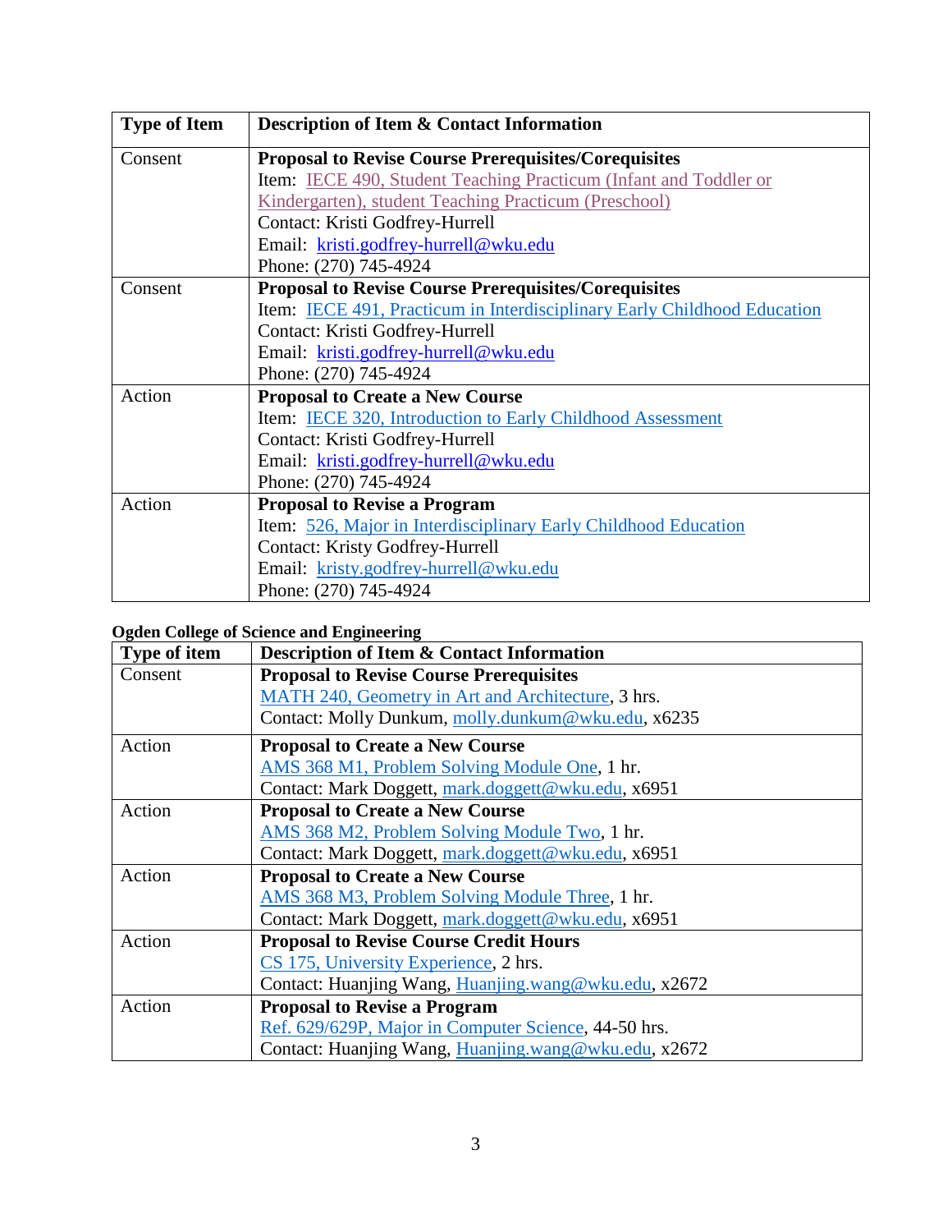| Type of Item | Description of Item & Contact Information |
| --- | --- |
| Consent | **Proposal to Revise Course Prerequisites/Corequisites**<br>Item: IECE 490, Student Teaching Practicum (Infant and Toddler or Kindergarten), student Teaching Practicum (Preschool)<br>Contact: Kristi Godfrey-Hurrell<br>Email: kristi.godfrey-hurrell@wku.edu<br>Phone: (270) 745-4924 |
| Consent | **Proposal to Revise Course Prerequisites/Corequisites**<br>Item: IECE 491, Practicum in Interdisciplinary Early Childhood Education<br>Contact: Kristi Godfrey-Hurrell<br>Email: kristi.godfrey-hurrell@wku.edu<br>Phone: (270) 745-4924 |
| Action | **Proposal to Create a New Course**<br>Item: IECE 320, Introduction to Early Childhood Assessment<br>Contact: Kristi Godfrey-Hurrell<br>Email: kristi.godfrey-hurrell@wku.edu<br>Phone: (270) 745-4924 |
| Action | **Proposal to Revise a Program**<br>Item: 526, Major in Interdisciplinary Early Childhood Education<br>Contact: Kristy Godfrey-Hurrell<br>Email: kristy.godfrey-hurrell@wku.edu<br>Phone: (270) 745-4924 |

**Ogden College of Science and Engineering**

| Type of item | Description of Item & Contact Information |
| --- | --- |
| Consent | **Proposal to Revise Course Prerequisites**<br>MATH 240, Geometry in Art and Architecture, 3 hrs.<br>Contact: Molly Dunkum, molly.dunkum@wku.edu, x6235 |
| Action | **Proposal to Create a New Course**<br>AMS 368 M1, Problem Solving Module One, 1 hr.<br>Contact: Mark Doggett, mark.doggett@wku.edu, x6951 |
| Action | **Proposal to Create a New Course**<br>AMS 368 M2, Problem Solving Module Two, 1 hr.<br>Contact: Mark Doggett, mark.doggett@wku.edu, x6951 |
| Action | **Proposal to Create a New Course**<br>AMS 368 M3, Problem Solving Module Three, 1 hr.<br>Contact: Mark Doggett, mark.doggett@wku.edu, x6951 |
| Action | **Proposal to Revise Course Credit Hours**<br>CS 175, University Experience, 2 hrs.<br>Contact: Huanjing Wang, Huanjing.wang@wku.edu, x2672 |
| Action | **Proposal to Revise a Program**<br>Ref. 629/629P, Major in Computer Science, 44-50 hrs.<br>Contact: Huanjing Wang, Huanjing.wang@wku.edu, x2672 |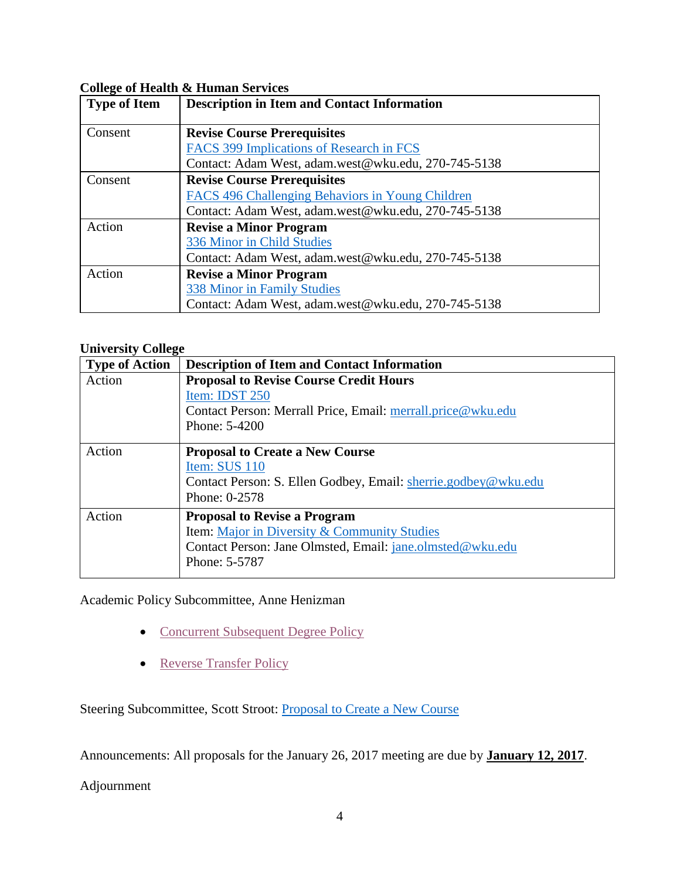**College of Health & Human Services**

| Type of Item | Description in Item and Contact Information |
|---|---|
| Consent | **Revise Course Prerequisites**<br>FACS 399 Implications of Research in FCS<br>Contact: Adam West, adam.west@wku.edu, 270-745-5138 |
| Consent | **Revise Course Prerequisites**<br>FACS 496 Challenging Behaviors in Young Children<br>Contact: Adam West, adam.west@wku.edu, 270-745-5138 |
| Action | **Revise a Minor Program**<br>336 Minor in Child Studies<br>Contact: Adam West, adam.west@wku.edu, 270-745-5138 |
| Action | **Revise a Minor Program**<br>338 Minor in Family Studies<br>Contact: Adam West, adam.west@wku.edu, 270-745-5138 |

**University College**

| Type of Action | Description of Item and Contact Information |
|---|---|
| Action | **Proposal to Revise Course Credit Hours**<br>Item: IDST 250<br>Contact Person: Merrall Price, Email: merrall.price@wku.edu<br>Phone: 5-4200 |
| Action | **Proposal to Create a New Course**<br>Item: SUS 110<br>Contact Person: S. Ellen Godbey, Email: sherrie.godbey@wku.edu<br>Phone: 0-2578 |
| Action | **Proposal to Revise a Program**<br>Item: Major in Diversity & Community Studies<br>Contact Person: Jane Olmsted, Email: jane.olmsted@wku.edu<br>Phone: 5-5787 |

Academic Policy Subcommittee, Anne Henizman

- Concurrent Subsequent Degree Policy
- Reverse Transfer Policy

Steering Subcommittee, Scott Stroot: Proposal to Create a New Course

Announcements: All proposals for the January 26, 2017 meeting are due by **January 12, 2017**.

Adjournment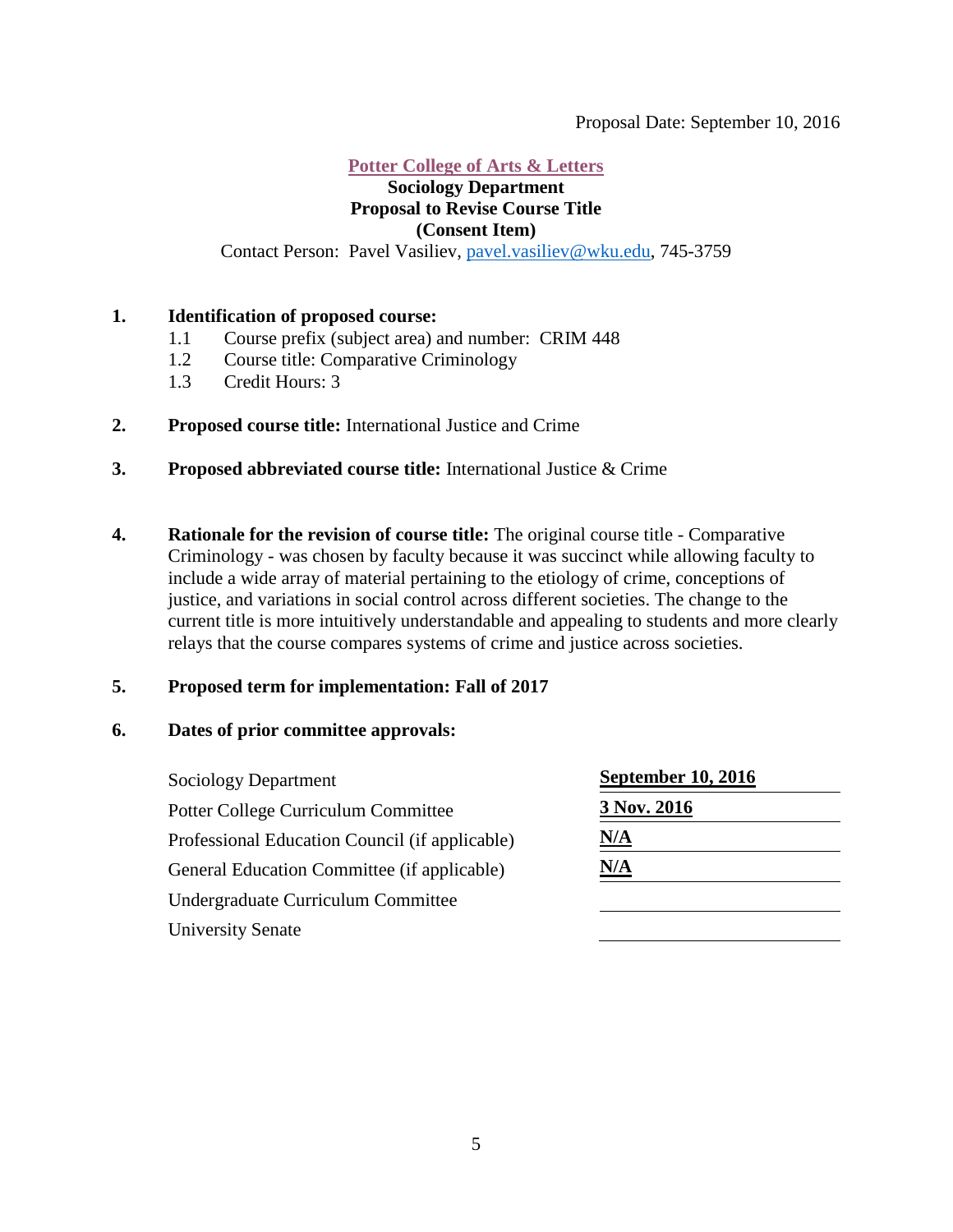Proposal Date: September 10, 2016

**Potter College of Arts & Letters**
**Sociology Department**
**Proposal to Revise Course Title**
**(Consent Item)**

Contact Person: Pavel Vasiliev, pavel.vasiliev@wku.edu, 745-3759

**1. Identification of proposed course:**

1.1 Course prefix (subject area) and number: CRIM 448

1.2 Course title: Comparative Criminology

1.3 Credit Hours: 3

**2. Proposed course title:** International Justice and Crime

**3. Proposed abbreviated course title:** International Justice & Crime

**4. Rationale for the revision of course title:** The original course title - Comparative Criminology - was chosen by faculty because it was succinct while allowing faculty to include a wide array of material pertaining to the etiology of crime, conceptions of justice, and variations in social control across different societies. The change to the current title is more intuitively understandable and appealing to students and more clearly relays that the course compares systems of crime and justice across societies.

**5. Proposed term for implementation: Fall of 2017**

**6. Dates of prior committee approvals:**

| | |
|---|---|
| Sociology Department | **September 10, 2016** |
| Potter College Curriculum Committee | **3 Nov. 2016** |
| Professional Education Council (if applicable) | **N/A** |
| General Education Committee (if applicable) | **N/A** |
| Undergraduate Curriculum Committee | |
| University Senate | |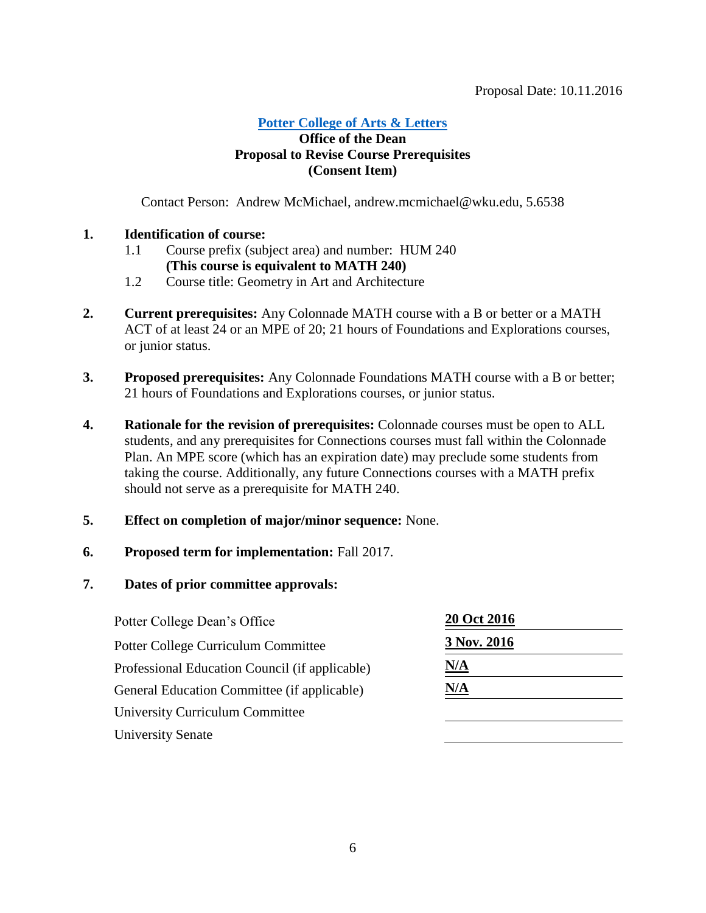Proposal Date: 10.11.2016

**Potter College of Arts & Letters**
**Office of the Dean**
**Proposal to Revise Course Prerequisites**
**(Consent Item)**

Contact Person: Andrew McMichael, andrew.mcmichael@wku.edu, 5.6538

1. **Identification of course:**
   - 1.1 Course prefix (subject area) and number: HUM 240
     **(This course is equivalent to MATH 240)**
   - 1.2 Course title: Geometry in Art and Architecture

2. **Current prerequisites:** Any Colonnade MATH course with a B or better or a MATH ACT of at least 24 or an MPE of 20; 21 hours of Foundations and Explorations courses, or junior status.

3. **Proposed prerequisites:** Any Colonnade Foundations MATH course with a B or better; 21 hours of Foundations and Explorations courses, or junior status.

4. **Rationale for the revision of prerequisites:** Colonnade courses must be open to ALL students, and any prerequisites for Connections courses must fall within the Colonnade Plan. An MPE score (which has an expiration date) may preclude some students from taking the course. Additionally, any future Connections courses with a MATH prefix should not serve as a prerequisite for MATH 240.

5. **Effect on completion of major/minor sequence:** None.

6. **Proposed term for implementation:** Fall 2017.

7. **Dates of prior committee approvals:**

| | |
|---|---|
| Potter College Dean's Office | **20 Oct 2016** |
| Potter College Curriculum Committee | **3 Nov. 2016** |
| Professional Education Council (if applicable) | **N/A** |
| General Education Committee (if applicable) | **N/A** |
| University Curriculum Committee | |
| University Senate | |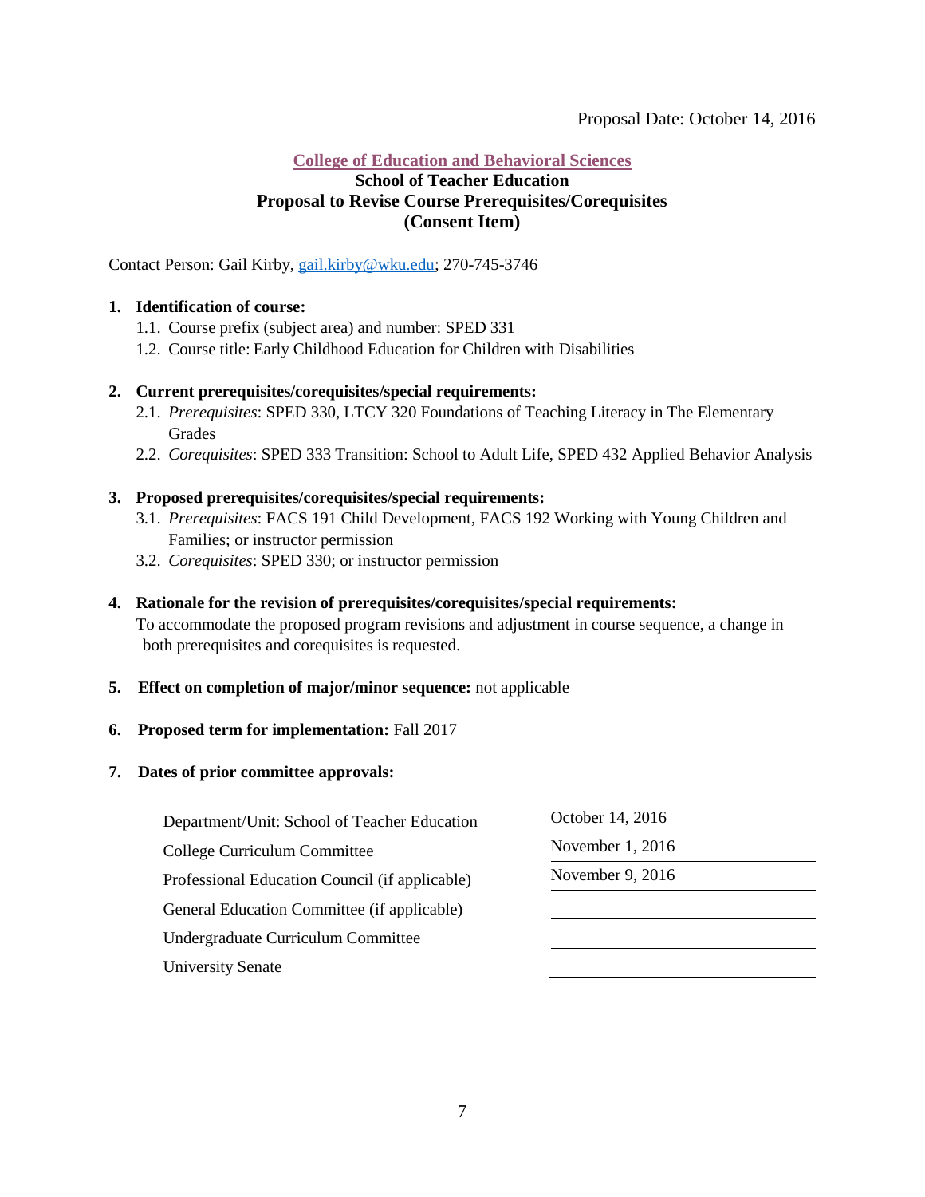Proposal Date: October 14, 2016

**College of Education and Behavioral Sciences**
**School of Teacher Education**
**Proposal to Revise Course Prerequisites/Corequisites**
**(Consent Item)**

Contact Person: Gail Kirby, gail.kirby@wku.edu; 270-745-3746

**1. Identification of course:**

1.1. Course prefix (subject area) and number: SPED 331

1.2. Course title: Early Childhood Education for Children with Disabilities

**2. Current prerequisites/corequisites/special requirements:**

2.1. *Prerequisites*: SPED 330, LTCY 320 Foundations of Teaching Literacy in The Elementary Grades

2.2. *Corequisites*: SPED 333 Transition: School to Adult Life, SPED 432 Applied Behavior Analysis

**3. Proposed prerequisites/corequisites/special requirements:**

3.1. *Prerequisites*: FACS 191 Child Development, FACS 192 Working with Young Children and Families; or instructor permission

3.2. *Corequisites*: SPED 330; or instructor permission

**4. Rationale for the revision of prerequisites/corequisites/special requirements:**

To accommodate the proposed program revisions and adjustment in course sequence, a change in both prerequisites and corequisites is requested.

**5. Effect on completion of major/minor sequence:** not applicable

**6. Proposed term for implementation:** Fall 2017

**7. Dates of prior committee approvals:**

| | |
|---|---|
| Department/Unit: School of Teacher Education | October 14, 2016 |
| College Curriculum Committee | November 1, 2016 |
| Professional Education Council (if applicable) | November 9, 2016 |
| General Education Committee (if applicable) | |
| Undergraduate Curriculum Committee | |
| University Senate | |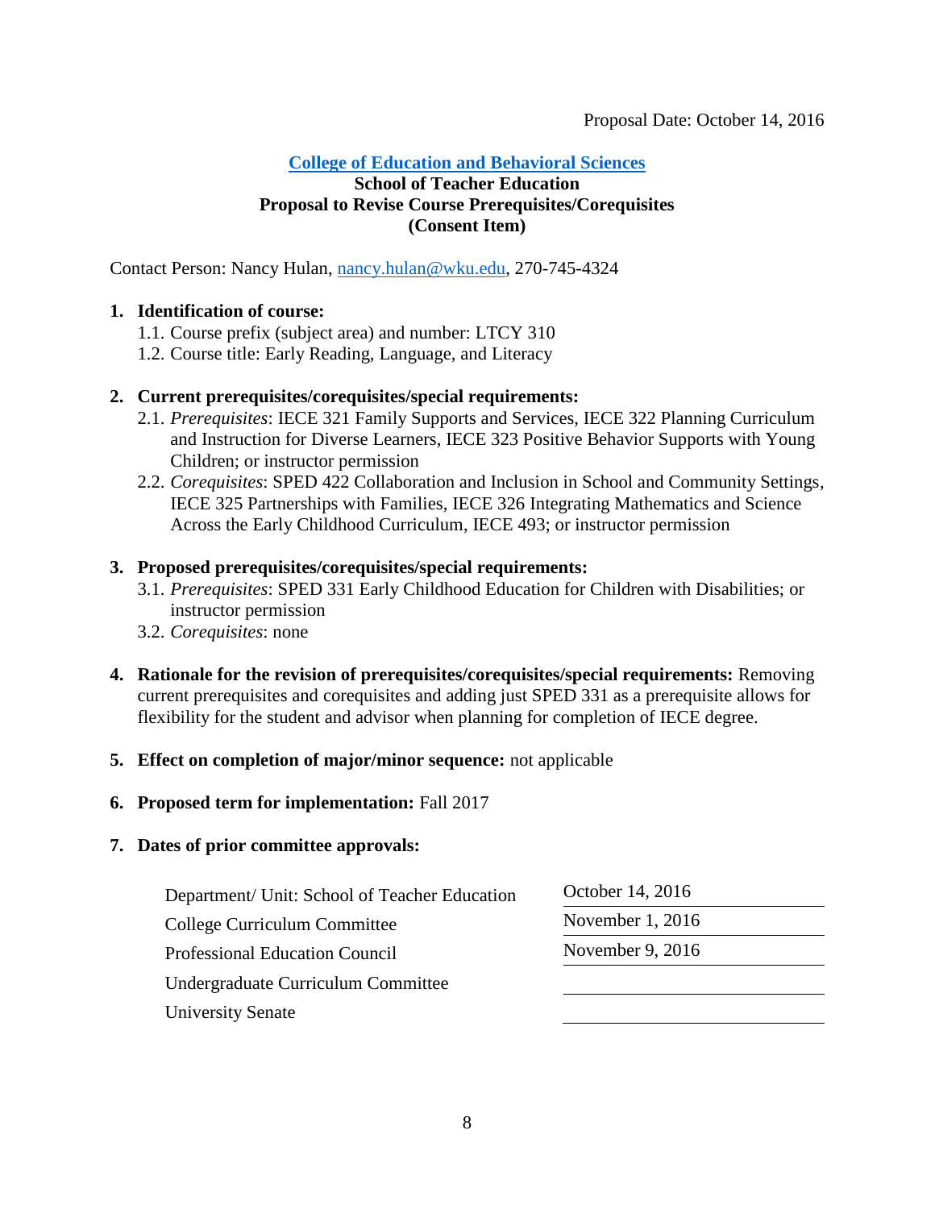Proposal Date: October 14, 2016

**[College of Education and Behavioral Sciences](#)**
**School of Teacher Education**
**Proposal to Revise Course Prerequisites/Corequisites**
**(Consent Item)**

Contact Person: Nancy Hulan, nancy.hulan@wku.edu, 270-745-4324

1. **Identification of course:**
   1.1. Course prefix (subject area) and number: LTCY 310
   1.2. Course title: Early Reading, Language, and Literacy

2. **Current prerequisites/corequisites/special requirements:**
   2.1. *Prerequisites*: IECE 321 Family Supports and Services, IECE 322 Planning Curriculum and Instruction for Diverse Learners, IECE 323 Positive Behavior Supports with Young Children; or instructor permission
   2.2. *Corequisites*: SPED 422 Collaboration and Inclusion in School and Community Settings, IECE 325 Partnerships with Families, IECE 326 Integrating Mathematics and Science Across the Early Childhood Curriculum, IECE 493; or instructor permission

3. **Proposed prerequisites/corequisites/special requirements:**
   3.1. *Prerequisites*: SPED 331 Early Childhood Education for Children with Disabilities; or instructor permission
   3.2. *Corequisites*: none

4. **Rationale for the revision of prerequisites/corequisites/special requirements:** Removing current prerequisites and corequisites and adding just SPED 331 as a prerequisite allows for flexibility for the student and advisor when planning for completion of IECE degree.

5. **Effect on completion of major/minor sequence:** not applicable

6. **Proposed term for implementation:** Fall 2017

7. **Dates of prior committee approvals:**

| | |
|---|---|
| Department/ Unit: School of Teacher Education | October 14, 2016 |
| College Curriculum Committee | November 1, 2016 |
| Professional Education Council | November 9, 2016 |
| Undergraduate Curriculum Committee | |
| University Senate | |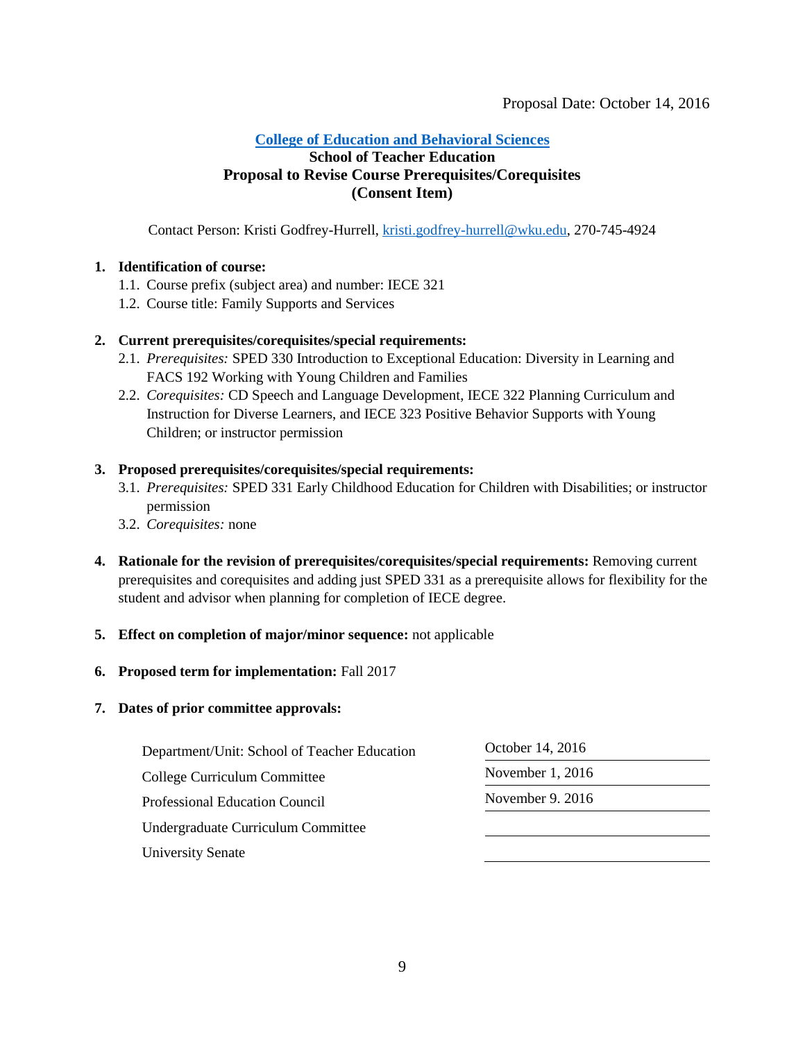Proposal Date: October 14, 2016

**College of Education and Behavioral Sciences**
**School of Teacher Education**
**Proposal to Revise Course Prerequisites/Corequisites**
**(Consent Item)**

Contact Person: Kristi Godfrey-Hurrell, kristi.godfrey-hurrell@wku.edu, 270-745-4924

1. **Identification of course:**
   1.1. Course prefix (subject area) and number: IECE 321
   1.2. Course title: Family Supports and Services

2. **Current prerequisites/corequisites/special requirements:**
   2.1. *Prerequisites:* SPED 330 Introduction to Exceptional Education: Diversity in Learning and FACS 192 Working with Young Children and Families
   2.2. *Corequisites:* CD Speech and Language Development, IECE 322 Planning Curriculum and Instruction for Diverse Learners, and IECE 323 Positive Behavior Supports with Young Children; or instructor permission

3. **Proposed prerequisites/corequisites/special requirements:**
   3.1. *Prerequisites:* SPED 331 Early Childhood Education for Children with Disabilities; or instructor permission
   3.2. *Corequisites:* none

4. **Rationale for the revision of prerequisites/corequisites/special requirements:** Removing current prerequisites and corequisites and adding just SPED 331 as a prerequisite allows for flexibility for the student and advisor when planning for completion of IECE degree.

5. **Effect on completion of major/minor sequence:** not applicable

6. **Proposed term for implementation:** Fall 2017

7. **Dates of prior committee approvals:**

| | |
|---|---|
| Department/Unit: School of Teacher Education | October 14, 2016 |
| College Curriculum Committee | November 1, 2016 |
| Professional Education Council | November 9. 2016 |
| Undergraduate Curriculum Committee | |
| University Senate | |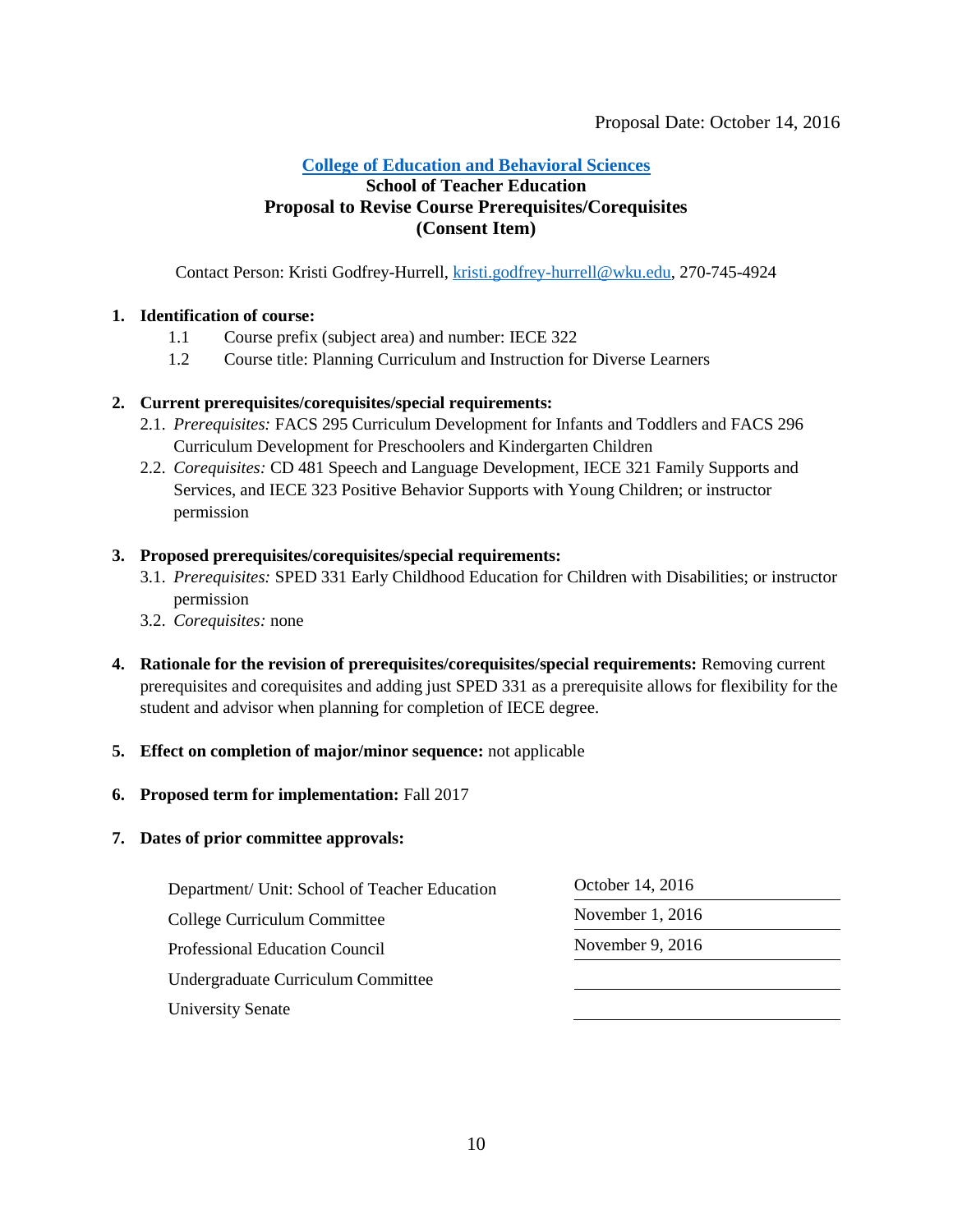Proposal Date: October 14, 2016

**[College of Education and Behavioral Sciences](#)**
**School of Teacher Education**
**Proposal to Revise Course Prerequisites/Corequisites**
**(Consent Item)**

Contact Person: Kristi Godfrey-Hurrell, kristi.godfrey-hurrell@wku.edu, 270-745-4924

1. **Identification of course:**
   1.1 Course prefix (subject area) and number: IECE 322
   1.2 Course title: Planning Curriculum and Instruction for Diverse Learners

2. **Current prerequisites/corequisites/special requirements:**
   2.1. *Prerequisites:* FACS 295 Curriculum Development for Infants and Toddlers and FACS 296 Curriculum Development for Preschoolers and Kindergarten Children
   2.2. *Corequisites:* CD 481 Speech and Language Development, IECE 321 Family Supports and Services, and IECE 323 Positive Behavior Supports with Young Children; or instructor permission

3. **Proposed prerequisites/corequisites/special requirements:**
   3.1. *Prerequisites:* SPED 331 Early Childhood Education for Children with Disabilities; or instructor permission
   3.2. *Corequisites:* none

4. **Rationale for the revision of prerequisites/corequisites/special requirements:** Removing current prerequisites and corequisites and adding just SPED 331 as a prerequisite allows for flexibility for the student and advisor when planning for completion of IECE degree.

5. **Effect on completion of major/minor sequence:** not applicable

6. **Proposed term for implementation:** Fall 2017

7. **Dates of prior committee approvals:**

| | |
|---|---|
| Department/ Unit: School of Teacher Education | October 14, 2016 |
| College Curriculum Committee | November 1, 2016 |
| Professional Education Council | November 9, 2016 |
| Undergraduate Curriculum Committee | |
| University Senate | |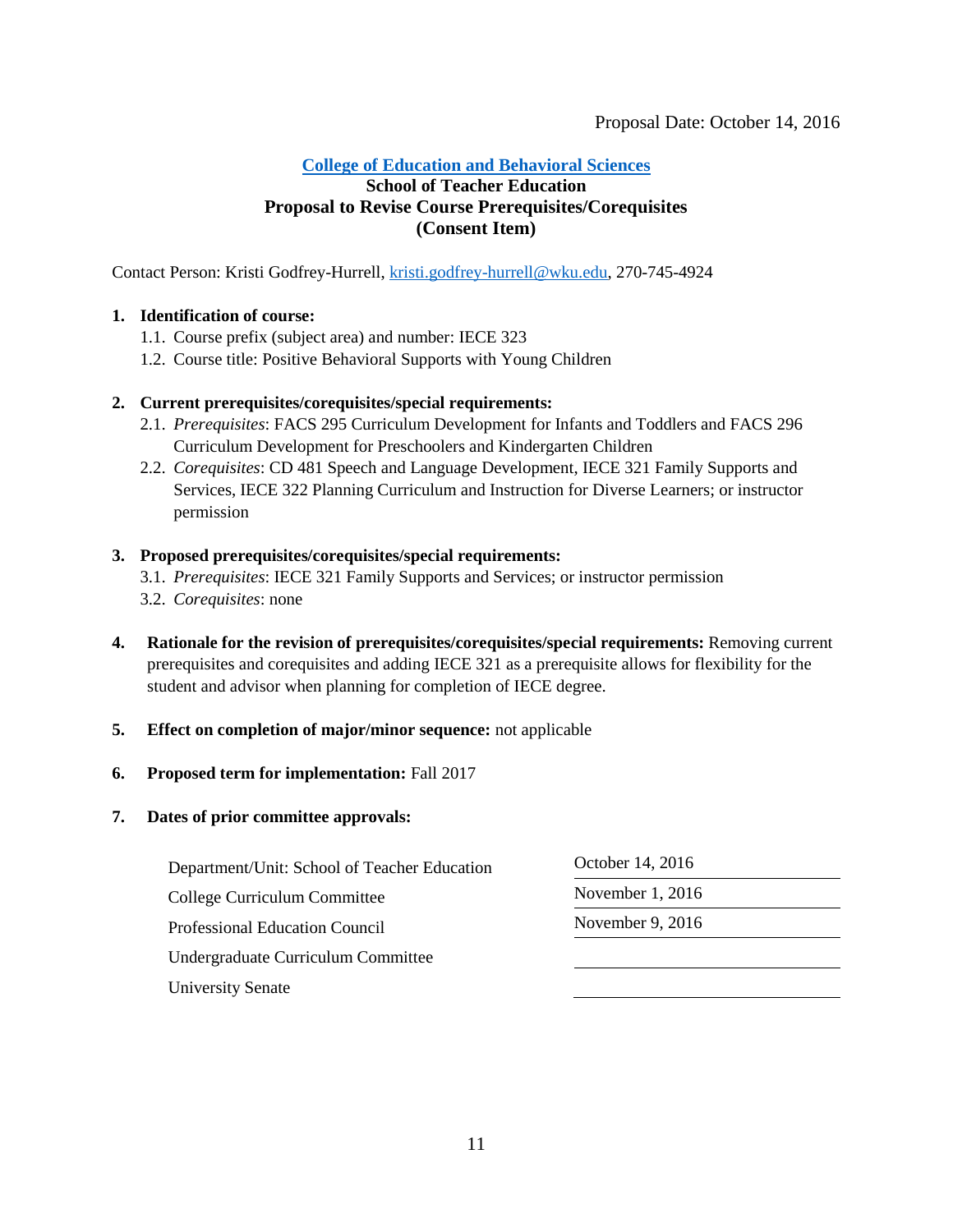Proposal Date: October 14, 2016

**College of Education and Behavioral Sciences**
**School of Teacher Education**
**Proposal to Revise Course Prerequisites/Corequisites**
**(Consent Item)**

Contact Person: Kristi Godfrey-Hurrell, kristi.godfrey-hurrell@wku.edu, 270-745-4924

1. **Identification of course:**
   1.1. Course prefix (subject area) and number: IECE 323
   1.2. Course title: Positive Behavioral Supports with Young Children

2. **Current prerequisites/corequisites/special requirements:**
   2.1. *Prerequisites*: FACS 295 Curriculum Development for Infants and Toddlers and FACS 296 Curriculum Development for Preschoolers and Kindergarten Children
   2.2. *Corequisites*: CD 481 Speech and Language Development, IECE 321 Family Supports and Services, IECE 322 Planning Curriculum and Instruction for Diverse Learners; or instructor permission

3. **Proposed prerequisites/corequisites/special requirements:**
   3.1. *Prerequisites*: IECE 321 Family Supports and Services; or instructor permission
   3.2. *Corequisites*: none

4. **Rationale for the revision of prerequisites/corequisites/special requirements:** Removing current prerequisites and corequisites and adding IECE 321 as a prerequisite allows for flexibility for the student and advisor when planning for completion of IECE degree.

5. **Effect on completion of major/minor sequence:** not applicable

6. **Proposed term for implementation:** Fall 2017

7. **Dates of prior committee approvals:**

| | |
|---|---|
| Department/Unit: School of Teacher Education | October 14, 2016 |
| College Curriculum Committee | November 1, 2016 |
| Professional Education Council | November 9, 2016 |
| Undergraduate Curriculum Committee | |
| University Senate | |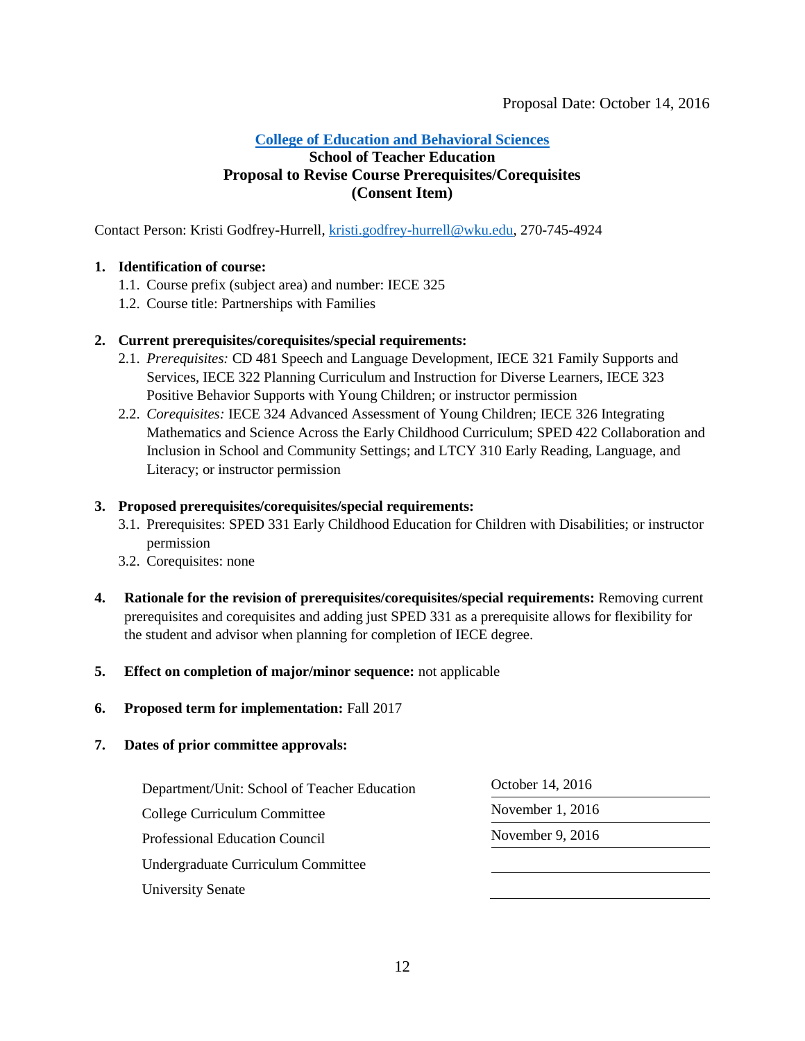Proposal Date: October 14, 2016

## [College of Education and Behavioral Sciences](#)
### School of Teacher Education
### Proposal to Revise Course Prerequisites/Corequisites
### (Consent Item)

Contact Person: Kristi Godfrey-Hurrell, kristi.godfrey-hurrell@wku.edu, 270-745-4924

1. **Identification of course:**
   1.1. Course prefix (subject area) and number: IECE 325
   1.2. Course title: Partnerships with Families

2. **Current prerequisites/corequisites/special requirements:**
   2.1. *Prerequisites:* CD 481 Speech and Language Development, IECE 321 Family Supports and Services, IECE 322 Planning Curriculum and Instruction for Diverse Learners, IECE 323 Positive Behavior Supports with Young Children; or instructor permission
   2.2. *Corequisites:* IECE 324 Advanced Assessment of Young Children; IECE 326 Integrating Mathematics and Science Across the Early Childhood Curriculum; SPED 422 Collaboration and Inclusion in School and Community Settings; and LTCY 310 Early Reading, Language, and Literacy; or instructor permission

3. **Proposed prerequisites/corequisites/special requirements:**
   3.1. Prerequisites: SPED 331 Early Childhood Education for Children with Disabilities; or instructor permission
   3.2. Corequisites: none

4. **Rationale for the revision of prerequisites/corequisites/special requirements:** Removing current prerequisites and corequisites and adding just SPED 331 as a prerequisite allows for flexibility for the student and advisor when planning for completion of IECE degree.

5. **Effect on completion of major/minor sequence:** not applicable

6. **Proposed term for implementation:** Fall 2017

7. **Dates of prior committee approvals:**

| | |
|---|---|
| Department/Unit: School of Teacher Education | October 14, 2016 |
| College Curriculum Committee | November 1, 2016 |
| Professional Education Council | November 9, 2016 |
| Undergraduate Curriculum Committee | |
| University Senate | |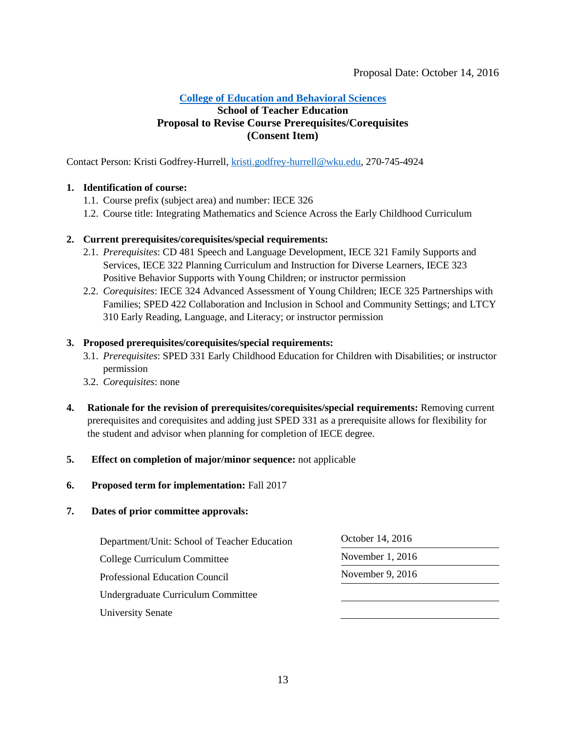Proposal Date: October 14, 2016

**College of Education and Behavioral Sciences**
**School of Teacher Education**
**Proposal to Revise Course Prerequisites/Corequisites**
**(Consent Item)**

Contact Person: Kristi Godfrey-Hurrell, kristi.godfrey-hurrell@wku.edu, 270-745-4924

**1. Identification of course:**

1.1. Course prefix (subject area) and number: IECE 326

1.2. Course title: Integrating Mathematics and Science Across the Early Childhood Curriculum

**2. Current prerequisites/corequisites/special requirements:**

2.1. *Prerequisites*: CD 481 Speech and Language Development, IECE 321 Family Supports and Services, IECE 322 Planning Curriculum and Instruction for Diverse Learners, IECE 323 Positive Behavior Supports with Young Children; or instructor permission

2.2. *Corequisites*: IECE 324 Advanced Assessment of Young Children; IECE 325 Partnerships with Families; SPED 422 Collaboration and Inclusion in School and Community Settings; and LTCY 310 Early Reading, Language, and Literacy; or instructor permission

**3. Proposed prerequisites/corequisites/special requirements:**

3.1. *Prerequisites*: SPED 331 Early Childhood Education for Children with Disabilities; or instructor permission

3.2. *Corequisites*: none

**4. Rationale for the revision of prerequisites/corequisites/special requirements:** Removing current prerequisites and corequisites and adding just SPED 331 as a prerequisite allows for flexibility for the student and advisor when planning for completion of IECE degree.

**5. Effect on completion of major/minor sequence:** not applicable

**6. Proposed term for implementation:** Fall 2017

**7. Dates of prior committee approvals:**

| | |
|---|---|
| Department/Unit: School of Teacher Education | October 14, 2016 |
| College Curriculum Committee | November 1, 2016 |
| Professional Education Council | November 9, 2016 |
| Undergraduate Curriculum Committee | |
| University Senate | |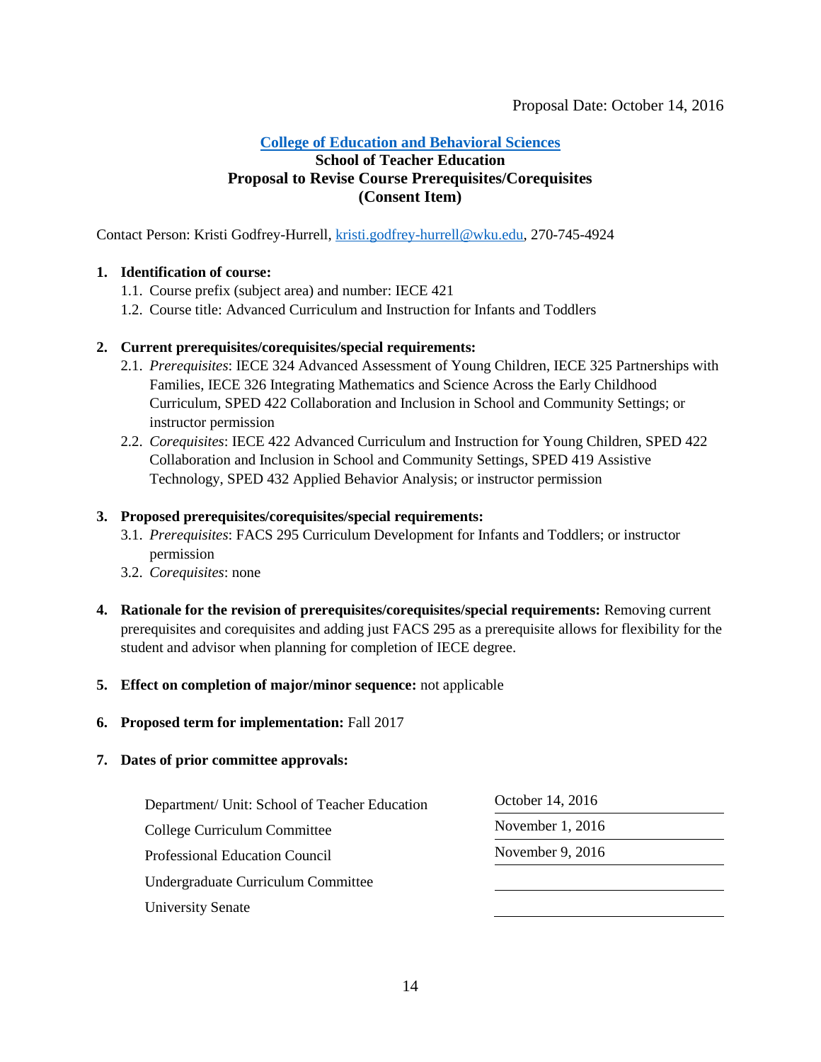Proposal Date: October 14, 2016

## College of Education and Behavioral Sciences
### School of Teacher Education
### Proposal to Revise Course Prerequisites/Corequisites
### (Consent Item)

Contact Person: Kristi Godfrey-Hurrell, kristi.godfrey-hurrell@wku.edu, 270-745-4924

1. **Identification of course:**
   1.1. Course prefix (subject area) and number: IECE 421
   1.2. Course title: Advanced Curriculum and Instruction for Infants and Toddlers

2. **Current prerequisites/corequisites/special requirements:**
   2.1. *Prerequisites*: IECE 324 Advanced Assessment of Young Children, IECE 325 Partnerships with Families, IECE 326 Integrating Mathematics and Science Across the Early Childhood Curriculum, SPED 422 Collaboration and Inclusion in School and Community Settings; or instructor permission
   2.2. *Corequisites*: IECE 422 Advanced Curriculum and Instruction for Young Children, SPED 422 Collaboration and Inclusion in School and Community Settings, SPED 419 Assistive Technology, SPED 432 Applied Behavior Analysis; or instructor permission

3. **Proposed prerequisites/corequisites/special requirements:**
   3.1. *Prerequisites*: FACS 295 Curriculum Development for Infants and Toddlers; or instructor permission
   3.2. *Corequisites*: none

4. **Rationale for the revision of prerequisites/corequisites/special requirements:** Removing current prerequisites and corequisites and adding just FACS 295 as a prerequisite allows for flexibility for the student and advisor when planning for completion of IECE degree.

5. **Effect on completion of major/minor sequence:** not applicable

6. **Proposed term for implementation:** Fall 2017

7. **Dates of prior committee approvals:**

| | |
|---|---|
| Department/ Unit: School of Teacher Education | October 14, 2016 |
| College Curriculum Committee | November 1, 2016 |
| Professional Education Council | November 9, 2016 |
| Undergraduate Curriculum Committee | |
| University Senate | |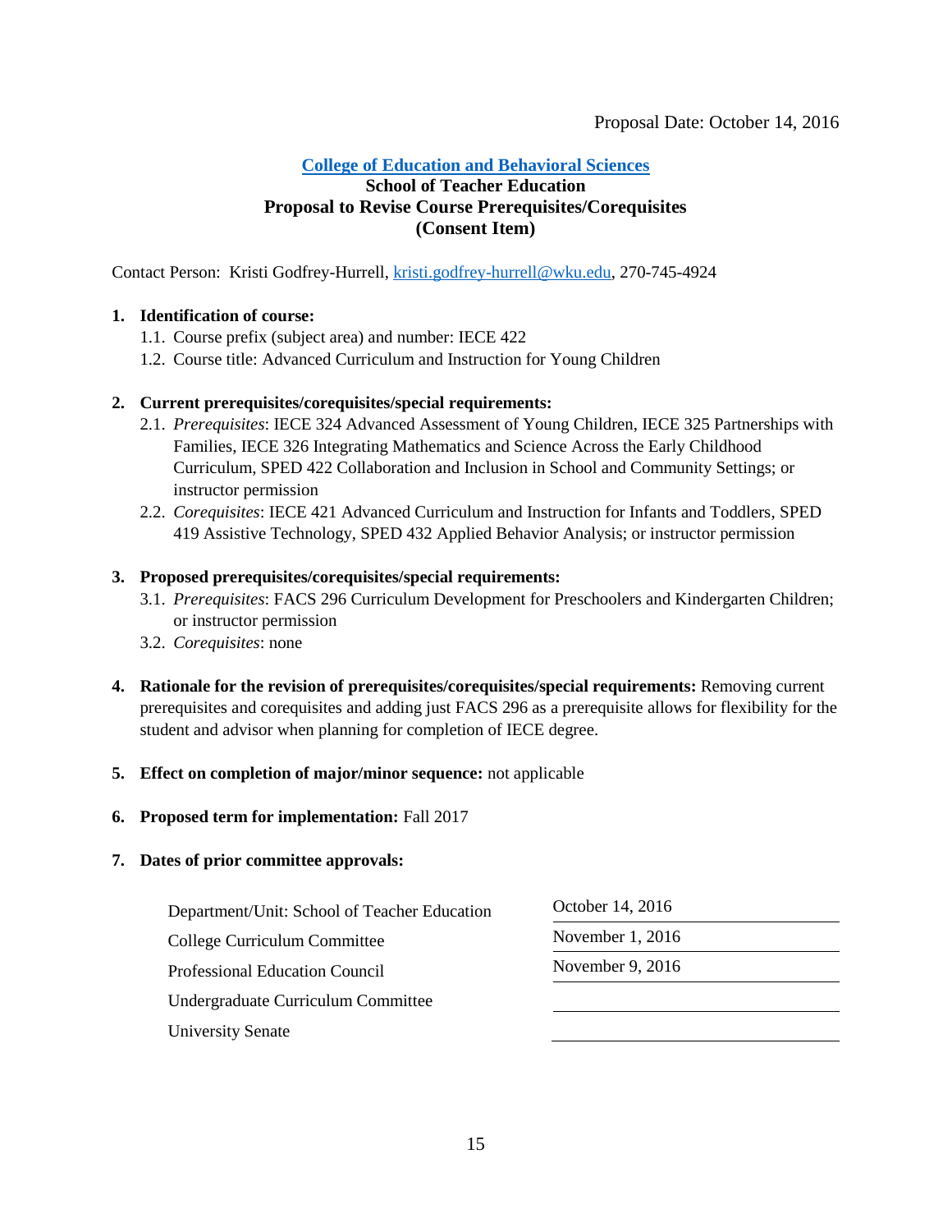Proposal Date: October 14, 2016

**College of Education and Behavioral Sciences**
**School of Teacher Education**
**Proposal to Revise Course Prerequisites/Corequisites**
**(Consent Item)**

Contact Person: Kristi Godfrey-Hurrell, kristi.godfrey-hurrell@wku.edu, 270-745-4924

1. **Identification of course:**
   1.1. Course prefix (subject area) and number: IECE 422
   1.2. Course title: Advanced Curriculum and Instruction for Young Children

2. **Current prerequisites/corequisites/special requirements:**
   2.1. *Prerequisites*: IECE 324 Advanced Assessment of Young Children, IECE 325 Partnerships with Families, IECE 326 Integrating Mathematics and Science Across the Early Childhood Curriculum, SPED 422 Collaboration and Inclusion in School and Community Settings; or instructor permission
   2.2. *Corequisites*: IECE 421 Advanced Curriculum and Instruction for Infants and Toddlers, SPED 419 Assistive Technology, SPED 432 Applied Behavior Analysis; or instructor permission

3. **Proposed prerequisites/corequisites/special requirements:**
   3.1. *Prerequisites*: FACS 296 Curriculum Development for Preschoolers and Kindergarten Children; or instructor permission
   3.2. *Corequisites*: none

4. **Rationale for the revision of prerequisites/corequisites/special requirements:** Removing current prerequisites and corequisites and adding just FACS 296 as a prerequisite allows for flexibility for the student and advisor when planning for completion of IECE degree.

5. **Effect on completion of major/minor sequence:** not applicable

6. **Proposed term for implementation:** Fall 2017

7. **Dates of prior committee approvals:**

| | |
|---|---|
| Department/Unit: School of Teacher Education | October 14, 2016 |
| College Curriculum Committee | November 1, 2016 |
| Professional Education Council | November 9, 2016 |
| Undergraduate Curriculum Committee | |
| University Senate | |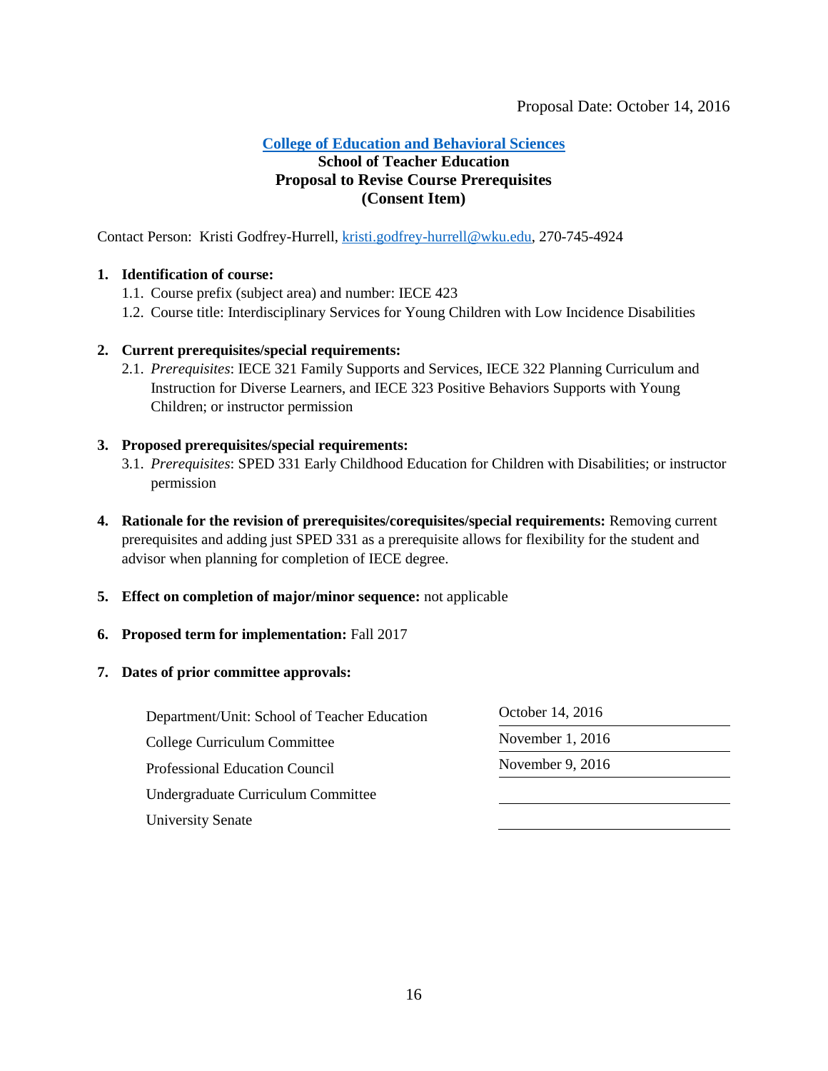Proposal Date: October 14, 2016

**College of Education and Behavioral Sciences**
**School of Teacher Education**
**Proposal to Revise Course Prerequisites**
**(Consent Item)**

Contact Person: Kristi Godfrey-Hurrell, kristi.godfrey-hurrell@wku.edu, 270-745-4924

1. **Identification of course:**
   1.1. Course prefix (subject area) and number: IECE 423
   1.2. Course title: Interdisciplinary Services for Young Children with Low Incidence Disabilities

2. **Current prerequisites/special requirements:**
   2.1. *Prerequisites*: IECE 321 Family Supports and Services, IECE 322 Planning Curriculum and Instruction for Diverse Learners, and IECE 323 Positive Behaviors Supports with Young Children; or instructor permission

3. **Proposed prerequisites/special requirements:**
   3.1. *Prerequisites*: SPED 331 Early Childhood Education for Children with Disabilities; or instructor permission

4. **Rationale for the revision of prerequisites/corequisites/special requirements:** Removing current prerequisites and adding just SPED 331 as a prerequisite allows for flexibility for the student and advisor when planning for completion of IECE degree.

5. **Effect on completion of major/minor sequence:** not applicable

6. **Proposed term for implementation:** Fall 2017

7. **Dates of prior committee approvals:**

| | |
|---|---|
| Department/Unit: School of Teacher Education | October 14, 2016 |
| College Curriculum Committee | November 1, 2016 |
| Professional Education Council | November 9, 2016 |
| Undergraduate Curriculum Committee | |
| University Senate | |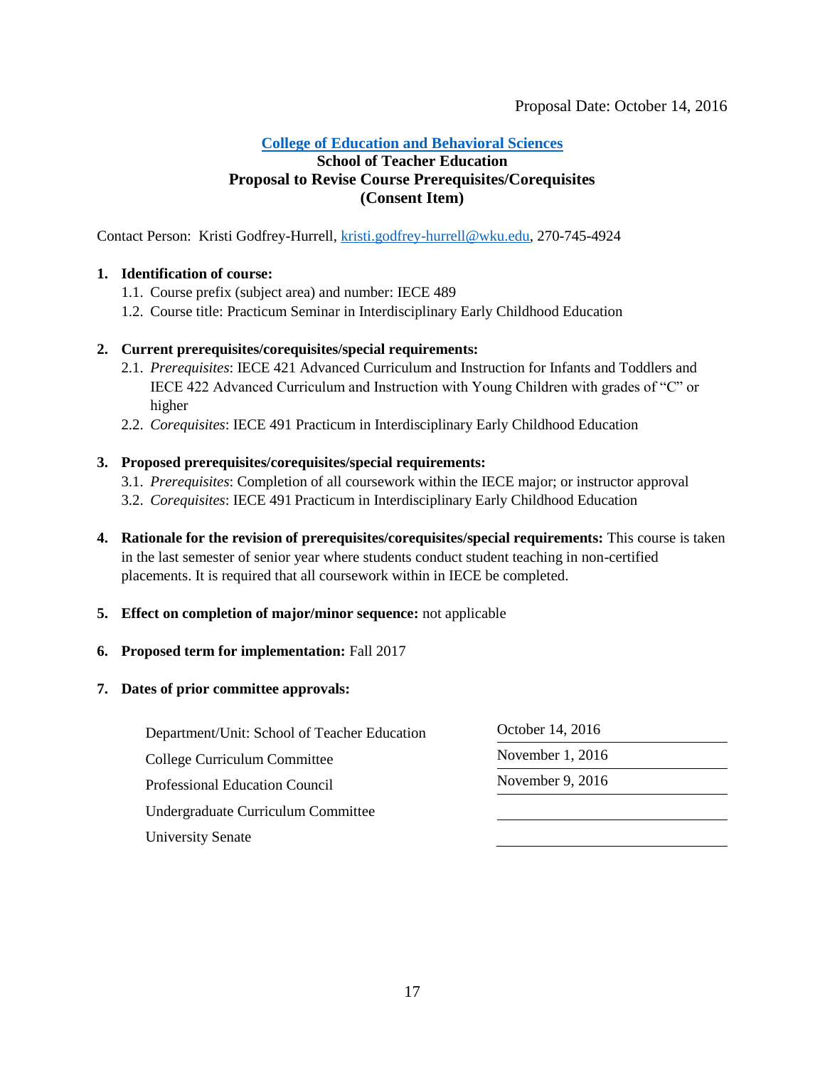Proposal Date: October 14, 2016

**College of Education and Behavioral Sciences**
**School of Teacher Education**
**Proposal to Revise Course Prerequisites/Corequisites**
**(Consent Item)**

Contact Person: Kristi Godfrey-Hurrell, kristi.godfrey-hurrell@wku.edu, 270-745-4924

1. **Identification of course:**
   1.1. Course prefix (subject area) and number: IECE 489
   1.2. Course title: Practicum Seminar in Interdisciplinary Early Childhood Education

2. **Current prerequisites/corequisites/special requirements:**
   2.1. *Prerequisites*: IECE 421 Advanced Curriculum and Instruction for Infants and Toddlers and IECE 422 Advanced Curriculum and Instruction with Young Children with grades of "C" or higher
   2.2. *Corequisites*: IECE 491 Practicum in Interdisciplinary Early Childhood Education

3. **Proposed prerequisites/corequisites/special requirements:**
   3.1. *Prerequisites*: Completion of all coursework within the IECE major; or instructor approval
   3.2. *Corequisites*: IECE 491 Practicum in Interdisciplinary Early Childhood Education

4. **Rationale for the revision of prerequisites/corequisites/special requirements:** This course is taken in the last semester of senior year where students conduct student teaching in non-certified placements. It is required that all coursework within in IECE be completed.

5. **Effect on completion of major/minor sequence:** not applicable

6. **Proposed term for implementation:** Fall 2017

7. **Dates of prior committee approvals:**

| | |
|---|---|
| Department/Unit: School of Teacher Education | October 14, 2016 |
| College Curriculum Committee | November 1, 2016 |
| Professional Education Council | November 9, 2016 |
| Undergraduate Curriculum Committee | |
| University Senate | |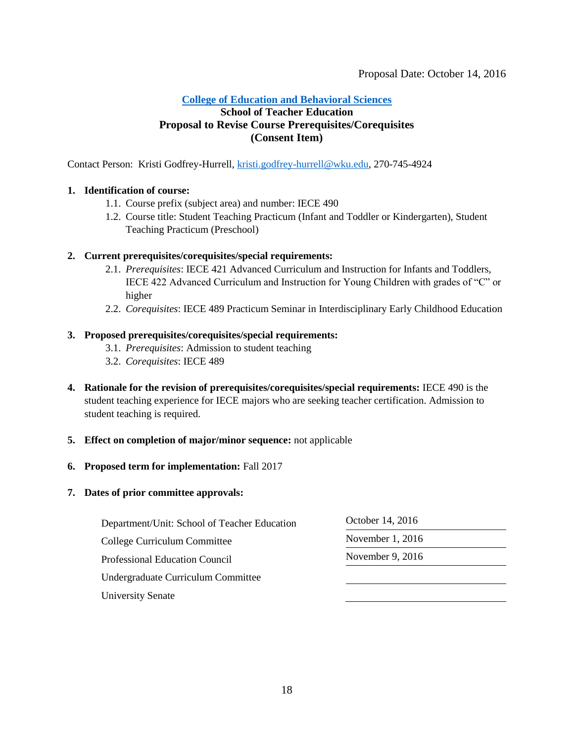Proposal Date: October 14, 2016

**[College of Education and Behavioral Sciences](#)**
**School of Teacher Education**
**Proposal to Revise Course Prerequisites/Corequisites**
**(Consent Item)**

Contact Person: Kristi Godfrey-Hurrell, kristi.godfrey-hurrell@wku.edu, 270-745-4924

1. **Identification of course:**
   1.1. Course prefix (subject area) and number: IECE 490
   1.2. Course title: Student Teaching Practicum (Infant and Toddler or Kindergarten), Student Teaching Practicum (Preschool)

2. **Current prerequisites/corequisites/special requirements:**
   2.1. *Prerequisites*: IECE 421 Advanced Curriculum and Instruction for Infants and Toddlers, IECE 422 Advanced Curriculum and Instruction for Young Children with grades of "C" or higher
   2.2. *Corequisites*: IECE 489 Practicum Seminar in Interdisciplinary Early Childhood Education

3. **Proposed prerequisites/corequisites/special requirements:**
   3.1. *Prerequisites*: Admission to student teaching
   3.2. *Corequisites*: IECE 489

4. **Rationale for the revision of prerequisites/corequisites/special requirements:** IECE 490 is the student teaching experience for IECE majors who are seeking teacher certification. Admission to student teaching is required.

5. **Effect on completion of major/minor sequence:** not applicable

6. **Proposed term for implementation:** Fall 2017

7. **Dates of prior committee approvals:**

| | |
|---|---|
| Department/Unit: School of Teacher Education | October 14, 2016 |
| College Curriculum Committee | November 1, 2016 |
| Professional Education Council | November 9, 2016 |
| Undergraduate Curriculum Committee | |
| University Senate | |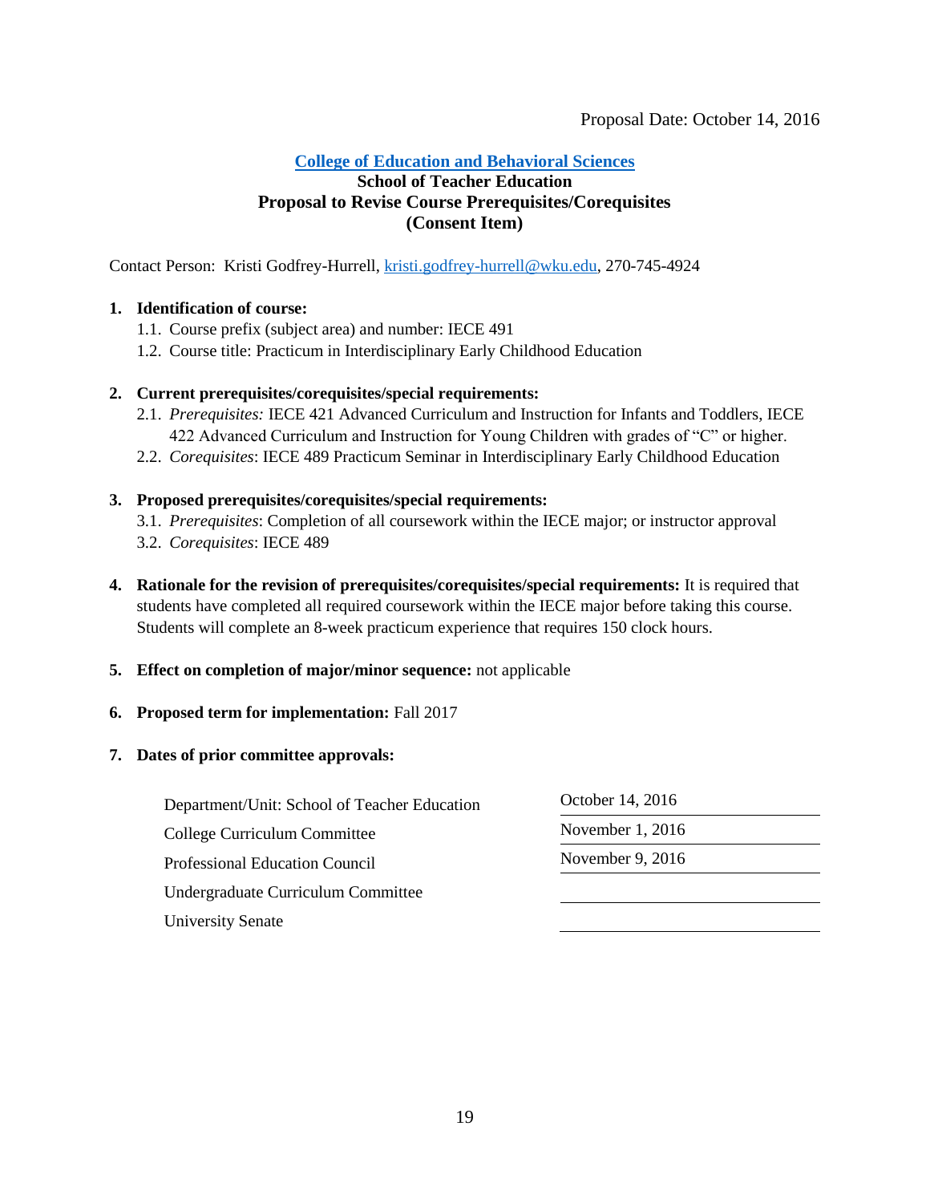Proposal Date: October 14, 2016

**[College of Education and Behavioral Sciences](#)**
**School of Teacher Education**
**Proposal to Revise Course Prerequisites/Corequisites**
**(Consent Item)**

Contact Person: Kristi Godfrey-Hurrell, kristi.godfrey-hurrell@wku.edu, 270-745-4924

1. **Identification of course:**
   1.1. Course prefix (subject area) and number: IECE 491
   1.2. Course title: Practicum in Interdisciplinary Early Childhood Education

2. **Current prerequisites/corequisites/special requirements:**
   2.1. *Prerequisites:* IECE 421 Advanced Curriculum and Instruction for Infants and Toddlers, IECE 422 Advanced Curriculum and Instruction for Young Children with grades of "C" or higher.
   2.2. *Corequisites*: IECE 489 Practicum Seminar in Interdisciplinary Early Childhood Education

3. **Proposed prerequisites/corequisites/special requirements:**
   3.1. *Prerequisites*: Completion of all coursework within the IECE major; or instructor approval
   3.2. *Corequisites*: IECE 489

4. **Rationale for the revision of prerequisites/corequisites/special requirements:** It is required that students have completed all required coursework within the IECE major before taking this course. Students will complete an 8-week practicum experience that requires 150 clock hours.

5. **Effect on completion of major/minor sequence:** not applicable

6. **Proposed term for implementation:** Fall 2017

7. **Dates of prior committee approvals:**

| | |
|---|---|
| Department/Unit: School of Teacher Education | October 14, 2016 |
| College Curriculum Committee | November 1, 2016 |
| Professional Education Council | November 9, 2016 |
| Undergraduate Curriculum Committee | |
| University Senate | |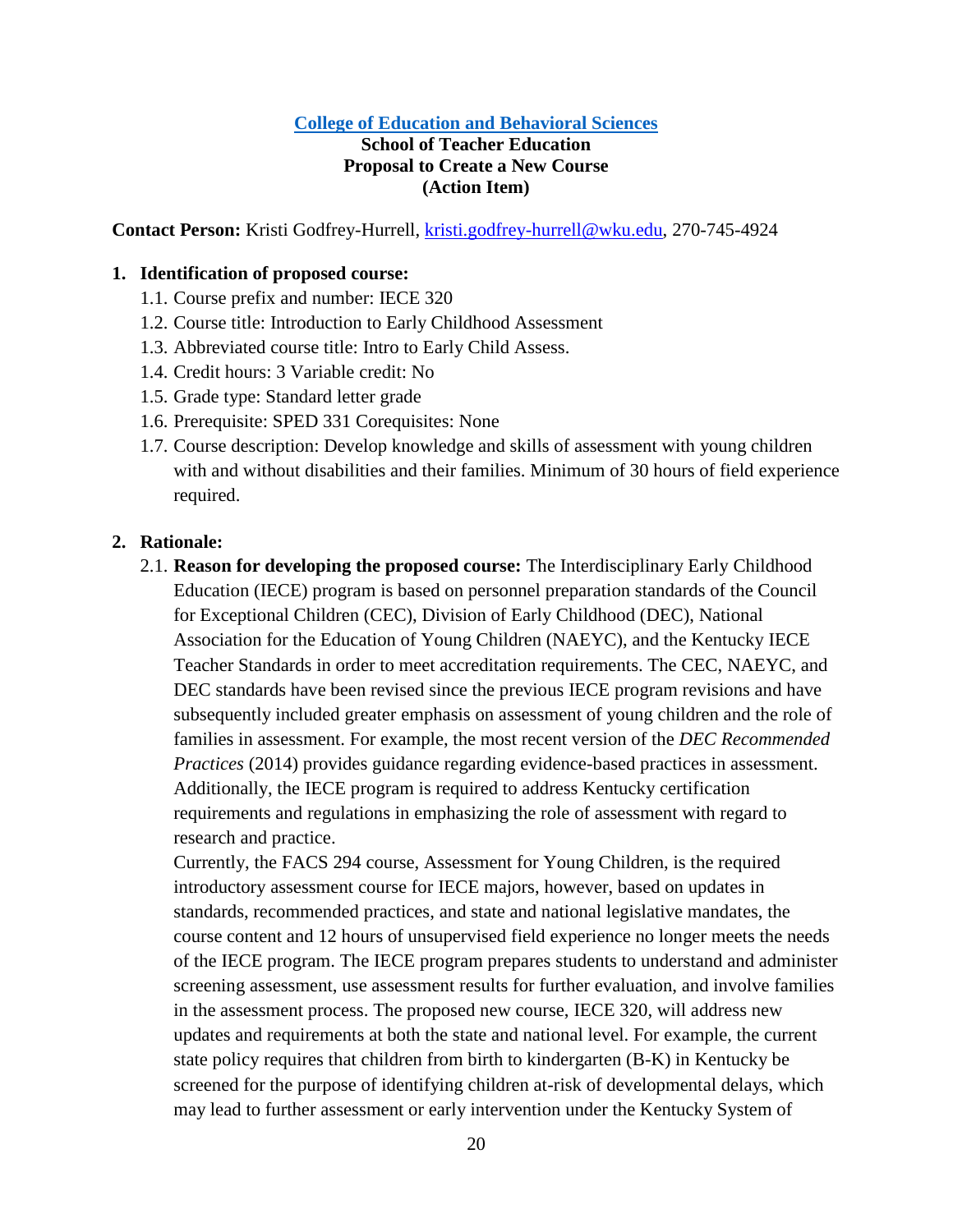**[College of Education and Behavioral Sciences](#)**
**School of Teacher Education**
**Proposal to Create a New Course**
**(Action Item)**

**Contact Person:** Kristi Godfrey-Hurrell, kristi.godfrey-hurrell@wku.edu, 270-745-4924

**1. Identification of proposed course:**

1.1. Course prefix and number: IECE 320

1.2. Course title: Introduction to Early Childhood Assessment

1.3. Abbreviated course title: Intro to Early Child Assess.

1.4. Credit hours: 3 Variable credit: No

1.5. Grade type: Standard letter grade

1.6. Prerequisite: SPED 331 Corequisites: None

1.7. Course description: Develop knowledge and skills of assessment with young children with and without disabilities and their families. Minimum of 30 hours of field experience required.

**2. Rationale:**

2.1. **Reason for developing the proposed course:** The Interdisciplinary Early Childhood Education (IECE) program is based on personnel preparation standards of the Council for Exceptional Children (CEC), Division of Early Childhood (DEC), National Association for the Education of Young Children (NAEYC), and the Kentucky IECE Teacher Standards in order to meet accreditation requirements. The CEC, NAEYC, and DEC standards have been revised since the previous IECE program revisions and have subsequently included greater emphasis on assessment of young children and the role of families in assessment. For example, the most recent version of the *DEC Recommended Practices* (2014) provides guidance regarding evidence-based practices in assessment. Additionally, the IECE program is required to address Kentucky certification requirements and regulations in emphasizing the role of assessment with regard to research and practice.

Currently, the FACS 294 course, Assessment for Young Children, is the required introductory assessment course for IECE majors, however, based on updates in standards, recommended practices, and state and national legislative mandates, the course content and 12 hours of unsupervised field experience no longer meets the needs of the IECE program. The IECE program prepares students to understand and administer screening assessment, use assessment results for further evaluation, and involve families in the assessment process. The proposed new course, IECE 320, will address new updates and requirements at both the state and national level. For example, the current state policy requires that children from birth to kindergarten (B-K) in Kentucky be screened for the purpose of identifying children at-risk of developmental delays, which may lead to further assessment or early intervention under the Kentucky System of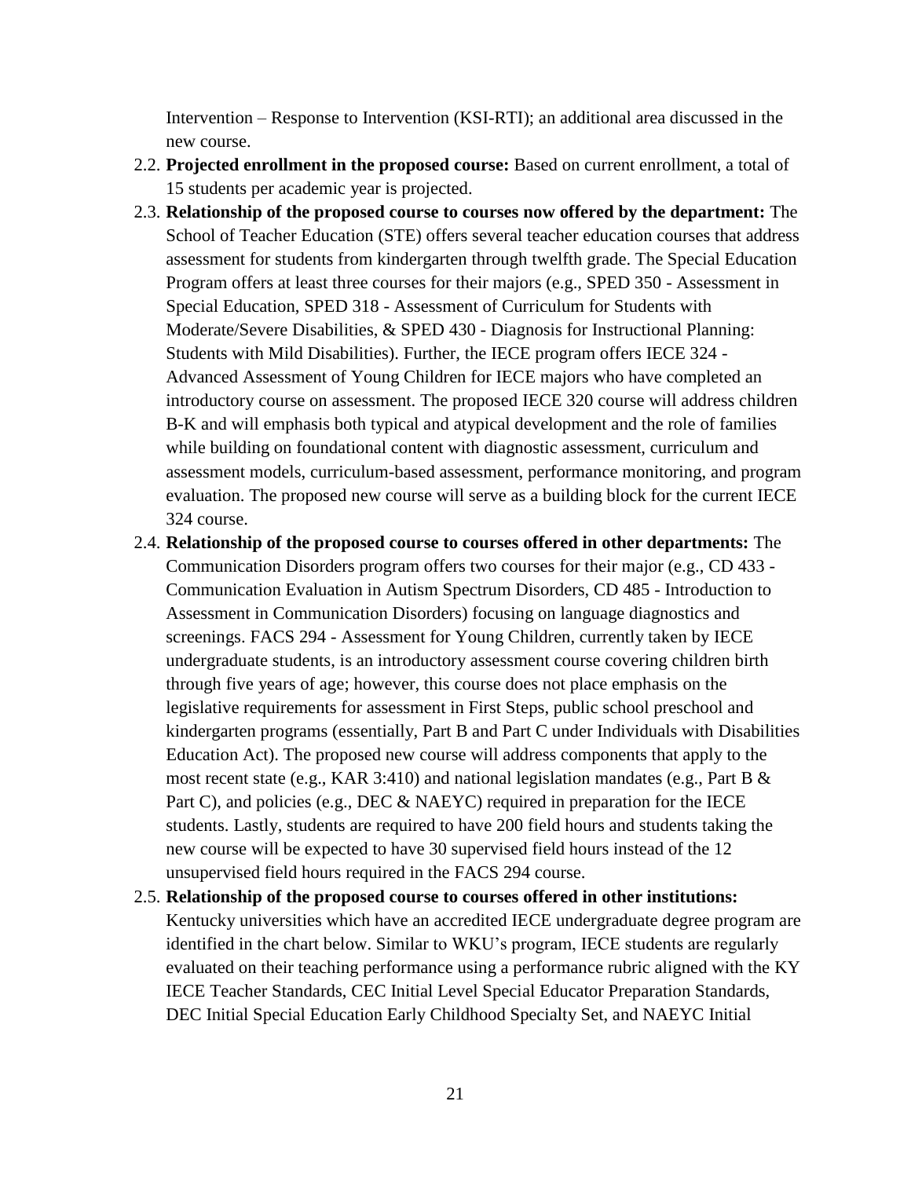Intervention – Response to Intervention (KSI-RTI); an additional area discussed in the new course.

2.2. **Projected enrollment in the proposed course:** Based on current enrollment, a total of 15 students per academic year is projected.

2.3. **Relationship of the proposed course to courses now offered by the department:** The School of Teacher Education (STE) offers several teacher education courses that address assessment for students from kindergarten through twelfth grade. The Special Education Program offers at least three courses for their majors (e.g., SPED 350 - Assessment in Special Education, SPED 318 - Assessment of Curriculum for Students with Moderate/Severe Disabilities, & SPED 430 - Diagnosis for Instructional Planning: Students with Mild Disabilities). Further, the IECE program offers IECE 324 - Advanced Assessment of Young Children for IECE majors who have completed an introductory course on assessment. The proposed IECE 320 course will address children B-K and will emphasis both typical and atypical development and the role of families while building on foundational content with diagnostic assessment, curriculum and assessment models, curriculum-based assessment, performance monitoring, and program evaluation. The proposed new course will serve as a building block for the current IECE 324 course.

2.4. **Relationship of the proposed course to courses offered in other departments:** The Communication Disorders program offers two courses for their major (e.g., CD 433 - Communication Evaluation in Autism Spectrum Disorders, CD 485 - Introduction to Assessment in Communication Disorders) focusing on language diagnostics and screenings. FACS 294 - Assessment for Young Children, currently taken by IECE undergraduate students, is an introductory assessment course covering children birth through five years of age; however, this course does not place emphasis on the legislative requirements for assessment in First Steps, public school preschool and kindergarten programs (essentially, Part B and Part C under Individuals with Disabilities Education Act). The proposed new course will address components that apply to the most recent state (e.g., KAR 3:410) and national legislation mandates (e.g., Part B & Part C), and policies (e.g., DEC & NAEYC) required in preparation for the IECE students. Lastly, students are required to have 200 field hours and students taking the new course will be expected to have 30 supervised field hours instead of the 12 unsupervised field hours required in the FACS 294 course.

2.5. **Relationship of the proposed course to courses offered in other institutions:** Kentucky universities which have an accredited IECE undergraduate degree program are identified in the chart below. Similar to WKU's program, IECE students are regularly evaluated on their teaching performance using a performance rubric aligned with the KY IECE Teacher Standards, CEC Initial Level Special Educator Preparation Standards, DEC Initial Special Education Early Childhood Specialty Set, and NAEYC Initial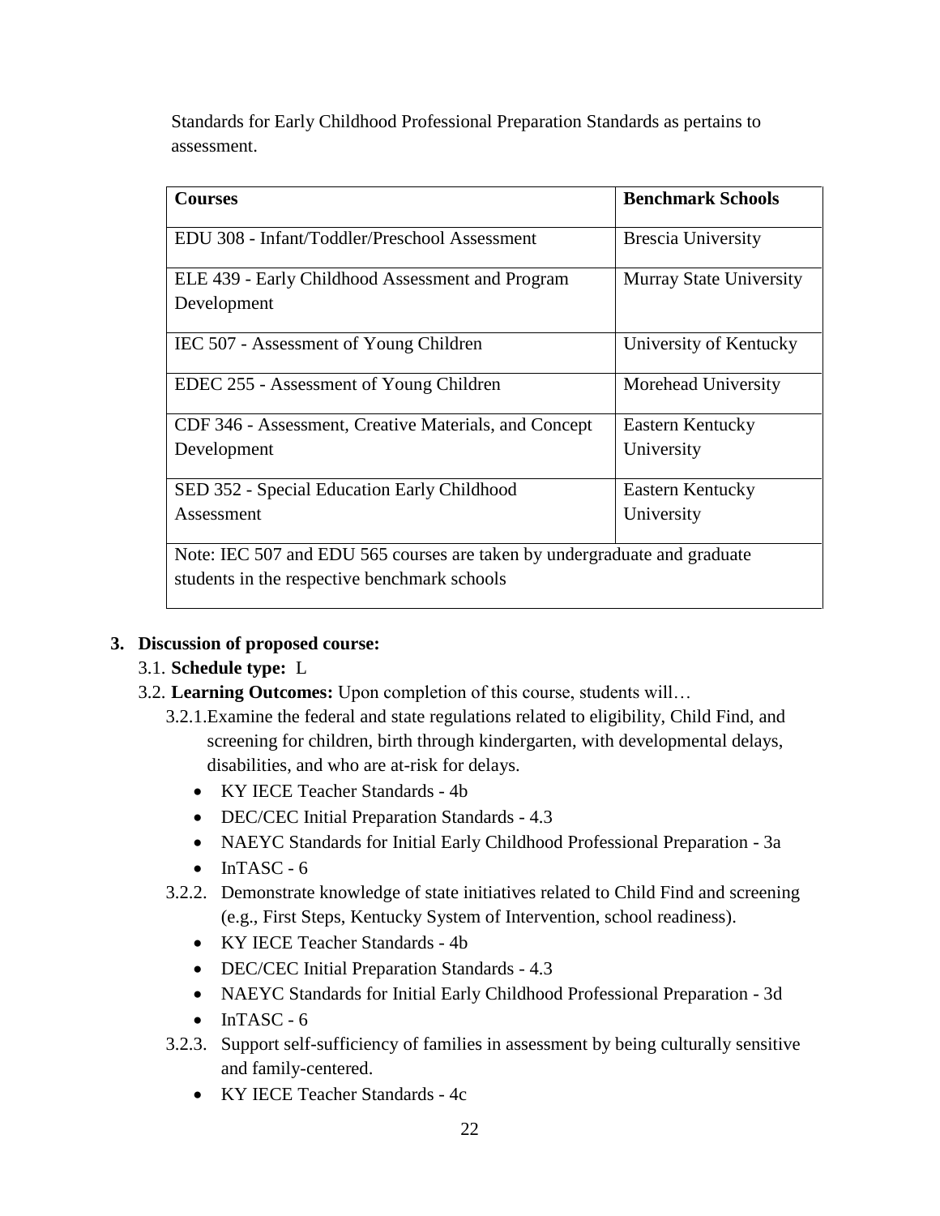Standards for Early Childhood Professional Preparation Standards as pertains to assessment.

| Courses | Benchmark Schools |
|---|---|
| EDU 308 - Infant/Toddler/Preschool Assessment | Brescia University |
| ELE 439 - Early Childhood Assessment and Program Development | Murray State University |
| IEC 507 - Assessment of Young Children | University of Kentucky |
| EDEC 255 - Assessment of Young Children | Morehead University |
| CDF 346 - Assessment, Creative Materials, and Concept Development | Eastern Kentucky University |
| SED 352 - Special Education Early Childhood Assessment | Eastern Kentucky University |
| Note: IEC 507 and EDU 565 courses are taken by undergraduate and graduate students in the respective benchmark schools | |

**3. Discussion of proposed course:**

3.1. **Schedule type:** L

3.2. **Learning Outcomes:** Upon completion of this course, students will…

3.2.1. Examine the federal and state regulations related to eligibility, Child Find, and screening for children, birth through kindergarten, with developmental delays, disabilities, and who are at-risk for delays.

- KY IECE Teacher Standards - 4b
- DEC/CEC Initial Preparation Standards - 4.3
- NAEYC Standards for Initial Early Childhood Professional Preparation - 3a
- InTASC - 6

3.2.2. Demonstrate knowledge of state initiatives related to Child Find and screening (e.g., First Steps, Kentucky System of Intervention, school readiness).

- KY IECE Teacher Standards - 4b
- DEC/CEC Initial Preparation Standards - 4.3
- NAEYC Standards for Initial Early Childhood Professional Preparation - 3d
- InTASC - 6

3.2.3. Support self-sufficiency of families in assessment by being culturally sensitive and family-centered.

- KY IECE Teacher Standards - 4c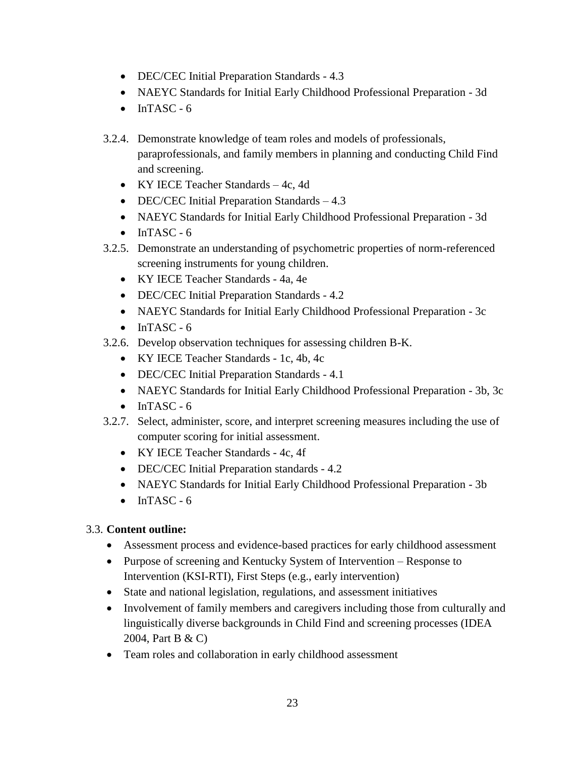- DEC/CEC Initial Preparation Standards - 4.3
- NAEYC Standards for Initial Early Childhood Professional Preparation - 3d
- InTASC - 6

3.2.4. Demonstrate knowledge of team roles and models of professionals, paraprofessionals, and family members in planning and conducting Child Find and screening.
- KY IECE Teacher Standards – 4c, 4d
- DEC/CEC Initial Preparation Standards – 4.3
- NAEYC Standards for Initial Early Childhood Professional Preparation - 3d
- InTASC - 6

3.2.5. Demonstrate an understanding of psychometric properties of norm-referenced screening instruments for young children.
- KY IECE Teacher Standards - 4a, 4e
- DEC/CEC Initial Preparation Standards - 4.2
- NAEYC Standards for Initial Early Childhood Professional Preparation - 3c
- InTASC - 6

3.2.6. Develop observation techniques for assessing children B-K.
- KY IECE Teacher Standards - 1c, 4b, 4c
- DEC/CEC Initial Preparation Standards - 4.1
- NAEYC Standards for Initial Early Childhood Professional Preparation - 3b, 3c
- InTASC - 6

3.2.7. Select, administer, score, and interpret screening measures including the use of computer scoring for initial assessment.
- KY IECE Teacher Standards - 4c, 4f
- DEC/CEC Initial Preparation standards - 4.2
- NAEYC Standards for Initial Early Childhood Professional Preparation - 3b
- InTASC - 6

3.3. **Content outline:**
- Assessment process and evidence-based practices for early childhood assessment
- Purpose of screening and Kentucky System of Intervention – Response to Intervention (KSI-RTI), First Steps (e.g., early intervention)
- State and national legislation, regulations, and assessment initiatives
- Involvement of family members and caregivers including those from culturally and linguistically diverse backgrounds in Child Find and screening processes (IDEA 2004, Part B & C)
- Team roles and collaboration in early childhood assessment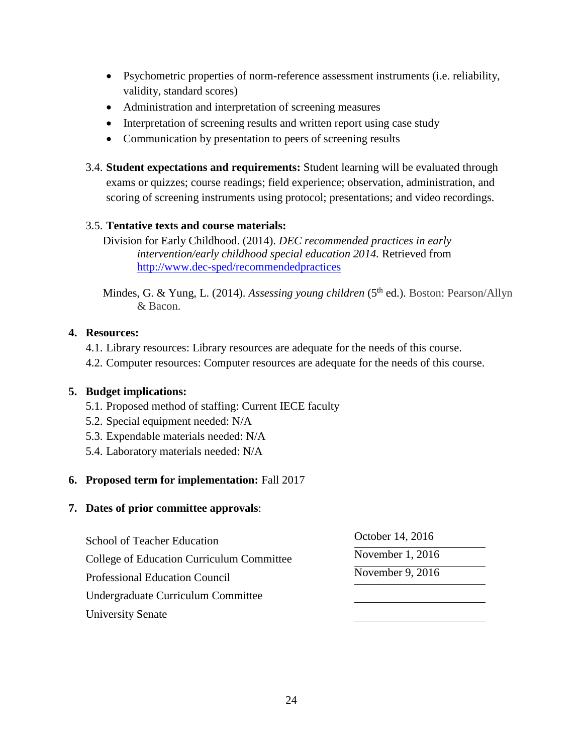- Psychometric properties of norm-reference assessment instruments (i.e. reliability, validity, standard scores)
- Administration and interpretation of screening measures
- Interpretation of screening results and written report using case study
- Communication by presentation to peers of screening results

3.4. **Student expectations and requirements:** Student learning will be evaluated through exams or quizzes; course readings; field experience; observation, administration, and scoring of screening instruments using protocol; presentations; and video recordings.

3.5. **Tentative texts and course materials:**

Division for Early Childhood. (2014). *DEC recommended practices in early intervention/early childhood special education 2014.* Retrieved from http://www.dec-sped/recommendedpractices

Mindes, G. & Yung, L. (2014). *Assessing young children* (5th ed.). Boston: Pearson/Allyn & Bacon.

**4. Resources:**

4.1. Library resources: Library resources are adequate for the needs of this course.
4.2. Computer resources: Computer resources are adequate for the needs of this course.

**5. Budget implications:**

5.1. Proposed method of staffing: Current IECE faculty
5.2. Special equipment needed: N/A
5.3. Expendable materials needed: N/A
5.4. Laboratory materials needed: N/A

**6. Proposed term for implementation:** Fall 2017

**7. Dates of prior committee approvals**:

| Committee | Date |
|---|---|
| School of Teacher Education | October 14, 2016 |
| College of Education Curriculum Committee | November 1, 2016 |
| Professional Education Council | November 9, 2016 |
| Undergraduate Curriculum Committee | |
| University Senate | |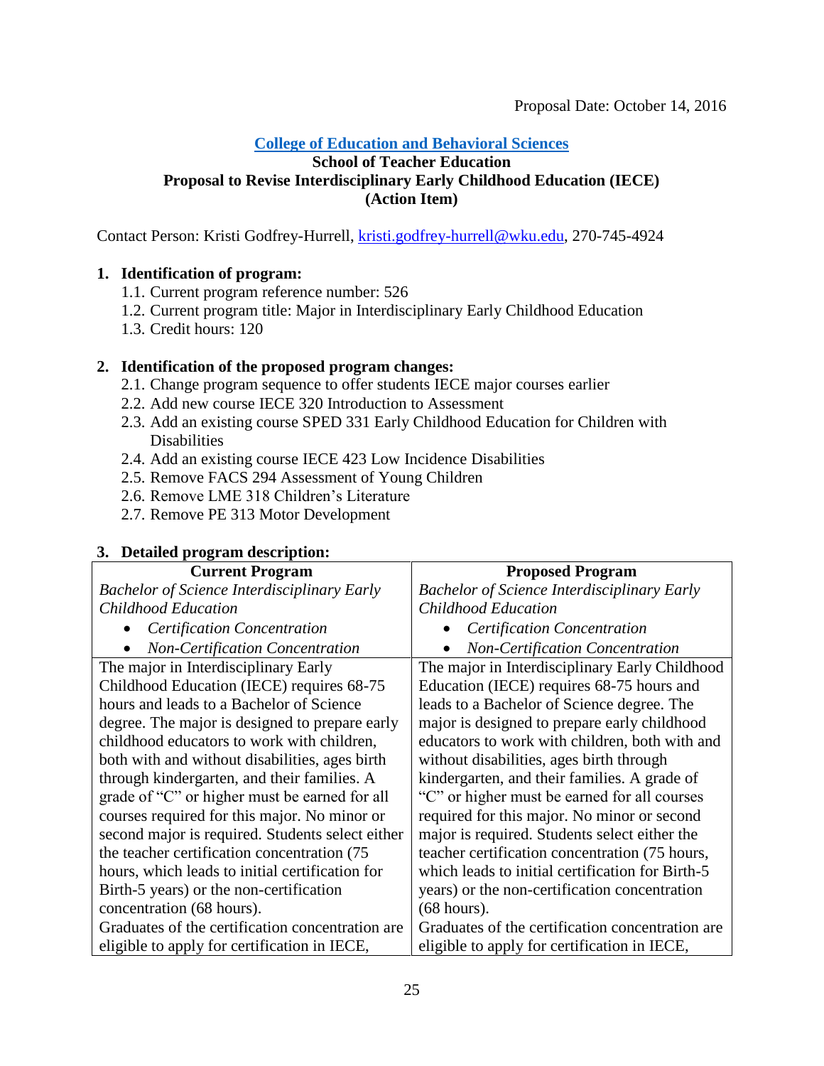Proposal Date: October 14, 2016

**College of Education and Behavioral Sciences**
**School of Teacher Education**
**Proposal to Revise Interdisciplinary Early Childhood Education (IECE)**
**(Action Item)**

Contact Person: Kristi Godfrey-Hurrell, kristi.godfrey-hurrell@wku.edu, 270-745-4924

**1. Identification of program:**

1.1. Current program reference number: 526
1.2. Current program title: Major in Interdisciplinary Early Childhood Education
1.3. Credit hours: 120

**2. Identification of the proposed program changes:**

2.1. Change program sequence to offer students IECE major courses earlier
2.2. Add new course IECE 320 Introduction to Assessment
2.3. Add an existing course SPED 331 Early Childhood Education for Children with Disabilities
2.4. Add an existing course IECE 423 Low Incidence Disabilities
2.5. Remove FACS 294 Assessment of Young Children
2.6. Remove LME 318 Children's Literature
2.7. Remove PE 313 Motor Development

**3. Detailed program description:**

| Current Program | Proposed Program |
|---|---|
| *Bachelor of Science Interdisciplinary Early Childhood Education*<br>• *Certification Concentration*<br>• *Non-Certification Concentration* | *Bachelor of Science Interdisciplinary Early Childhood Education*<br>• *Certification Concentration*<br>• *Non-Certification Concentration* |
| The major in Interdisciplinary Early Childhood Education (IECE) requires 68-75 hours and leads to a Bachelor of Science degree. The major is designed to prepare early childhood educators to work with children, both with and without disabilities, ages birth through kindergarten, and their families. A grade of "C" or higher must be earned for all courses required for this major. No minor or second major is required. Students select either the teacher certification concentration (75 hours, which leads to initial certification for Birth-5 years) or the non-certification concentration (68 hours).<br>Graduates of the certification concentration are eligible to apply for certification in IECE, | The major in Interdisciplinary Early Childhood Education (IECE) requires 68-75 hours and leads to a Bachelor of Science degree. The major is designed to prepare early childhood educators to work with children, both with and without disabilities, ages birth through kindergarten, and their families. A grade of "C" or higher must be earned for all courses required for this major. No minor or second major is required. Students select either the teacher certification concentration (75 hours, which leads to initial certification for Birth-5 years) or the non-certification concentration (68 hours).<br>Graduates of the certification concentration are eligible to apply for certification in IECE, |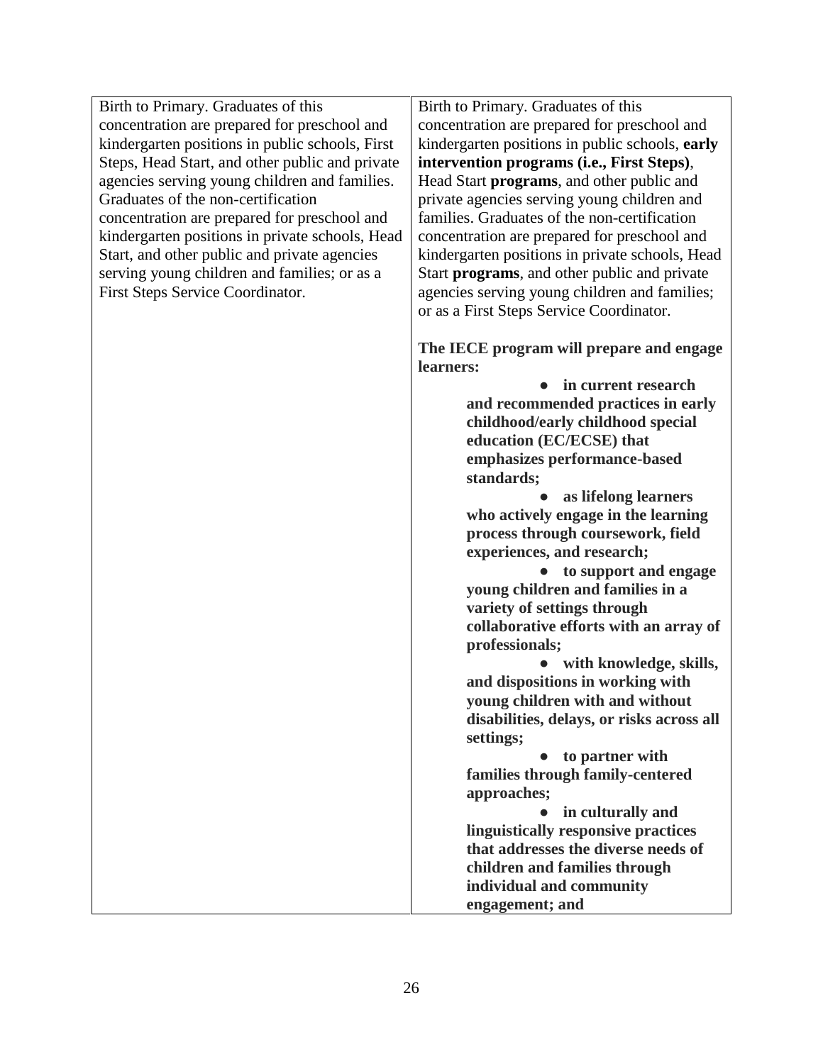| | |
|---|---|
| Birth to Primary. Graduates of this concentration are prepared for preschool and kindergarten positions in public schools, First Steps, Head Start, and other public and private agencies serving young children and families. Graduates of the non-certification concentration are prepared for preschool and kindergarten positions in private schools, Head Start, and other public and private agencies serving young children and families; or as a First Steps Service Coordinator. | Birth to Primary. Graduates of this concentration are prepared for preschool and kindergarten positions in public schools, **early intervention programs (i.e., First Steps)**, Head Start **programs**, and other public and private agencies serving young children and families. Graduates of the non-certification concentration are prepared for preschool and kindergarten positions in private schools, Head Start **programs**, and other public and private agencies serving young children and families; or as a First Steps Service Coordinator.<br><br>**The IECE program will prepare and engage learners:**<br>● **in current research and recommended practices in early childhood/early childhood special education (EC/ECSE) that emphasizes performance-based standards;**<br>● **as lifelong learners who actively engage in the learning process through coursework, field experiences, and research;**<br>● **to support and engage young children and families in a variety of settings through collaborative efforts with an array of professionals;**<br>● **with knowledge, skills, and dispositions in working with young children with and without disabilities, delays, or risks across all settings;**<br>● **to partner with families through family-centered approaches;**<br>● **in culturally and linguistically responsive practices that addresses the diverse needs of children and families through individual and community engagement; and** |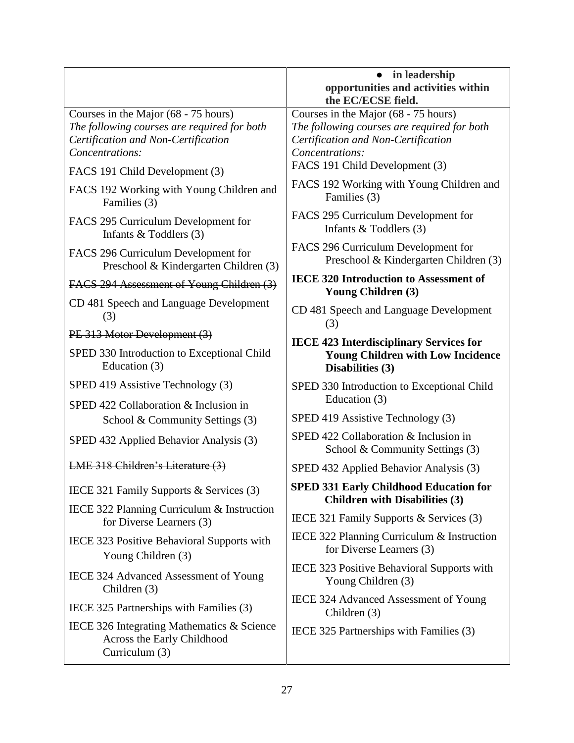| | ● **in leadership opportunities and activities within the EC/ECSE field.** |
|---|---|
| Courses in the Major (68 - 75 hours)<br>*The following courses are required for both Certification and Non-Certification Concentrations:*<br>FACS 191 Child Development (3)<br>FACS 192 Working with Young Children and Families (3)<br>FACS 295 Curriculum Development for Infants & Toddlers (3)<br>FACS 296 Curriculum Development for Preschool & Kindergarten Children (3)<br>~~FACS 294 Assessment of Young Children (3)~~<br>CD 481 Speech and Language Development (3)<br>~~PE 313 Motor Development (3)~~<br>SPED 330 Introduction to Exceptional Child Education (3)<br>SPED 419 Assistive Technology (3)<br>SPED 422 Collaboration & Inclusion in School & Community Settings (3)<br>SPED 432 Applied Behavior Analysis (3)<br>~~LME 318 Children's Literature (3)~~<br>IECE 321 Family Supports & Services (3)<br>IECE 322 Planning Curriculum & Instruction for Diverse Learners (3)<br>IECE 323 Positive Behavioral Supports with Young Children (3)<br>IECE 324 Advanced Assessment of Young Children (3)<br>IECE 325 Partnerships with Families (3)<br>IECE 326 Integrating Mathematics & Science Across the Early Childhood Curriculum (3) | Courses in the Major (68 - 75 hours)<br>*The following courses are required for both Certification and Non-Certification Concentrations:*<br>FACS 191 Child Development (3)<br>FACS 192 Working with Young Children and Families (3)<br>FACS 295 Curriculum Development for Infants & Toddlers (3)<br>FACS 296 Curriculum Development for Preschool & Kindergarten Children (3)<br>**IECE 320 Introduction to Assessment of Young Children (3)**<br>CD 481 Speech and Language Development (3)<br>**IECE 423 Interdisciplinary Services for Young Children with Low Incidence Disabilities (3)**<br>SPED 330 Introduction to Exceptional Child Education (3)<br>SPED 419 Assistive Technology (3)<br>SPED 422 Collaboration & Inclusion in School & Community Settings (3)<br>SPED 432 Applied Behavior Analysis (3)<br>**SPED 331 Early Childhood Education for Children with Disabilities (3)**<br>IECE 321 Family Supports & Services (3)<br>IECE 322 Planning Curriculum & Instruction for Diverse Learners (3)<br>IECE 323 Positive Behavioral Supports with Young Children (3)<br>IECE 324 Advanced Assessment of Young Children (3)<br>IECE 325 Partnerships with Families (3) |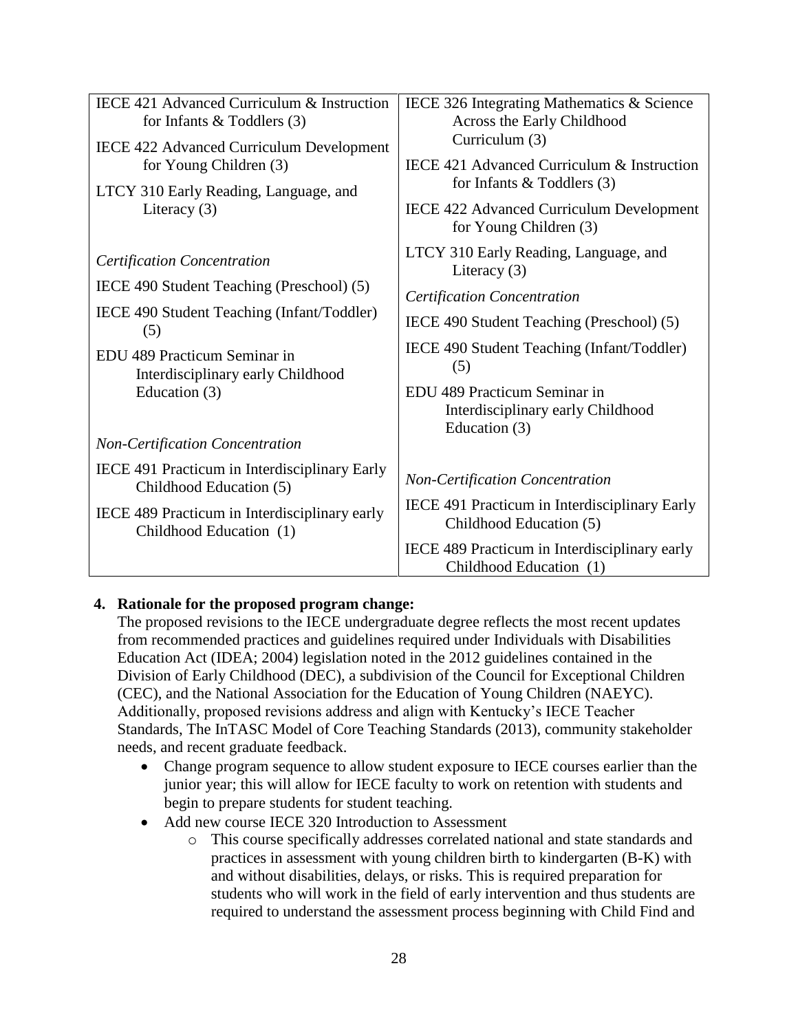| | |
|---|---|
| IECE 421 Advanced Curriculum & Instruction for Infants & Toddlers (3)<br><br>IECE 422 Advanced Curriculum Development for Young Children (3)<br><br>LTCY 310 Early Reading, Language, and Literacy (3)<br><br>*Certification Concentration*<br><br>IECE 490 Student Teaching (Preschool) (5)<br><br>IECE 490 Student Teaching (Infant/Toddler) (5)<br><br>EDU 489 Practicum Seminar in Interdisciplinary early Childhood Education (3)<br><br>*Non-Certification Concentration*<br><br>IECE 491 Practicum in Interdisciplinary Early Childhood Education (5)<br><br>IECE 489 Practicum in Interdisciplinary early Childhood Education (1) | IECE 326 Integrating Mathematics & Science Across the Early Childhood Curriculum (3)<br><br>IECE 421 Advanced Curriculum & Instruction for Infants & Toddlers (3)<br><br>IECE 422 Advanced Curriculum Development for Young Children (3)<br><br>LTCY 310 Early Reading, Language, and Literacy (3)<br><br>*Certification Concentration*<br><br>IECE 490 Student Teaching (Preschool) (5)<br><br>IECE 490 Student Teaching (Infant/Toddler) (5)<br><br>EDU 489 Practicum Seminar in Interdisciplinary early Childhood Education (3)<br><br>*Non-Certification Concentration*<br><br>IECE 491 Practicum in Interdisciplinary Early Childhood Education (5)<br><br>IECE 489 Practicum in Interdisciplinary early Childhood Education (1) |

**4. Rationale for the proposed program change:**

The proposed revisions to the IECE undergraduate degree reflects the most recent updates from recommended practices and guidelines required under Individuals with Disabilities Education Act (IDEA; 2004) legislation noted in the 2012 guidelines contained in the Division of Early Childhood (DEC), a subdivision of the Council for Exceptional Children (CEC), and the National Association for the Education of Young Children (NAEYC). Additionally, proposed revisions address and align with Kentucky's IECE Teacher Standards, The InTASC Model of Core Teaching Standards (2013), community stakeholder needs, and recent graduate feedback.

- Change program sequence to allow student exposure to IECE courses earlier than the junior year; this will allow for IECE faculty to work on retention with students and begin to prepare students for student teaching.
- Add new course IECE 320 Introduction to Assessment
  - This course specifically addresses correlated national and state standards and practices in assessment with young children birth to kindergarten (B-K) with and without disabilities, delays, or risks. This is required preparation for students who will work in the field of early intervention and thus students are required to understand the assessment process beginning with Child Find and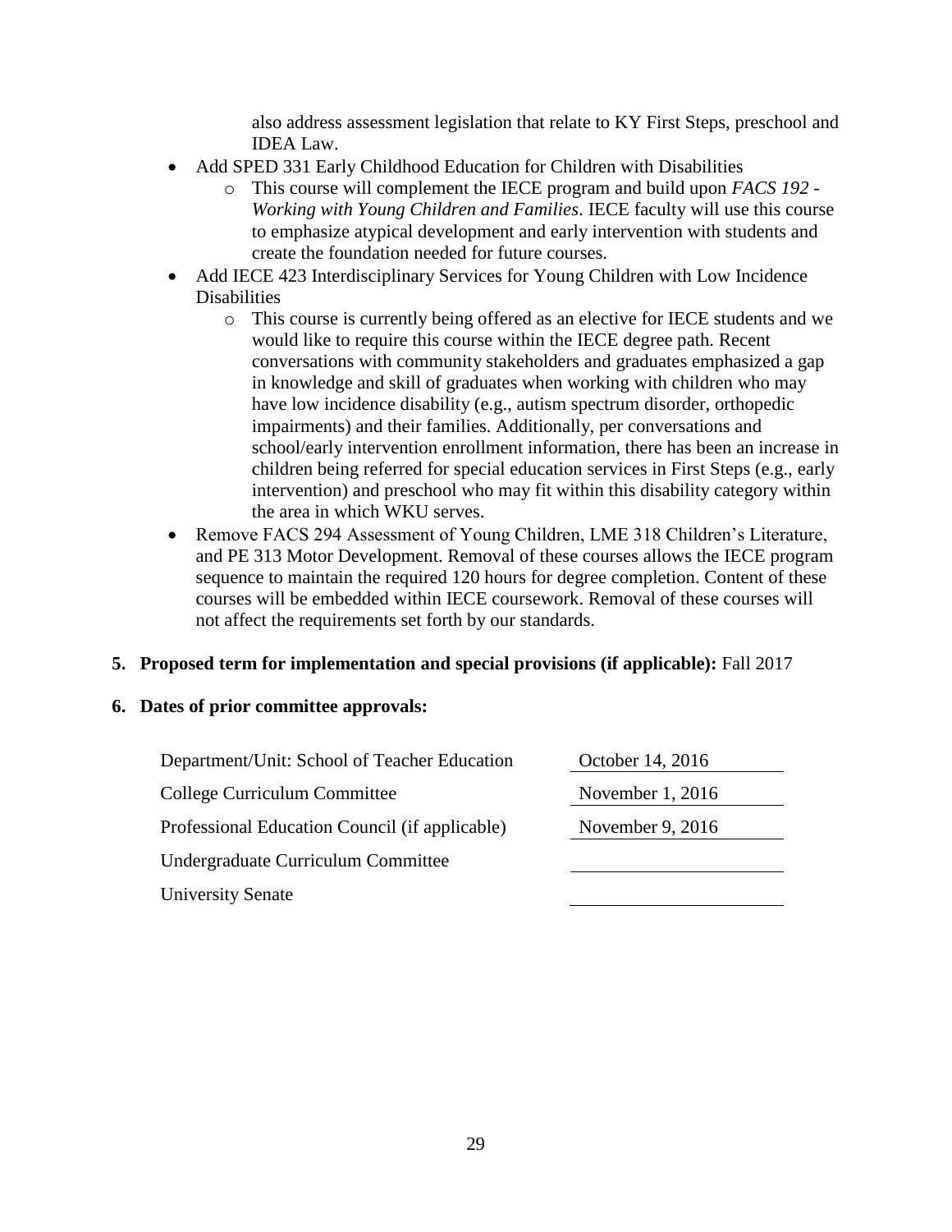also address assessment legislation that relate to KY First Steps, preschool and IDEA Law.

- Add SPED 331 Early Childhood Education for Children with Disabilities
  - This course will complement the IECE program and build upon *FACS 192 - Working with Young Children and Families*. IECE faculty will use this course to emphasize atypical development and early intervention with students and create the foundation needed for future courses.
- Add IECE 423 Interdisciplinary Services for Young Children with Low Incidence Disabilities
  - This course is currently being offered as an elective for IECE students and we would like to require this course within the IECE degree path. Recent conversations with community stakeholders and graduates emphasized a gap in knowledge and skill of graduates when working with children who may have low incidence disability (e.g., autism spectrum disorder, orthopedic impairments) and their families. Additionally, per conversations and school/early intervention enrollment information, there has been an increase in children being referred for special education services in First Steps (e.g., early intervention) and preschool who may fit within this disability category within the area in which WKU serves.
- Remove FACS 294 Assessment of Young Children, LME 318 Children's Literature, and PE 313 Motor Development. Removal of these courses allows the IECE program sequence to maintain the required 120 hours for degree completion. Content of these courses will be embedded within IECE coursework. Removal of these courses will not affect the requirements set forth by our standards.

**5. Proposed term for implementation and special provisions (if applicable):** Fall 2017

**6. Dates of prior committee approvals:**

| | |
|---|---|
| Department/Unit: School of Teacher Education | October 14, 2016 |
| College Curriculum Committee | November 1, 2016 |
| Professional Education Council (if applicable) | November 9, 2016 |
| Undergraduate Curriculum Committee | |
| University Senate | |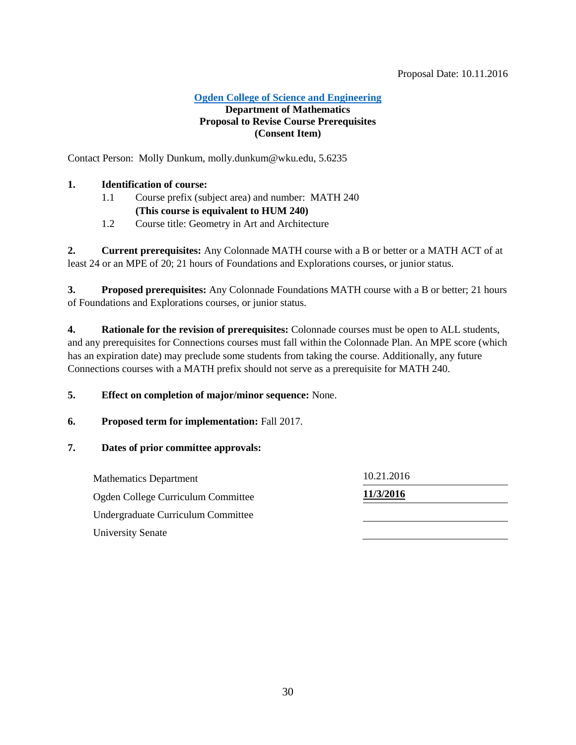Proposal Date: 10.11.2016

**Ogden College of Science and Engineering**
**Department of Mathematics**
**Proposal to Revise Course Prerequisites**
**(Consent Item)**

Contact Person: Molly Dunkum, molly.dunkum@wku.edu, 5.6235

**1. Identification of course:**

1.1 Course prefix (subject area) and number: MATH 240
**(This course is equivalent to HUM 240)**

1.2 Course title: Geometry in Art and Architecture

**2. Current prerequisites:** Any Colonnade MATH course with a B or better or a MATH ACT of at least 24 or an MPE of 20; 21 hours of Foundations and Explorations courses, or junior status.

**3. Proposed prerequisites:** Any Colonnade Foundations MATH course with a B or better; 21 hours of Foundations and Explorations courses, or junior status.

**4. Rationale for the revision of prerequisites:** Colonnade courses must be open to ALL students, and any prerequisites for Connections courses must fall within the Colonnade Plan. An MPE score (which has an expiration date) may preclude some students from taking the course. Additionally, any future Connections courses with a MATH prefix should not serve as a prerequisite for MATH 240.

**5. Effect on completion of major/minor sequence:** None.

**6. Proposed term for implementation:** Fall 2017.

**7. Dates of prior committee approvals:**

| | |
|---|---|
| Mathematics Department | 10.21.2016 |
| Ogden College Curriculum Committee | **11/3/2016** |
| Undergraduate Curriculum Committee | |
| University Senate | |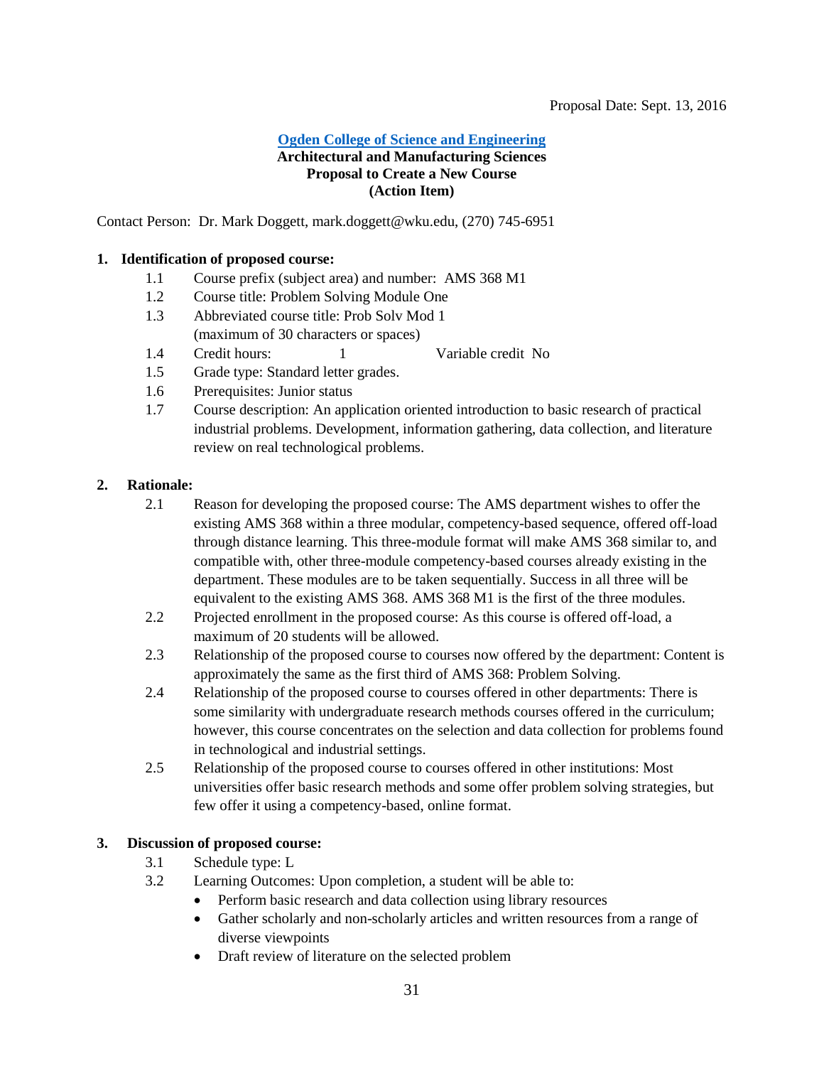Proposal Date: Sept. 13, 2016

**[Ogden College of Science and Engineering](#)**
**Architectural and Manufacturing Sciences**
**Proposal to Create a New Course**
**(Action Item)**

Contact Person: Dr. Mark Doggett, mark.doggett@wku.edu, (270) 745-6951

**1. Identification of proposed course:**

1.1 Course prefix (subject area) and number: AMS 368 M1

1.2 Course title: Problem Solving Module One

1.3 Abbreviated course title: Prob Solv Mod 1
(maximum of 30 characters or spaces)

1.4 Credit hours: 1 Variable credit No

1.5 Grade type: Standard letter grades.

1.6 Prerequisites: Junior status

1.7 Course description: An application oriented introduction to basic research of practical industrial problems. Development, information gathering, data collection, and literature review on real technological problems.

**2. Rationale:**

2.1 Reason for developing the proposed course: The AMS department wishes to offer the existing AMS 368 within a three modular, competency-based sequence, offered off-load through distance learning. This three-module format will make AMS 368 similar to, and compatible with, other three-module competency-based courses already existing in the department. These modules are to be taken sequentially. Success in all three will be equivalent to the existing AMS 368. AMS 368 M1 is the first of the three modules.

2.2 Projected enrollment in the proposed course: As this course is offered off-load, a maximum of 20 students will be allowed.

2.3 Relationship of the proposed course to courses now offered by the department: Content is approximately the same as the first third of AMS 368: Problem Solving.

2.4 Relationship of the proposed course to courses offered in other departments: There is some similarity with undergraduate research methods courses offered in the curriculum; however, this course concentrates on the selection and data collection for problems found in technological and industrial settings.

2.5 Relationship of the proposed course to courses offered in other institutions: Most universities offer basic research methods and some offer problem solving strategies, but few offer it using a competency-based, online format.

**3. Discussion of proposed course:**

3.1 Schedule type: L

3.2 Learning Outcomes: Upon completion, a student will be able to:

- Perform basic research and data collection using library resources
- Gather scholarly and non-scholarly articles and written resources from a range of diverse viewpoints
- Draft review of literature on the selected problem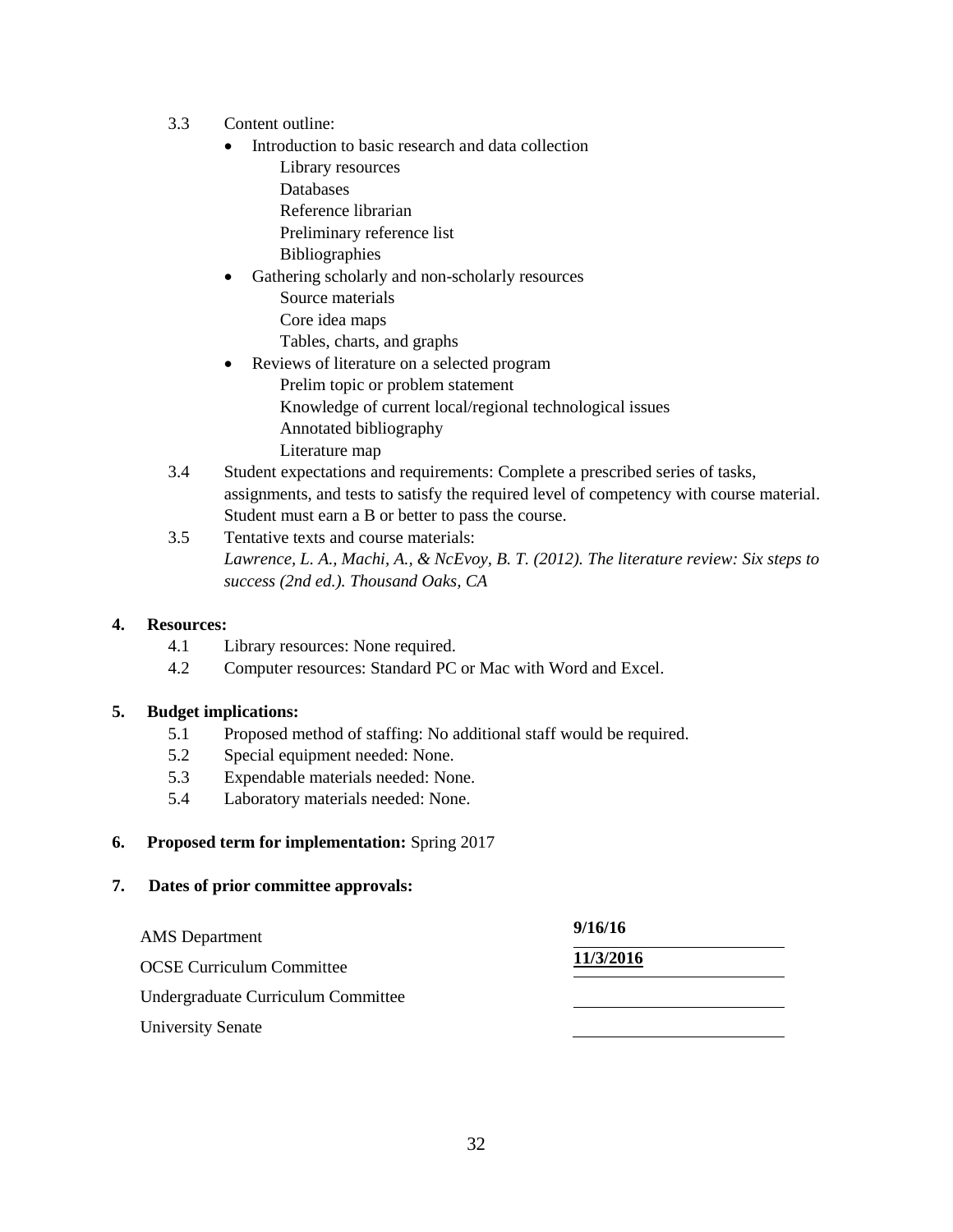3.3 Content outline:

- Introduction to basic research and data collection
  - Library resources
  - Databases
  - Reference librarian
  - Preliminary reference list
  - Bibliographies
- Gathering scholarly and non-scholarly resources
  - Source materials
  - Core idea maps
  - Tables, charts, and graphs
- Reviews of literature on a selected program
  - Prelim topic or problem statement
  - Knowledge of current local/regional technological issues
  - Annotated bibliography
  - Literature map

3.4 Student expectations and requirements: Complete a prescribed series of tasks, assignments, and tests to satisfy the required level of competency with course material. Student must earn a B or better to pass the course.

3.5 Tentative texts and course materials:
*Lawrence, L. A., Machi, A., & NcEvoy, B. T. (2012). The literature review: Six steps to success (2nd ed.). Thousand Oaks, CA*

**4. Resources:**

4.1 Library resources: None required.

4.2 Computer resources: Standard PC or Mac with Word and Excel.

**5. Budget implications:**

5.1 Proposed method of staffing: No additional staff would be required.

5.2 Special equipment needed: None.

5.3 Expendable materials needed: None.

5.4 Laboratory materials needed: None.

**6. Proposed term for implementation:** Spring 2017

**7. Dates of prior committee approvals:**

| | |
|---|---|
| AMS Department | **9/16/16** |
| OCSE Curriculum Committee | **11/3/2016** |
| Undergraduate Curriculum Committee | |
| University Senate | |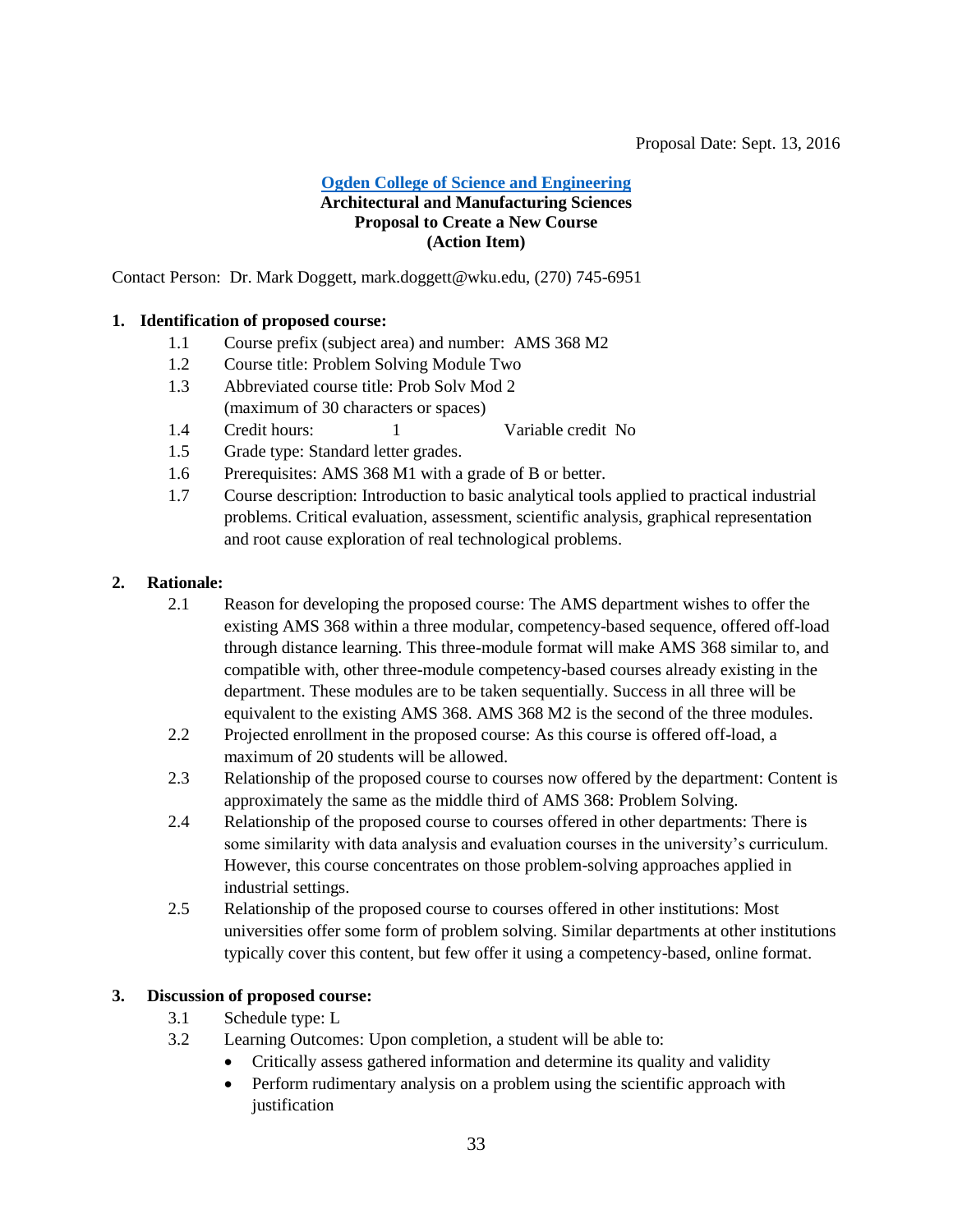Proposal Date: Sept. 13, 2016

**Ogden College of Science and Engineering**
**Architectural and Manufacturing Sciences**
**Proposal to Create a New Course**
**(Action Item)**

Contact Person: Dr. Mark Doggett, mark.doggett@wku.edu, (270) 745-6951

**1. Identification of proposed course:**

- 1.1 Course prefix (subject area) and number: AMS 368 M2
- 1.2 Course title: Problem Solving Module Two
- 1.3 Abbreviated course title: Prob Solv Mod 2 (maximum of 30 characters or spaces)
- 1.4 Credit hours: 1 Variable credit No
- 1.5 Grade type: Standard letter grades.
- 1.6 Prerequisites: AMS 368 M1 with a grade of B or better.
- 1.7 Course description: Introduction to basic analytical tools applied to practical industrial problems. Critical evaluation, assessment, scientific analysis, graphical representation and root cause exploration of real technological problems.

**2. Rationale:**

- 2.1 Reason for developing the proposed course: The AMS department wishes to offer the existing AMS 368 within a three modular, competency-based sequence, offered off-load through distance learning. This three-module format will make AMS 368 similar to, and compatible with, other three-module competency-based courses already existing in the department. These modules are to be taken sequentially. Success in all three will be equivalent to the existing AMS 368. AMS 368 M2 is the second of the three modules.
- 2.2 Projected enrollment in the proposed course: As this course is offered off-load, a maximum of 20 students will be allowed.
- 2.3 Relationship of the proposed course to courses now offered by the department: Content is approximately the same as the middle third of AMS 368: Problem Solving.
- 2.4 Relationship of the proposed course to courses offered in other departments: There is some similarity with data analysis and evaluation courses in the university's curriculum. However, this course concentrates on those problem-solving approaches applied in industrial settings.
- 2.5 Relationship of the proposed course to courses offered in other institutions: Most universities offer some form of problem solving. Similar departments at other institutions typically cover this content, but few offer it using a competency-based, online format.

**3. Discussion of proposed course:**

- 3.1 Schedule type: L
- 3.2 Learning Outcomes: Upon completion, a student will be able to:
  - Critically assess gathered information and determine its quality and validity
  - Perform rudimentary analysis on a problem using the scientific approach with justification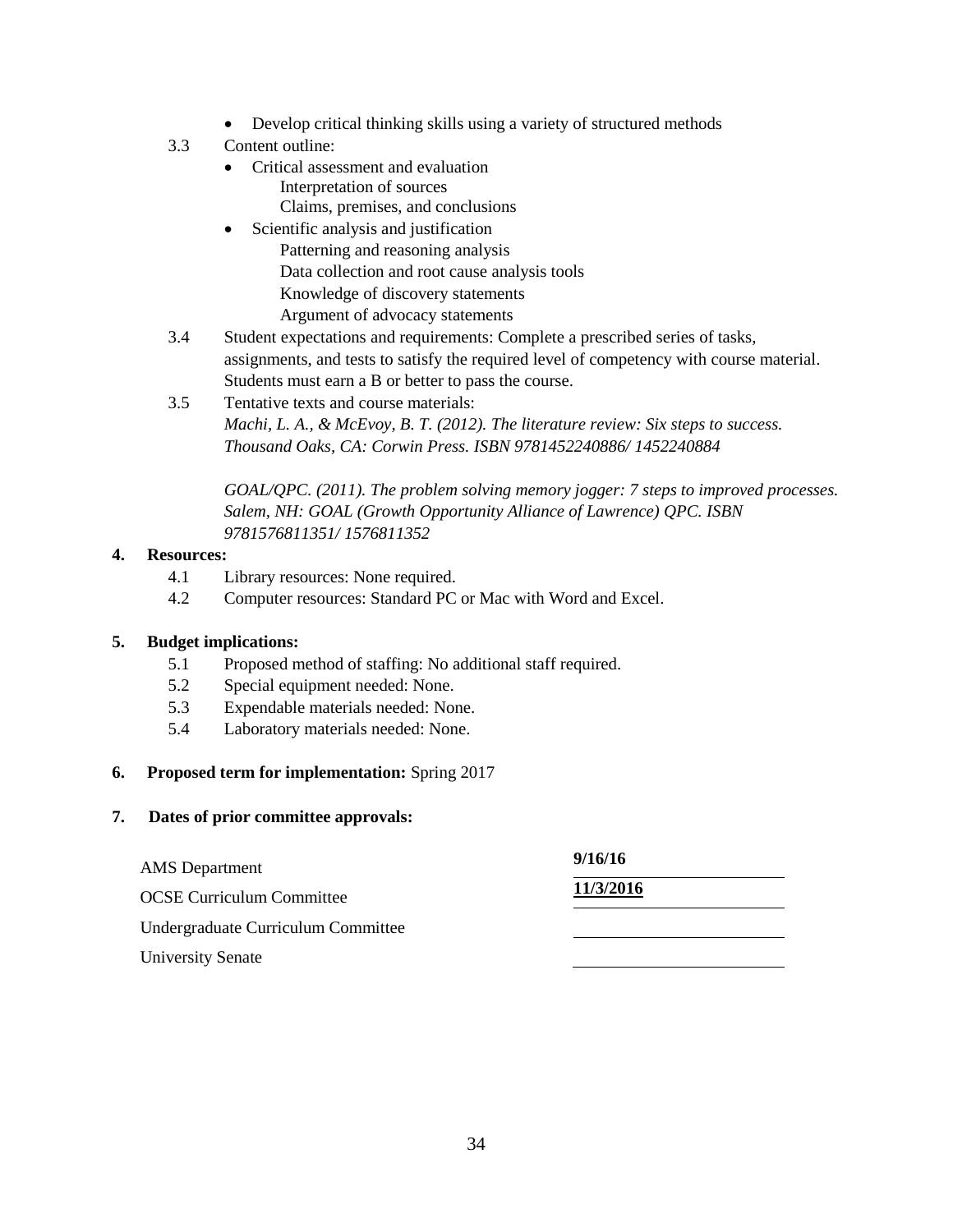- Develop critical thinking skills using a variety of structured methods

3.3 Content outline:

- Critical assessment and evaluation
  - Interpretation of sources
  - Claims, premises, and conclusions
- Scientific analysis and justification
  - Patterning and reasoning analysis
  - Data collection and root cause analysis tools
  - Knowledge of discovery statements
  - Argument of advocacy statements

3.4 Student expectations and requirements: Complete a prescribed series of tasks, assignments, and tests to satisfy the required level of competency with course material. Students must earn a B or better to pass the course.

3.5 Tentative texts and course materials:

*Machi, L. A., & McEvoy, B. T. (2012). The literature review: Six steps to success. Thousand Oaks, CA: Corwin Press. ISBN 9781452240886/ 1452240884*

*GOAL/QPC. (2011). The problem solving memory jogger: 7 steps to improved processes. Salem, NH: GOAL (Growth Opportunity Alliance of Lawrence) QPC. ISBN 9781576811351/ 1576811352*

**4. Resources:**

4.1 Library resources: None required.

4.2 Computer resources: Standard PC or Mac with Word and Excel.

**5. Budget implications:**

5.1 Proposed method of staffing: No additional staff required.

5.2 Special equipment needed: None.

5.3 Expendable materials needed: None.

5.4 Laboratory materials needed: None.

**6. Proposed term for implementation:** Spring 2017

**7. Dates of prior committee approvals:**

| | |
|---|---|
| AMS Department | **9/16/16** |
| OCSE Curriculum Committee | **11/3/2016** |
| Undergraduate Curriculum Committee | |
| University Senate | |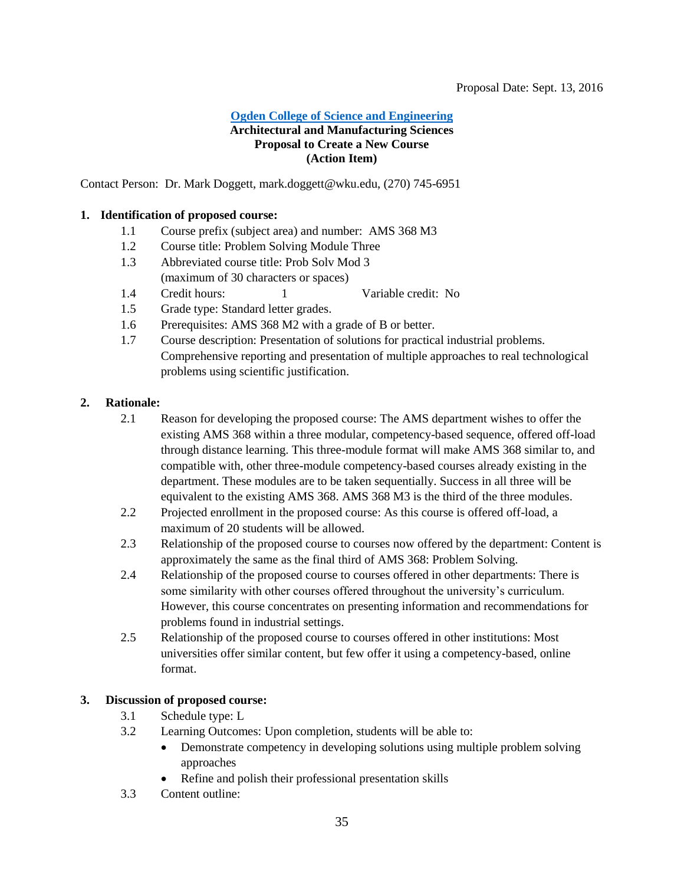Proposal Date: Sept. 13, 2016

**Ogden College of Science and Engineering**
**Architectural and Manufacturing Sciences**
**Proposal to Create a New Course**
**(Action Item)**

Contact Person: Dr. Mark Doggett, mark.doggett@wku.edu, (270) 745-6951

**1. Identification of proposed course:**

1.1 Course prefix (subject area) and number: AMS 368 M3

1.2 Course title: Problem Solving Module Three

1.3 Abbreviated course title: Prob Solv Mod 3
(maximum of 30 characters or spaces)

1.4 Credit hours: 1 Variable credit: No

1.5 Grade type: Standard letter grades.

1.6 Prerequisites: AMS 368 M2 with a grade of B or better.

1.7 Course description: Presentation of solutions for practical industrial problems. Comprehensive reporting and presentation of multiple approaches to real technological problems using scientific justification.

**2. Rationale:**

2.1 Reason for developing the proposed course: The AMS department wishes to offer the existing AMS 368 within a three modular, competency-based sequence, offered off-load through distance learning. This three-module format will make AMS 368 similar to, and compatible with, other three-module competency-based courses already existing in the department. These modules are to be taken sequentially. Success in all three will be equivalent to the existing AMS 368. AMS 368 M3 is the third of the three modules.

2.2 Projected enrollment in the proposed course: As this course is offered off-load, a maximum of 20 students will be allowed.

2.3 Relationship of the proposed course to courses now offered by the department: Content is approximately the same as the final third of AMS 368: Problem Solving.

2.4 Relationship of the proposed course to courses offered in other departments: There is some similarity with other courses offered throughout the university's curriculum. However, this course concentrates on presenting information and recommendations for problems found in industrial settings.

2.5 Relationship of the proposed course to courses offered in other institutions: Most universities offer similar content, but few offer it using a competency-based, online format.

**3. Discussion of proposed course:**

3.1 Schedule type: L

3.2 Learning Outcomes: Upon completion, students will be able to:

- Demonstrate competency in developing solutions using multiple problem solving approaches
- Refine and polish their professional presentation skills

3.3 Content outline: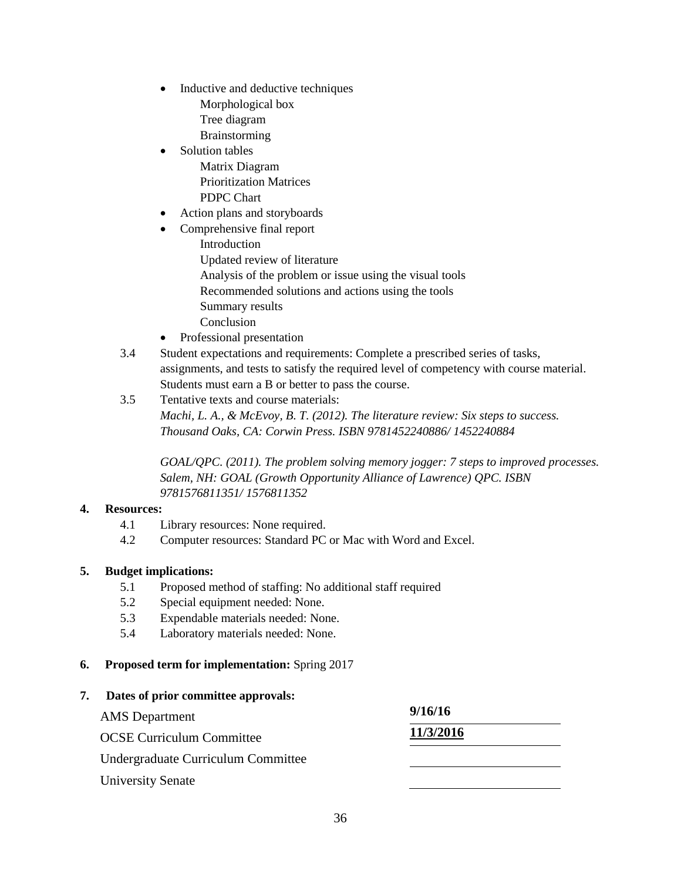- Inductive and deductive techniques
    - Morphological box
    - Tree diagram
    - Brainstorming
- Solution tables
    - Matrix Diagram
    - Prioritization Matrices
    - PDPC Chart
- Action plans and storyboards
- Comprehensive final report
    - Introduction
    - Updated review of literature
    - Analysis of the problem or issue using the visual tools
    - Recommended solutions and actions using the tools
    - Summary results
    - Conclusion
- Professional presentation

3.4 Student expectations and requirements: Complete a prescribed series of tasks, assignments, and tests to satisfy the required level of competency with course material. Students must earn a B or better to pass the course.

3.5 Tentative texts and course materials:
*Machi, L. A., & McEvoy, B. T. (2012). The literature review: Six steps to success. Thousand Oaks, CA: Corwin Press. ISBN 9781452240886/ 1452240884*

*GOAL/QPC. (2011). The problem solving memory jogger: 7 steps to improved processes. Salem, NH: GOAL (Growth Opportunity Alliance of Lawrence) QPC. ISBN 9781576811351/ 1576811352*

**4. Resources:**

4.1 Library resources: None required.
4.2 Computer resources: Standard PC or Mac with Word and Excel.

**5. Budget implications:**

5.1 Proposed method of staffing: No additional staff required
5.2 Special equipment needed: None.
5.3 Expendable materials needed: None.
5.4 Laboratory materials needed: None.

**6. Proposed term for implementation:** Spring 2017

**7. Dates of prior committee approvals:**

| Committee | Date |
|---|---|
| AMS Department | **9/16/16** |
| OCSE Curriculum Committee | **11/3/2016** |
| Undergraduate Curriculum Committee | |
| University Senate | |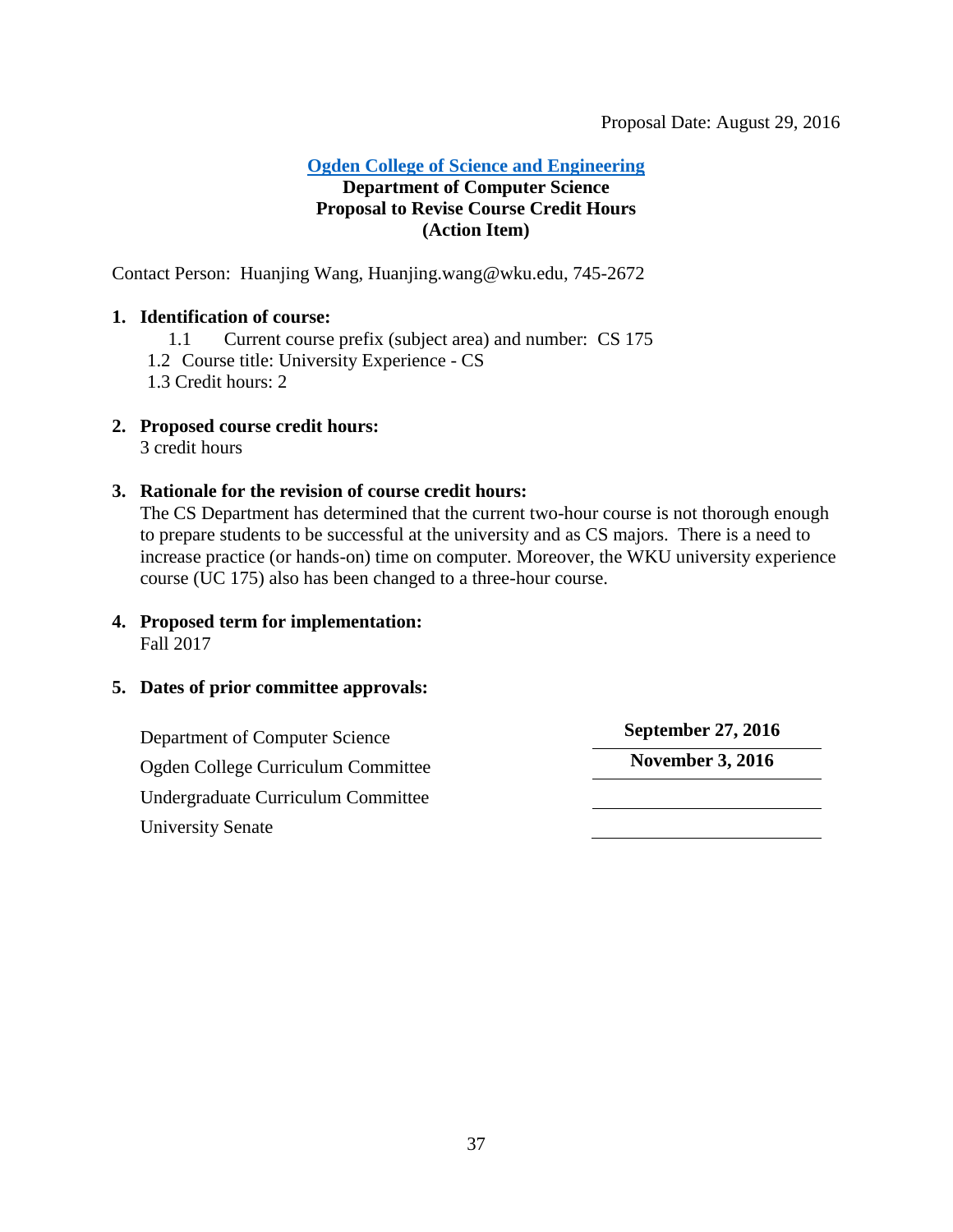Proposal Date: August 29, 2016

**Ogden College of Science and Engineering**
**Department of Computer Science**
**Proposal to Revise Course Credit Hours**
**(Action Item)**

Contact Person: Huanjing Wang, Huanjing.wang@wku.edu, 745-2672

**1. Identification of course:**

1.1 Current course prefix (subject area) and number: CS 175

1.2 Course title: University Experience - CS

1.3 Credit hours: 2

**2. Proposed course credit hours:**

3 credit hours

**3. Rationale for the revision of course credit hours:**

The CS Department has determined that the current two-hour course is not thorough enough to prepare students to be successful at the university and as CS majors. There is a need to increase practice (or hands-on) time on computer. Moreover, the WKU university experience course (UC 175) also has been changed to a three-hour course.

**4. Proposed term for implementation:**

Fall 2017

**5. Dates of prior committee approvals:**

| | |
|---|---|
| Department of Computer Science | **September 27, 2016** |
| Ogden College Curriculum Committee | **November 3, 2016** |
| Undergraduate Curriculum Committee | |
| University Senate | |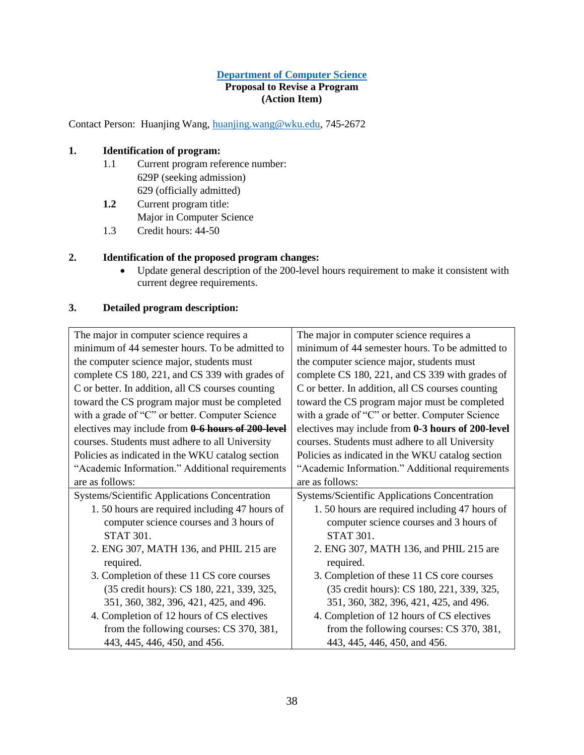**Department of Computer Science**
**Proposal to Revise a Program**
**(Action Item)**

Contact Person: Huanjing Wang, huanjing.wang@wku.edu, 745-2672

**1. Identification of program:**

1.1 Current program reference number:
629P (seeking admission)
629 (officially admitted)

**1.2** Current program title:
Major in Computer Science

1.3 Credit hours: 44-50

**2. Identification of the proposed program changes:**

- Update general description of the 200-level hours requirement to make it consistent with current degree requirements.

**3. Detailed program description:**

| | |
|---|---|
| The major in computer science requires a minimum of 44 semester hours. To be admitted to the computer science major, students must complete CS 180, 221, and CS 339 with grades of C or better. In addition, all CS courses counting toward the CS program major must be completed with a grade of "C" or better. Computer Science electives may include from **~~0-6 hours of 200-level~~** courses. Students must adhere to all University Policies as indicated in the WKU catalog section "Academic Information." Additional requirements are as follows: | The major in computer science requires a minimum of 44 semester hours. To be admitted to the computer science major, students must complete CS 180, 221, and CS 339 with grades of C or better. In addition, all CS courses counting toward the CS program major must be completed with a grade of "C" or better. Computer Science electives may include from **0-3 hours of 200-level** courses. Students must adhere to all University Policies as indicated in the WKU catalog section "Academic Information." Additional requirements are as follows: |
| Systems/Scientific Applications Concentration<br>1. 50 hours are required including 47 hours of computer science courses and 3 hours of STAT 301.<br>2. ENG 307, MATH 136, and PHIL 215 are required.<br>3. Completion of these 11 CS core courses (35 credit hours): CS 180, 221, 339, 325, 351, 360, 382, 396, 421, 425, and 496.<br>4. Completion of 12 hours of CS electives from the following courses: CS 370, 381, 443, 445, 446, 450, and 456. | Systems/Scientific Applications Concentration<br>1. 50 hours are required including 47 hours of computer science courses and 3 hours of STAT 301.<br>2. ENG 307, MATH 136, and PHIL 215 are required.<br>3. Completion of these 11 CS core courses (35 credit hours): CS 180, 221, 339, 325, 351, 360, 382, 396, 421, 425, and 496.<br>4. Completion of 12 hours of CS electives from the following courses: CS 370, 381, 443, 445, 446, 450, and 456. |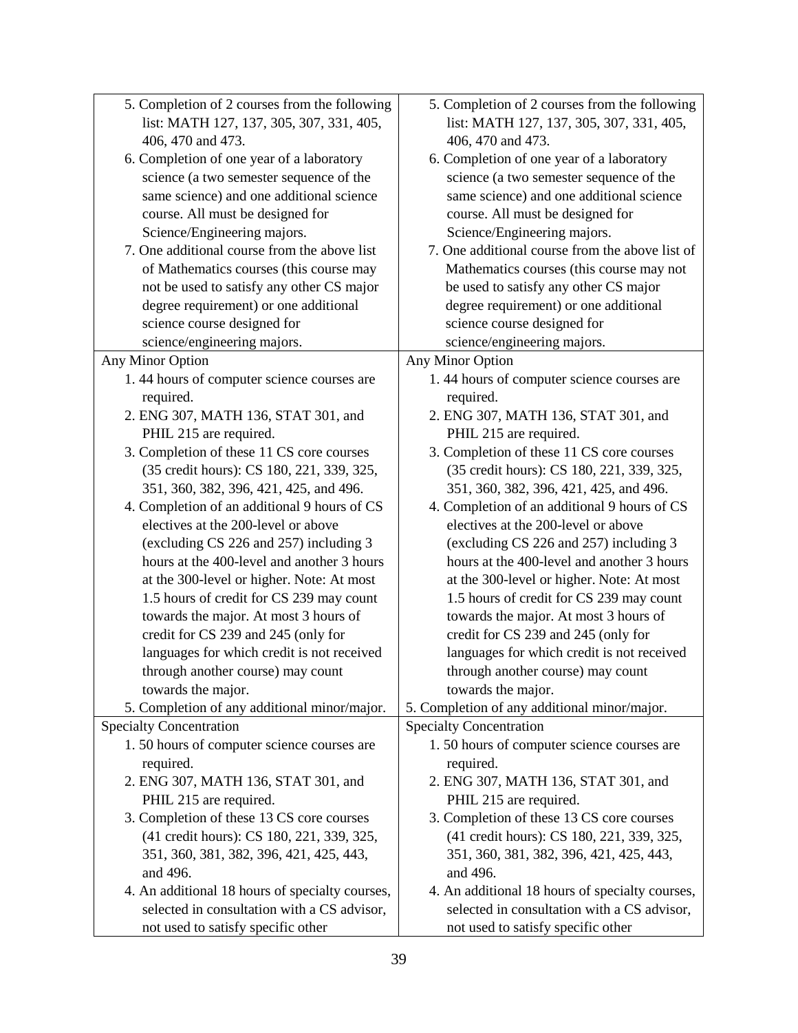| | |
|---|---|
| 5. Completion of 2 courses from the following list: MATH 127, 137, 305, 307, 331, 405, 406, 470 and 473.<br>6. Completion of one year of a laboratory science (a two semester sequence of the same science) and one additional science course. All must be designed for Science/Engineering majors.<br>7. One additional course from the above list of Mathematics courses (this course may not be used to satisfy any other CS major degree requirement) or one additional science course designed for science/engineering majors. | 5. Completion of 2 courses from the following list: MATH 127, 137, 305, 307, 331, 405, 406, 470 and 473.<br>6. Completion of one year of a laboratory science (a two semester sequence of the same science) and one additional science course. All must be designed for Science/Engineering majors.<br>7. One additional course from the above list of Mathematics courses (this course may not be used to satisfy any other CS major degree requirement) or one additional science course designed for science/engineering majors. |
| Any Minor Option<br>1. 44 hours of computer science courses are required.<br>2. ENG 307, MATH 136, STAT 301, and PHIL 215 are required.<br>3. Completion of these 11 CS core courses (35 credit hours): CS 180, 221, 339, 325, 351, 360, 382, 396, 421, 425, and 496.<br>4. Completion of an additional 9 hours of CS electives at the 200-level or above (excluding CS 226 and 257) including 3 hours at the 400-level and another 3 hours at the 300-level or higher. Note: At most 1.5 hours of credit for CS 239 may count towards the major. At most 3 hours of credit for CS 239 and 245 (only for languages for which credit is not received through another course) may count towards the major.<br>5. Completion of any additional minor/major. | Any Minor Option<br>1. 44 hours of computer science courses are required.<br>2. ENG 307, MATH 136, STAT 301, and PHIL 215 are required.<br>3. Completion of these 11 CS core courses (35 credit hours): CS 180, 221, 339, 325, 351, 360, 382, 396, 421, 425, and 496.<br>4. Completion of an additional 9 hours of CS electives at the 200-level or above (excluding CS 226 and 257) including 3 hours at the 400-level and another 3 hours at the 300-level or higher. Note: At most 1.5 hours of credit for CS 239 may count towards the major. At most 3 hours of credit for CS 239 and 245 (only for languages for which credit is not received through another course) may count towards the major.<br>5. Completion of any additional minor/major. |
| Specialty Concentration<br>1. 50 hours of computer science courses are required.<br>2. ENG 307, MATH 136, STAT 301, and PHIL 215 are required.<br>3. Completion of these 13 CS core courses (41 credit hours): CS 180, 221, 339, 325, 351, 360, 381, 382, 396, 421, 425, 443, and 496.<br>4. An additional 18 hours of specialty courses, selected in consultation with a CS advisor, not used to satisfy specific other | Specialty Concentration<br>1. 50 hours of computer science courses are required.<br>2. ENG 307, MATH 136, STAT 301, and PHIL 215 are required.<br>3. Completion of these 13 CS core courses (41 credit hours): CS 180, 221, 339, 325, 351, 360, 381, 382, 396, 421, 425, 443, and 496.<br>4. An additional 18 hours of specialty courses, selected in consultation with a CS advisor, not used to satisfy specific other |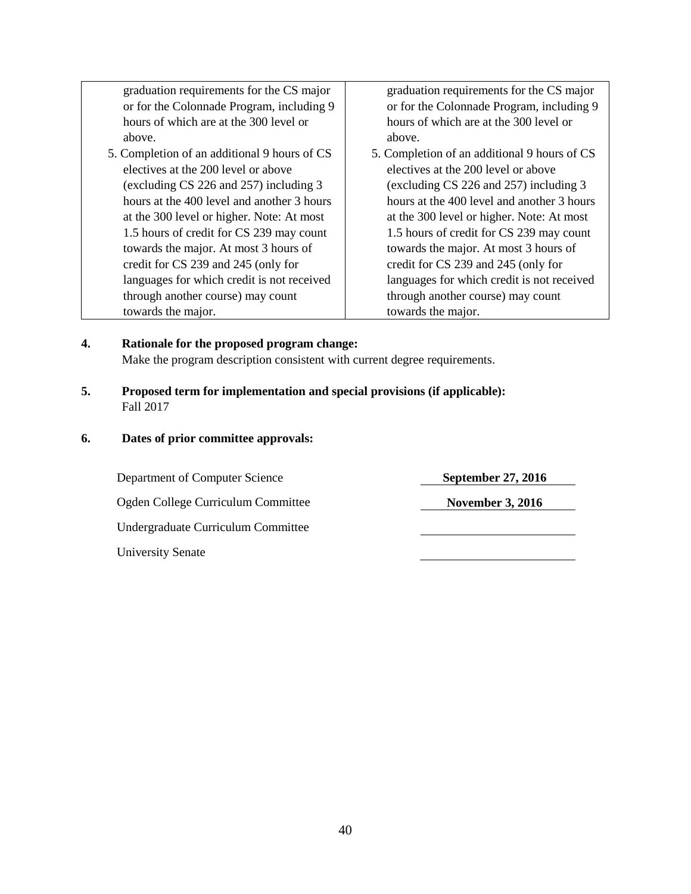| | |
|---|---|
| graduation requirements for the CS major or for the Colonnade Program, including 9 hours of which are at the 300 level or above.<br>5. Completion of an additional 9 hours of CS electives at the 200 level or above (excluding CS 226 and 257) including 3 hours at the 400 level and another 3 hours at the 300 level or higher. Note: At most 1.5 hours of credit for CS 239 may count towards the major. At most 3 hours of credit for CS 239 and 245 (only for languages for which credit is not received through another course) may count towards the major. | graduation requirements for the CS major or for the Colonnade Program, including 9 hours of which are at the 300 level or above.<br>5. Completion of an additional 9 hours of CS electives at the 200 level or above (excluding CS 226 and 257) including 3 hours at the 400 level and another 3 hours at the 300 level or higher. Note: At most 1.5 hours of credit for CS 239 may count towards the major. At most 3 hours of credit for CS 239 and 245 (only for languages for which credit is not received through another course) may count towards the major. |

**4. Rationale for the proposed program change:**
Make the program description consistent with current degree requirements.

**5. Proposed term for implementation and special provisions (if applicable):**
Fall 2017

**6. Dates of prior committee approvals:**

| | |
|---|---|
| Department of Computer Science | **September 27, 2016** |
| Ogden College Curriculum Committee | **November 3, 2016** |
| Undergraduate Curriculum Committee | |
| University Senate | |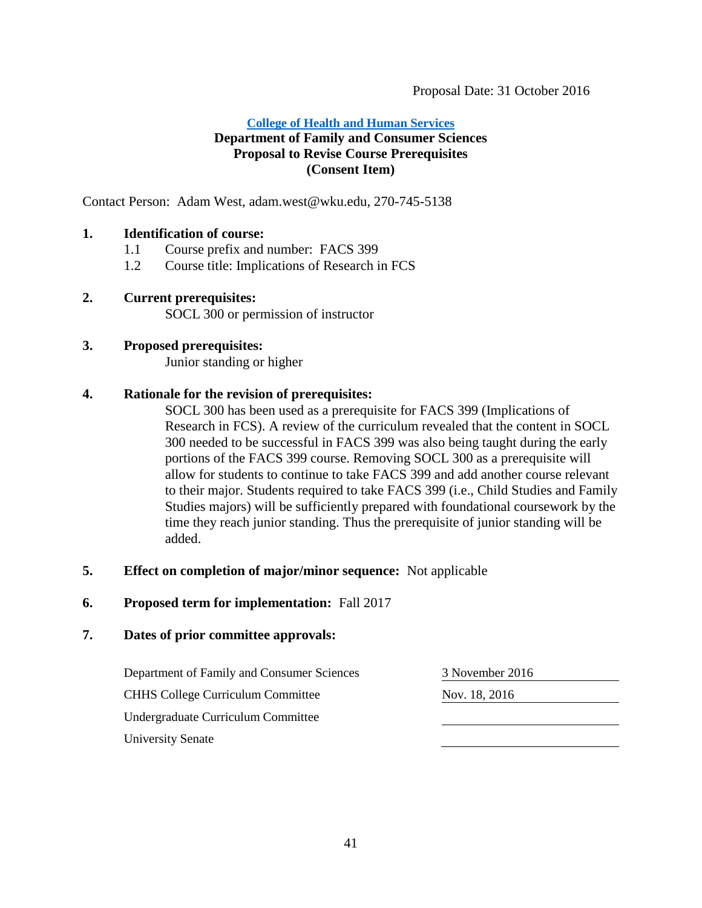Proposal Date: 31 October 2016

**College of Health and Human Services**
**Department of Family and Consumer Sciences**
**Proposal to Revise Course Prerequisites**
**(Consent Item)**

Contact Person: Adam West, adam.west@wku.edu, 270-745-5138

**1. Identification of course:**

1.1 Course prefix and number: FACS 399

1.2 Course title: Implications of Research in FCS

**2. Current prerequisites:**

SOCL 300 or permission of instructor

**3. Proposed prerequisites:**

Junior standing or higher

**4. Rationale for the revision of prerequisites:**

SOCL 300 has been used as a prerequisite for FACS 399 (Implications of Research in FCS). A review of the curriculum revealed that the content in SOCL 300 needed to be successful in FACS 399 was also being taught during the early portions of the FACS 399 course. Removing SOCL 300 as a prerequisite will allow for students to continue to take FACS 399 and add another course relevant to their major. Students required to take FACS 399 (i.e., Child Studies and Family Studies majors) will be sufficiently prepared with foundational coursework by the time they reach junior standing. Thus the prerequisite of junior standing will be added.

**5. Effect on completion of major/minor sequence:** Not applicable

**6. Proposed term for implementation:** Fall 2017

**7. Dates of prior committee approvals:**

| | |
|---|---|
| Department of Family and Consumer Sciences | 3 November 2016 |
| CHHS College Curriculum Committee | Nov. 18, 2016 |
| Undergraduate Curriculum Committee | |
| University Senate | |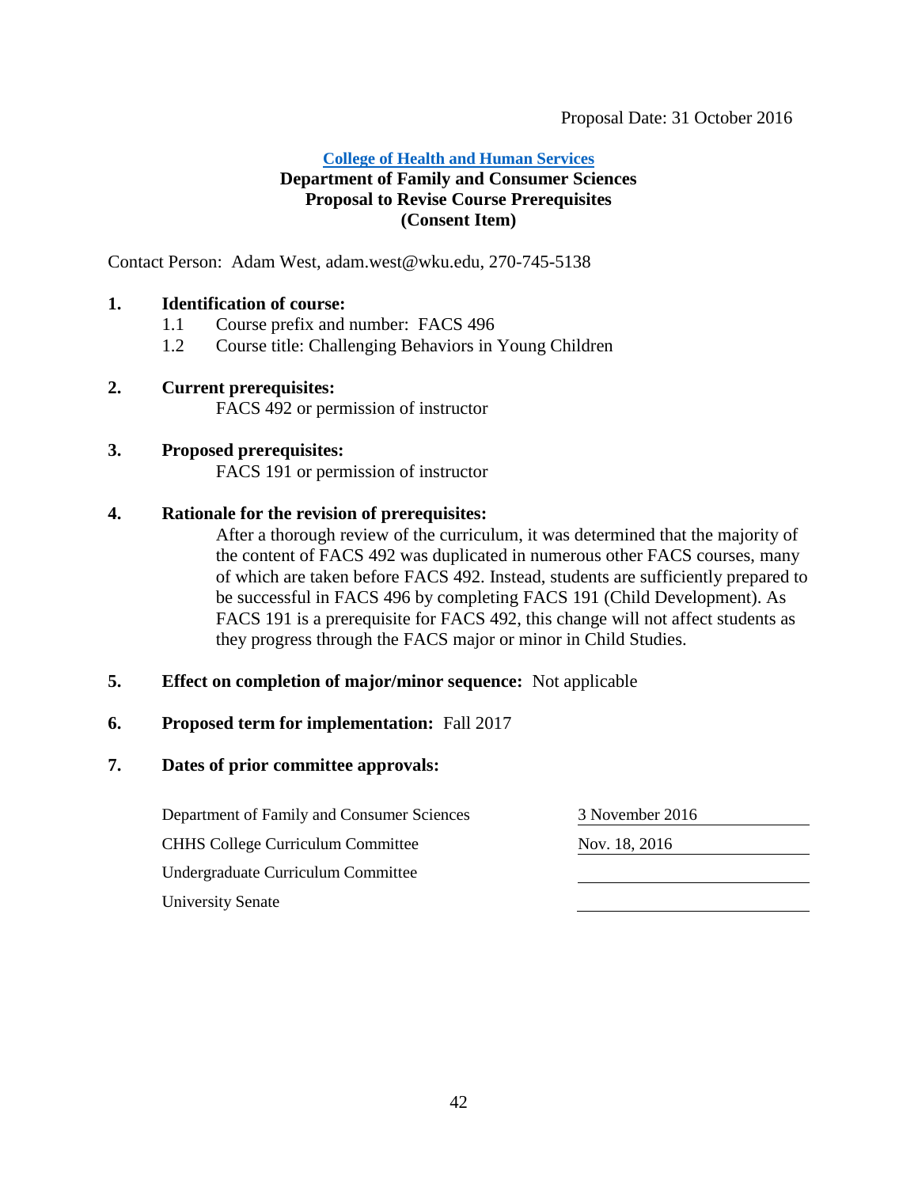Proposal Date: 31 October 2016

**College of Health and Human Services**
**Department of Family and Consumer Sciences**
**Proposal to Revise Course Prerequisites**
**(Consent Item)**

Contact Person: Adam West, adam.west@wku.edu, 270-745-5138

**1. Identification of course:**

1.1 Course prefix and number: FACS 496

1.2 Course title: Challenging Behaviors in Young Children

**2. Current prerequisites:**

FACS 492 or permission of instructor

**3. Proposed prerequisites:**

FACS 191 or permission of instructor

**4. Rationale for the revision of prerequisites:**

After a thorough review of the curriculum, it was determined that the majority of the content of FACS 492 was duplicated in numerous other FACS courses, many of which are taken before FACS 492. Instead, students are sufficiently prepared to be successful in FACS 496 by completing FACS 191 (Child Development). As FACS 191 is a prerequisite for FACS 492, this change will not affect students as they progress through the FACS major or minor in Child Studies.

**5. Effect on completion of major/minor sequence:** Not applicable

**6. Proposed term for implementation:** Fall 2017

**7. Dates of prior committee approvals:**

| | |
|---|---|
| Department of Family and Consumer Sciences | 3 November 2016 |
| CHHS College Curriculum Committee | Nov. 18, 2016 |
| Undergraduate Curriculum Committee | |
| University Senate | |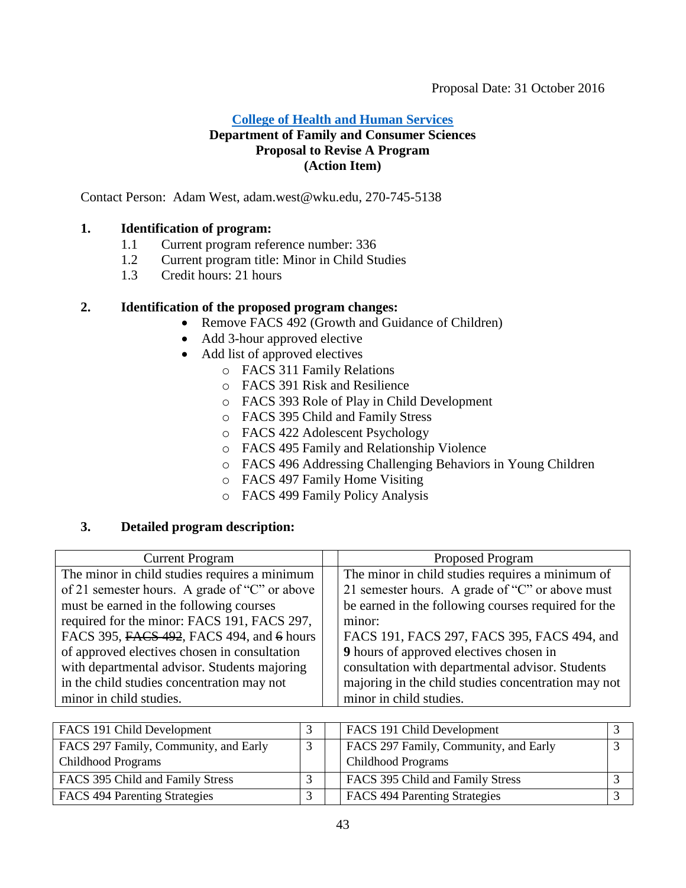Proposal Date: 31 October 2016

**College of Health and Human Services**
**Department of Family and Consumer Sciences**
**Proposal to Revise A Program**
**(Action Item)**

Contact Person: Adam West, adam.west@wku.edu, 270-745-5138

**1. Identification of program:**

1.1 Current program reference number: 336
1.2 Current program title: Minor in Child Studies
1.3 Credit hours: 21 hours

**2. Identification of the proposed program changes:**

- Remove FACS 492 (Growth and Guidance of Children)
- Add 3-hour approved elective
- Add list of approved electives
  - FACS 311 Family Relations
  - FACS 391 Risk and Resilience
  - FACS 393 Role of Play in Child Development
  - FACS 395 Child and Family Stress
  - FACS 422 Adolescent Psychology
  - FACS 495 Family and Relationship Violence
  - FACS 496 Addressing Challenging Behaviors in Young Children
  - FACS 497 Family Home Visiting
  - FACS 499 Family Policy Analysis

**3. Detailed program description:**

| Current Program | | Proposed Program |
|---|---|---|
| The minor in child studies requires a minimum of 21 semester hours. A grade of "C" or above must be earned in the following courses required for the minor: FACS 191, FACS 297, FACS 395, ~~FACS 492~~, FACS 494, and ~~6~~ hours of approved electives chosen in consultation with departmental advisor. Students majoring in the child studies concentration may not minor in child studies. | | The minor in child studies requires a minimum of 21 semester hours. A grade of "C" or above must be earned in the following courses required for the minor: FACS 191, FACS 297, FACS 395, FACS 494, and **9** hours of approved electives chosen in consultation with departmental advisor. Students majoring in the child studies concentration may not minor in child studies. |

| Current Program | Hours | | Proposed Program | Hours |
|---|---|---|---|---|
| FACS 191 Child Development | 3 | | FACS 191 Child Development | 3 |
| FACS 297 Family, Community, and Early Childhood Programs | 3 | | FACS 297 Family, Community, and Early Childhood Programs | 3 |
| FACS 395 Child and Family Stress | 3 | | FACS 395 Child and Family Stress | 3 |
| FACS 494 Parenting Strategies | 3 | | FACS 494 Parenting Strategies | 3 |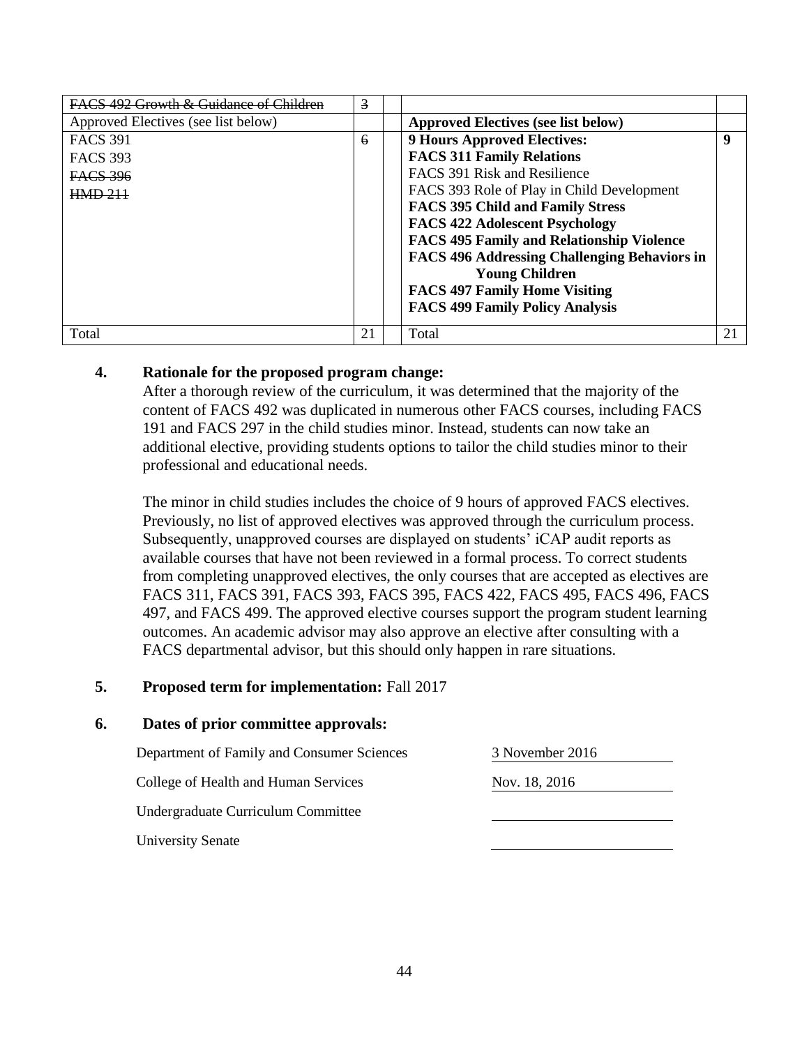| ~~FACS 492 Growth & Guidance of Children~~ | ~~3~~ | | | |
|---|---|---|---|---|
| Approved Electives (see list below) | | | **Approved Electives (see list below)** | |
| FACS 391<br>FACS 393<br>~~FACS 396~~<br>~~HMD 211~~ | ~~6~~ | | **9 Hours Approved Electives:**<br>**FACS 311 Family Relations**<br>FACS 391 Risk and Resilience<br>FACS 393 Role of Play in Child Development<br>**FACS 395 Child and Family Stress**<br>**FACS 422 Adolescent Psychology**<br>**FACS 495 Family and Relationship Violence**<br>**FACS 496 Addressing Challenging Behaviors in Young Children**<br>**FACS 497 Family Home Visiting**<br>**FACS 499 Family Policy Analysis** | **9** |
| Total | 21 | | Total | 21 |

**4. Rationale for the proposed program change:**

After a thorough review of the curriculum, it was determined that the majority of the content of FACS 492 was duplicated in numerous other FACS courses, including FACS 191 and FACS 297 in the child studies minor. Instead, students can now take an additional elective, providing students options to tailor the child studies minor to their professional and educational needs.

The minor in child studies includes the choice of 9 hours of approved FACS electives. Previously, no list of approved electives was approved through the curriculum process. Subsequently, unapproved courses are displayed on students' iCAP audit reports as available courses that have not been reviewed in a formal process. To correct students from completing unapproved electives, the only courses that are accepted as electives are FACS 311, FACS 391, FACS 393, FACS 395, FACS 422, FACS 495, FACS 496, FACS 497, and FACS 499. The approved elective courses support the program student learning outcomes. An academic advisor may also approve an elective after consulting with a FACS departmental advisor, but this should only happen in rare situations.

**5. Proposed term for implementation:** Fall 2017

**6. Dates of prior committee approvals:**

| | |
|---|---|
| Department of Family and Consumer Sciences | 3 November 2016 |
| College of Health and Human Services | Nov. 18, 2016 |
| Undergraduate Curriculum Committee | |
| University Senate | |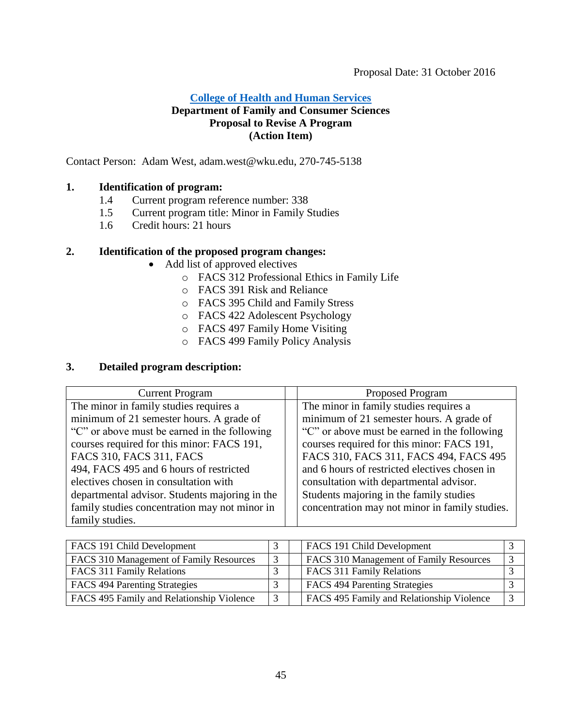Proposal Date: 31 October 2016

**College of Health and Human Services**
**Department of Family and Consumer Sciences**
**Proposal to Revise A Program**
**(Action Item)**

Contact Person: Adam West, adam.west@wku.edu, 270-745-5138

**1. Identification of program:**

1.4 Current program reference number: 338
1.5 Current program title: Minor in Family Studies
1.6 Credit hours: 21 hours

**2. Identification of the proposed program changes:**

- Add list of approved electives
  - FACS 312 Professional Ethics in Family Life
  - FACS 391 Risk and Reliance
  - FACS 395 Child and Family Stress
  - FACS 422 Adolescent Psychology
  - FACS 497 Family Home Visiting
  - FACS 499 Family Policy Analysis

**3. Detailed program description:**

| Current Program | | Proposed Program |
|---|---|---|
| The minor in family studies requires a minimum of 21 semester hours. A grade of "C" or above must be earned in the following courses required for this minor: FACS 191, FACS 310, FACS 311, FACS 494, FACS 495 and 6 hours of restricted electives chosen in consultation with departmental advisor. Students majoring in the family studies concentration may not minor in family studies. | | The minor in family studies requires a minimum of 21 semester hours. A grade of "C" or above must be earned in the following courses required for this minor: FACS 191, FACS 310, FACS 311, FACS 494, FACS 495 and 6 hours of restricted electives chosen in consultation with departmental advisor. Students majoring in the family studies concentration may not minor in family studies. |

| | | | | |
|---|---|---|---|---|
| FACS 191 Child Development | 3 | | FACS 191 Child Development | 3 |
| FACS 310 Management of Family Resources | 3 | | FACS 310 Management of Family Resources | 3 |
| FACS 311 Family Relations | 3 | | FACS 311 Family Relations | 3 |
| FACS 494 Parenting Strategies | 3 | | FACS 494 Parenting Strategies | 3 |
| FACS 495 Family and Relationship Violence | 3 | | FACS 495 Family and Relationship Violence | 3 |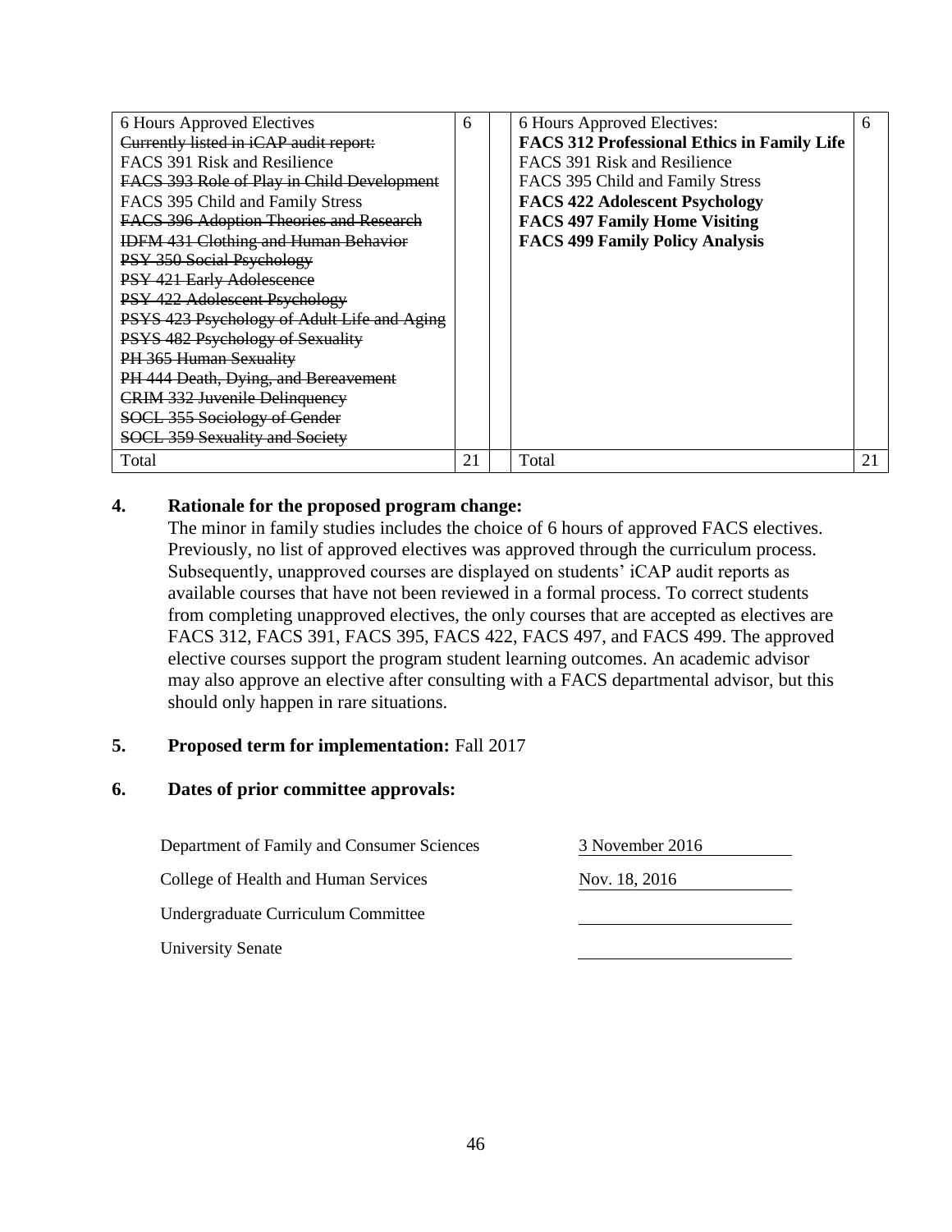| 6 Hours Approved Electives<br>~~Currently listed in iCAP audit report:~~<br>FACS 391 Risk and Resilience<br>~~FACS 393 Role of Play in Child Development~~<br>FACS 395 Child and Family Stress<br>~~FACS 396 Adoption Theories and Research~~<br>~~IDFM 431 Clothing and Human Behavior~~<br>~~PSY 350 Social Psychology~~<br>~~PSY 421 Early Adolescence~~<br>~~PSY 422 Adolescent Psychology~~<br>~~PSYS 423 Psychology of Adult Life and Aging~~<br>~~PSYS 482 Psychology of Sexuality~~<br>~~PH 365 Human Sexuality~~<br>~~PH 444 Death, Dying, and Bereavement~~<br>~~CRIM 332 Juvenile Delinquency~~<br>~~SOCL 355 Sociology of Gender~~<br>~~SOCL 359 Sexuality and Society~~ | 6 | | 6 Hours Approved Electives:<br>**FACS 312 Professional Ethics in Family Life**<br>FACS 391 Risk and Resilience<br>FACS 395 Child and Family Stress<br>**FACS 422 Adolescent Psychology**<br>**FACS 497 Family Home Visiting**<br>**FACS 499 Family Policy Analysis** | 6 |
|---|---|---|---|---|
| Total | 21 | | Total | 21 |

**4. Rationale for the proposed program change:**

The minor in family studies includes the choice of 6 hours of approved FACS electives. Previously, no list of approved electives was approved through the curriculum process. Subsequently, unapproved courses are displayed on students' iCAP audit reports as available courses that have not been reviewed in a formal process. To correct students from completing unapproved electives, the only courses that are accepted as electives are FACS 312, FACS 391, FACS 395, FACS 422, FACS 497, and FACS 499. The approved elective courses support the program student learning outcomes. An academic advisor may also approve an elective after consulting with a FACS departmental advisor, but this should only happen in rare situations.

**5. Proposed term for implementation:** Fall 2017

**6. Dates of prior committee approvals:**

| | |
|---|---|
| Department of Family and Consumer Sciences | 3 November 2016 |
| College of Health and Human Services | Nov. 18, 2016 |
| Undergraduate Curriculum Committee | |
| University Senate | |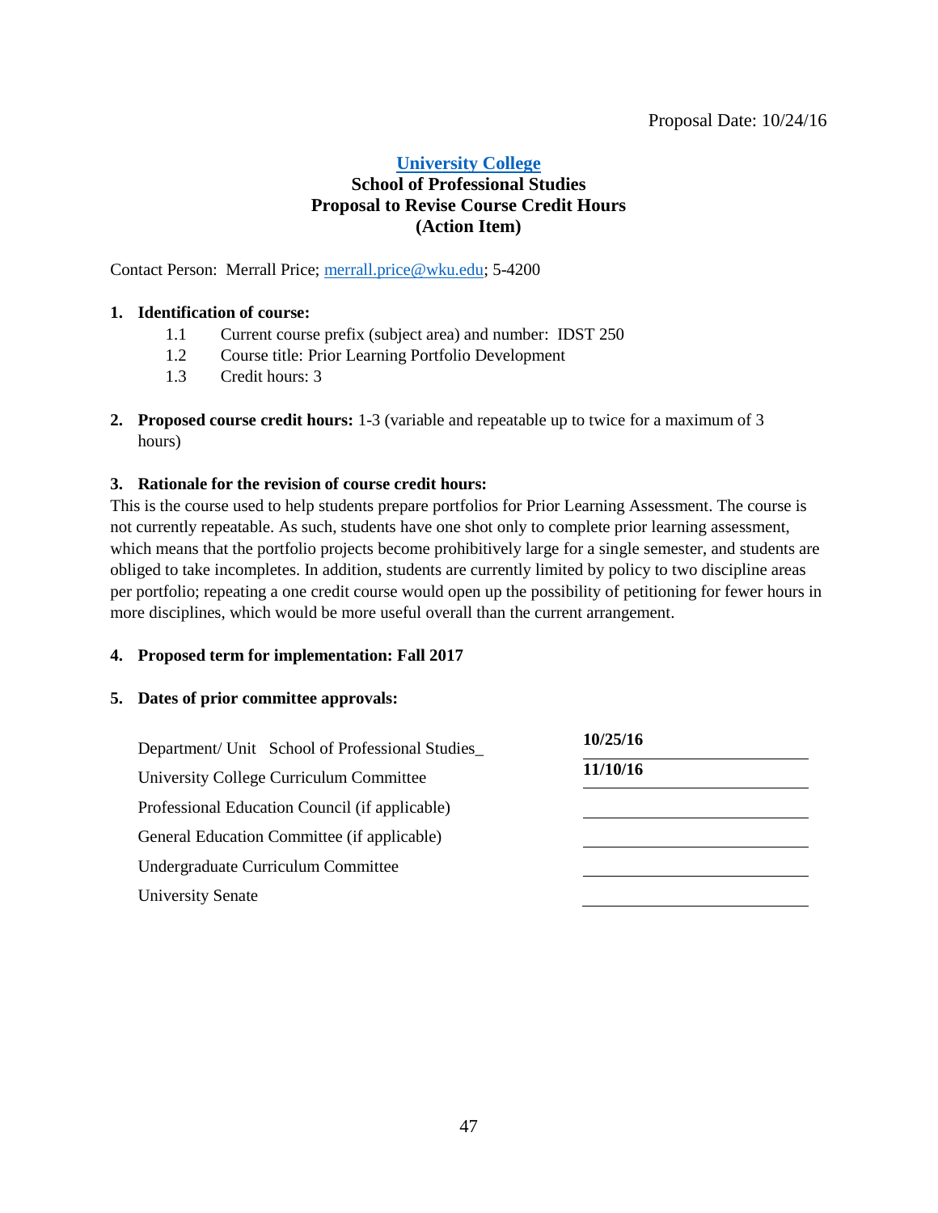Proposal Date: 10/24/16

**University College**
**School of Professional Studies**
**Proposal to Revise Course Credit Hours**
**(Action Item)**

Contact Person: Merrall Price; merrall.price@wku.edu; 5-4200

1. **Identification of course:**
   - 1.1 Current course prefix (subject area) and number: IDST 250
   - 1.2 Course title: Prior Learning Portfolio Development
   - 1.3 Credit hours: 3

2. **Proposed course credit hours:** 1-3 (variable and repeatable up to twice for a maximum of 3 hours)

3. **Rationale for the revision of course credit hours:**

This is the course used to help students prepare portfolios for Prior Learning Assessment. The course is not currently repeatable. As such, students have one shot only to complete prior learning assessment, which means that the portfolio projects become prohibitively large for a single semester, and students are obliged to take incompletes. In addition, students are currently limited by policy to two discipline areas per portfolio; repeating a one credit course would open up the possibility of petitioning for fewer hours in more disciplines, which would be more useful overall than the current arrangement.

4. **Proposed term for implementation: Fall 2017**

5. **Dates of prior committee approvals:**

| | |
|---|---|
| Department/ Unit School of Professional Studies_ | **10/25/16** |
| University College Curriculum Committee | **11/10/16** |
| Professional Education Council (if applicable) | |
| General Education Committee (if applicable) | |
| Undergraduate Curriculum Committee | |
| University Senate | |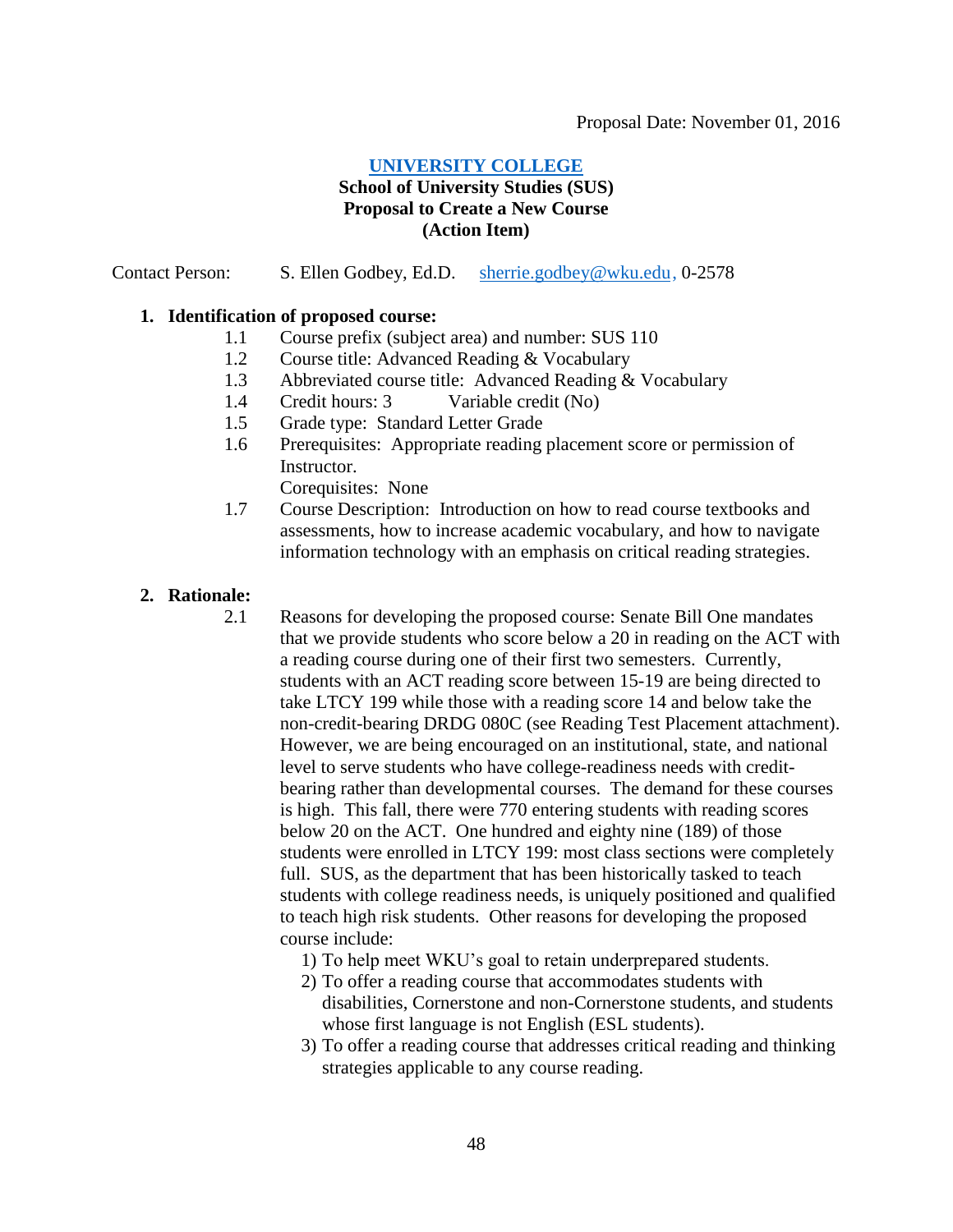Proposal Date: November 01, 2016

**UNIVERSITY COLLEGE**
**School of University Studies (SUS)**
**Proposal to Create a New Course**
**(Action Item)**

Contact Person: S. Ellen Godbey, Ed.D. sherrie.godbey@wku.edu, 0-2578

**1. Identification of proposed course:**

1.1 Course prefix (subject area) and number: SUS 110

1.2 Course title: Advanced Reading & Vocabulary

1.3 Abbreviated course title: Advanced Reading & Vocabulary

1.4 Credit hours: 3 Variable credit (No)

1.5 Grade type: Standard Letter Grade

1.6 Prerequisites: Appropriate reading placement score or permission of Instructor.
Corequisites: None

1.7 Course Description: Introduction on how to read course textbooks and assessments, how to increase academic vocabulary, and how to navigate information technology with an emphasis on critical reading strategies.

**2. Rationale:**

2.1 Reasons for developing the proposed course: Senate Bill One mandates that we provide students who score below a 20 in reading on the ACT with a reading course during one of their first two semesters. Currently, students with an ACT reading score between 15-19 are being directed to take LTCY 199 while those with a reading score 14 and below take the non-credit-bearing DRDG 080C (see Reading Test Placement attachment). However, we are being encouraged on an institutional, state, and national level to serve students who have college-readiness needs with credit-bearing rather than developmental courses. The demand for these courses is high. This fall, there were 770 entering students with reading scores below 20 on the ACT. One hundred and eighty nine (189) of those students were enrolled in LTCY 199: most class sections were completely full. SUS, as the department that has been historically tasked to teach students with college readiness needs, is uniquely positioned and qualified to teach high risk students. Other reasons for developing the proposed course include:

1) To help meet WKU's goal to retain underprepared students.
2) To offer a reading course that accommodates students with disabilities, Cornerstone and non-Cornerstone students, and students whose first language is not English (ESL students).
3) To offer a reading course that addresses critical reading and thinking strategies applicable to any course reading.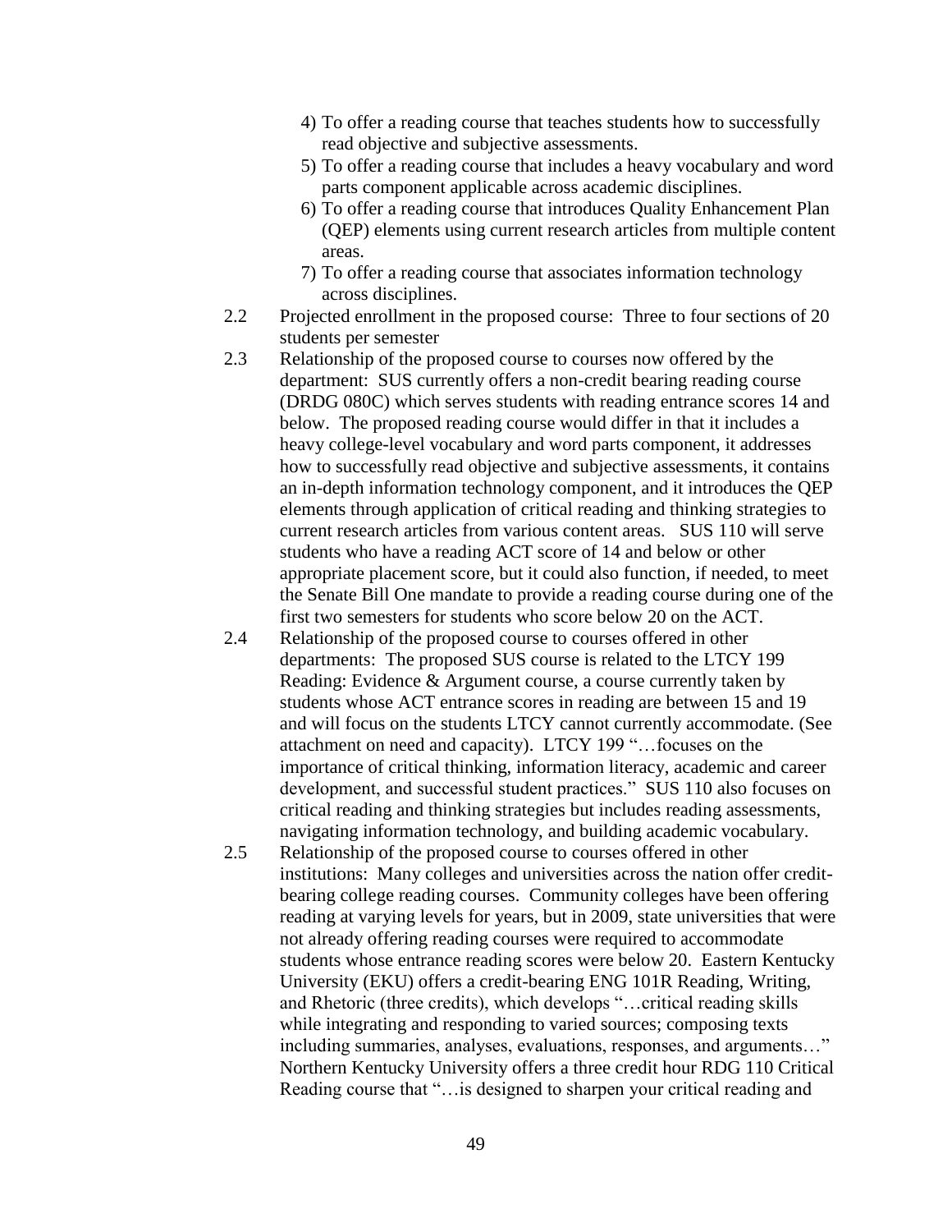4) To offer a reading course that teaches students how to successfully read objective and subjective assessments.
5) To offer a reading course that includes a heavy vocabulary and word parts component applicable across academic disciplines.
6) To offer a reading course that introduces Quality Enhancement Plan (QEP) elements using current research articles from multiple content areas.
7) To offer a reading course that associates information technology across disciplines.

2.2 Projected enrollment in the proposed course: Three to four sections of 20 students per semester

2.3 Relationship of the proposed course to courses now offered by the department: SUS currently offers a non-credit bearing reading course (DRDG 080C) which serves students with reading entrance scores 14 and below. The proposed reading course would differ in that it includes a heavy college-level vocabulary and word parts component, it addresses how to successfully read objective and subjective assessments, it contains an in-depth information technology component, and it introduces the QEP elements through application of critical reading and thinking strategies to current research articles from various content areas. SUS 110 will serve students who have a reading ACT score of 14 and below or other appropriate placement score, but it could also function, if needed, to meet the Senate Bill One mandate to provide a reading course during one of the first two semesters for students who score below 20 on the ACT.

2.4 Relationship of the proposed course to courses offered in other departments: The proposed SUS course is related to the LTCY 199 Reading: Evidence & Argument course, a course currently taken by students whose ACT entrance scores in reading are between 15 and 19 and will focus on the students LTCY cannot currently accommodate. (See attachment on need and capacity). LTCY 199 "…focuses on the importance of critical thinking, information literacy, academic and career development, and successful student practices." SUS 110 also focuses on critical reading and thinking strategies but includes reading assessments, navigating information technology, and building academic vocabulary.

2.5 Relationship of the proposed course to courses offered in other institutions: Many colleges and universities across the nation offer credit-bearing college reading courses. Community colleges have been offering reading at varying levels for years, but in 2009, state universities that were not already offering reading courses were required to accommodate students whose entrance reading scores were below 20. Eastern Kentucky University (EKU) offers a credit-bearing ENG 101R Reading, Writing, and Rhetoric (three credits), which develops "…critical reading skills while integrating and responding to varied sources; composing texts including summaries, analyses, evaluations, responses, and arguments…" Northern Kentucky University offers a three credit hour RDG 110 Critical Reading course that "…is designed to sharpen your critical reading and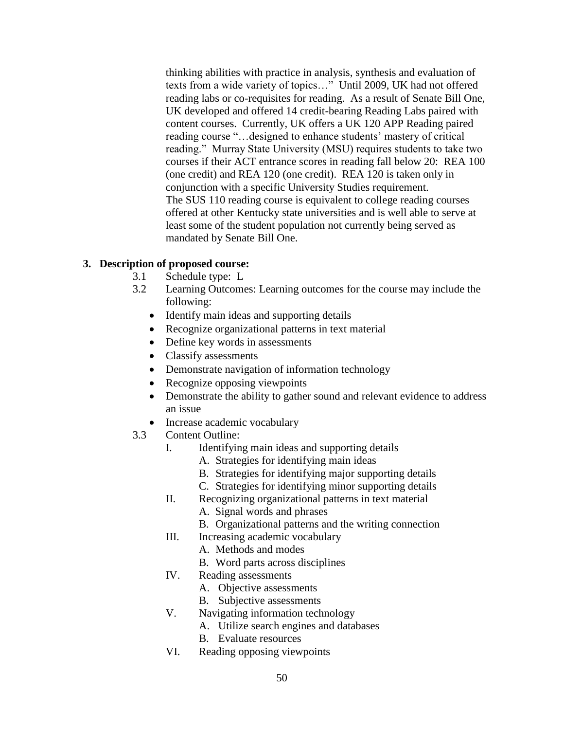thinking abilities with practice in analysis, synthesis and evaluation of texts from a wide variety of topics…" Until 2009, UK had not offered reading labs or co-requisites for reading. As a result of Senate Bill One, UK developed and offered 14 credit-bearing Reading Labs paired with content courses. Currently, UK offers a UK 120 APP Reading paired reading course "…designed to enhance students' mastery of critical reading." Murray State University (MSU) requires students to take two courses if their ACT entrance scores in reading fall below 20: REA 100 (one credit) and REA 120 (one credit). REA 120 is taken only in conjunction with a specific University Studies requirement.
The SUS 110 reading course is equivalent to college reading courses offered at other Kentucky state universities and is well able to serve at least some of the student population not currently being served as mandated by Senate Bill One.

**3. Description of proposed course:**

3.1 Schedule type: L

3.2 Learning Outcomes: Learning outcomes for the course may include the following:

- Identify main ideas and supporting details
- Recognize organizational patterns in text material
- Define key words in assessments
- Classify assessments
- Demonstrate navigation of information technology
- Recognize opposing viewpoints
- Demonstrate the ability to gather sound and relevant evidence to address an issue
- Increase academic vocabulary

3.3 Content Outline:

I. Identifying main ideas and supporting details
  A. Strategies for identifying main ideas
  B. Strategies for identifying major supporting details
  C. Strategies for identifying minor supporting details

II. Recognizing organizational patterns in text material
  A. Signal words and phrases
  B. Organizational patterns and the writing connection

III. Increasing academic vocabulary
  A. Methods and modes
  B. Word parts across disciplines

IV. Reading assessments
  A. Objective assessments
  B. Subjective assessments

V. Navigating information technology
  A. Utilize search engines and databases
  B. Evaluate resources

VI. Reading opposing viewpoints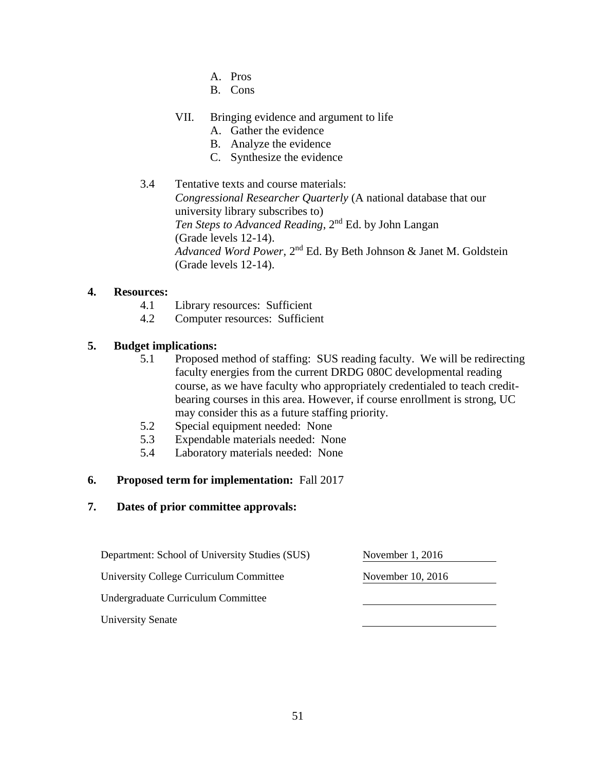A. Pros
   B. Cons

VII. Bringing evidence and argument to life
   A. Gather the evidence
   B. Analyze the evidence
   C. Synthesize the evidence

3.4 Tentative texts and course materials:
*Congressional Researcher Quarterly* (A national database that our university library subscribes to)
*Ten Steps to Advanced Reading*, 2nd Ed. by John Langan (Grade levels 12-14).
*Advanced Word Power*, 2nd Ed. By Beth Johnson & Janet M. Goldstein (Grade levels 12-14).

**4. Resources:**

4.1 Library resources: Sufficient
4.2 Computer resources: Sufficient

**5. Budget implications:**

5.1 Proposed method of staffing: SUS reading faculty. We will be redirecting faculty energies from the current DRDG 080C developmental reading course, as we have faculty who appropriately credentialed to teach credit-bearing courses in this area. However, if course enrollment is strong, UC may consider this as a future staffing priority.
5.2 Special equipment needed: None
5.3 Expendable materials needed: None
5.4 Laboratory materials needed: None

**6. Proposed term for implementation:** Fall 2017

**7. Dates of prior committee approvals:**

| | |
|---|---|
| Department: School of University Studies (SUS) | November 1, 2016 |
| University College Curriculum Committee | November 10, 2016 |
| Undergraduate Curriculum Committee | |
| University Senate | |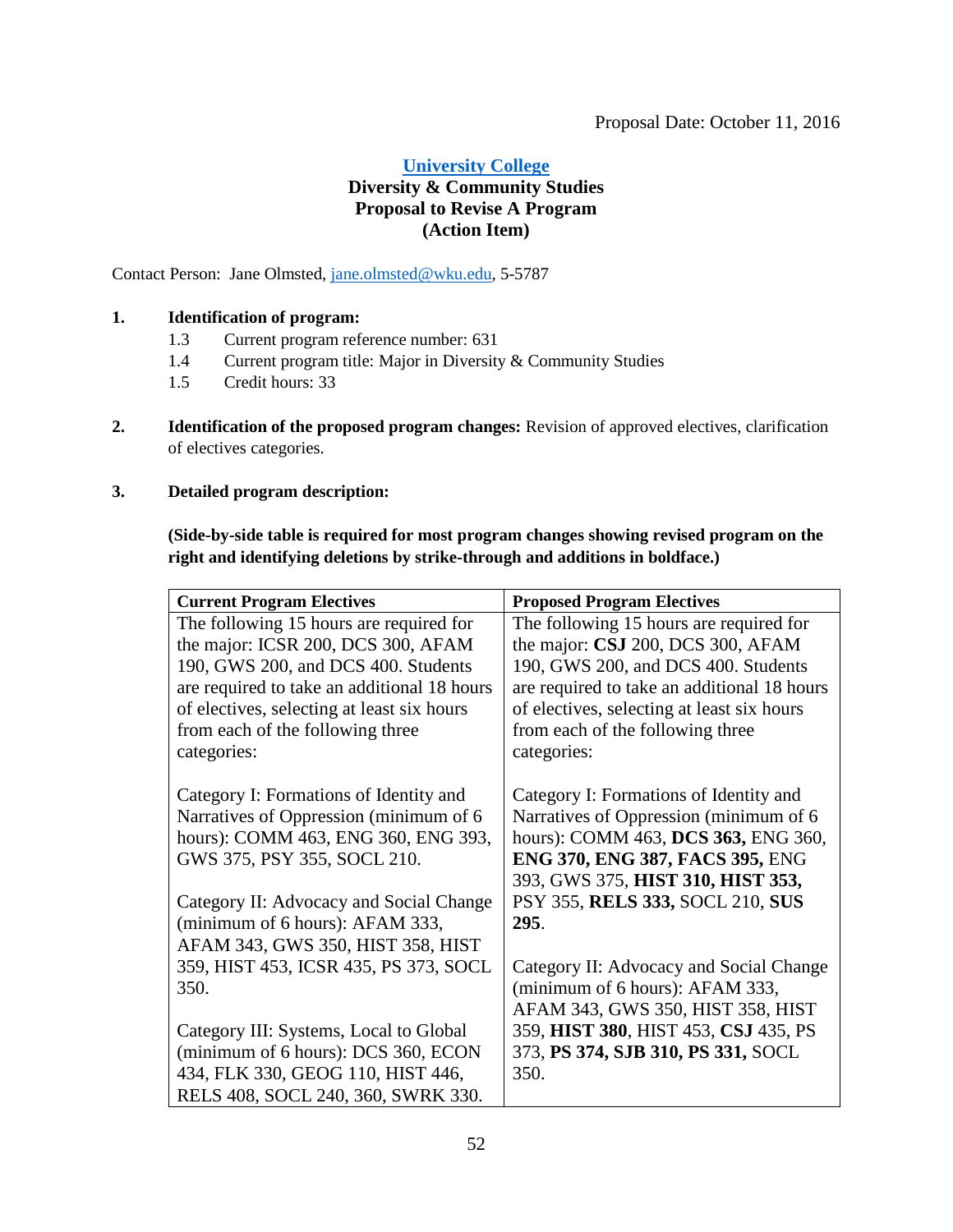Proposal Date: October 11, 2016

**University College**
**Diversity & Community Studies**
**Proposal to Revise A Program**
**(Action Item)**

Contact Person: Jane Olmsted, jane.olmsted@wku.edu, 5-5787

**1. Identification of program:**

1.3 Current program reference number: 631
1.4 Current program title: Major in Diversity & Community Studies
1.5 Credit hours: 33

**2. Identification of the proposed program changes:** Revision of approved electives, clarification of electives categories.

**3. Detailed program description:**

**(Side-by-side table is required for most program changes showing revised program on the right and identifying deletions by strike-through and additions in boldface.)**

| Current Program Electives | Proposed Program Electives |
|---|---|
| The following 15 hours are required for the major: ICSR 200, DCS 300, AFAM 190, GWS 200, and DCS 400. Students are required to take an additional 18 hours of electives, selecting at least six hours from each of the following three categories:<br><br>Category I: Formations of Identity and Narratives of Oppression (minimum of 6 hours): COMM 463, ENG 360, ENG 393, GWS 375, PSY 355, SOCL 210.<br><br>Category II: Advocacy and Social Change (minimum of 6 hours): AFAM 333, AFAM 343, GWS 350, HIST 358, HIST 359, HIST 453, ICSR 435, PS 373, SOCL 350.<br><br>Category III: Systems, Local to Global (minimum of 6 hours): DCS 360, ECON 434, FLK 330, GEOG 110, HIST 446, RELS 408, SOCL 240, 360, SWRK 330. | The following 15 hours are required for the major: **CSJ** 200, DCS 300, AFAM 190, GWS 200, and DCS 400. Students are required to take an additional 18 hours of electives, selecting at least six hours from each of the following three categories:<br><br>Category I: Formations of Identity and Narratives of Oppression (minimum of 6 hours): COMM 463, **DCS 363,** ENG 360, **ENG 370, ENG 387, FACS 395,** ENG 393, GWS 375, **HIST 310, HIST 353,** PSY 355, **RELS 333,** SOCL 210, **SUS 295**.<br><br>Category II: Advocacy and Social Change (minimum of 6 hours): AFAM 333, AFAM 343, GWS 350, HIST 358, HIST 359, **HIST 380**, HIST 453, **CSJ** 435, PS 373, **PS 374, SJB 310, PS 331,** SOCL 350. |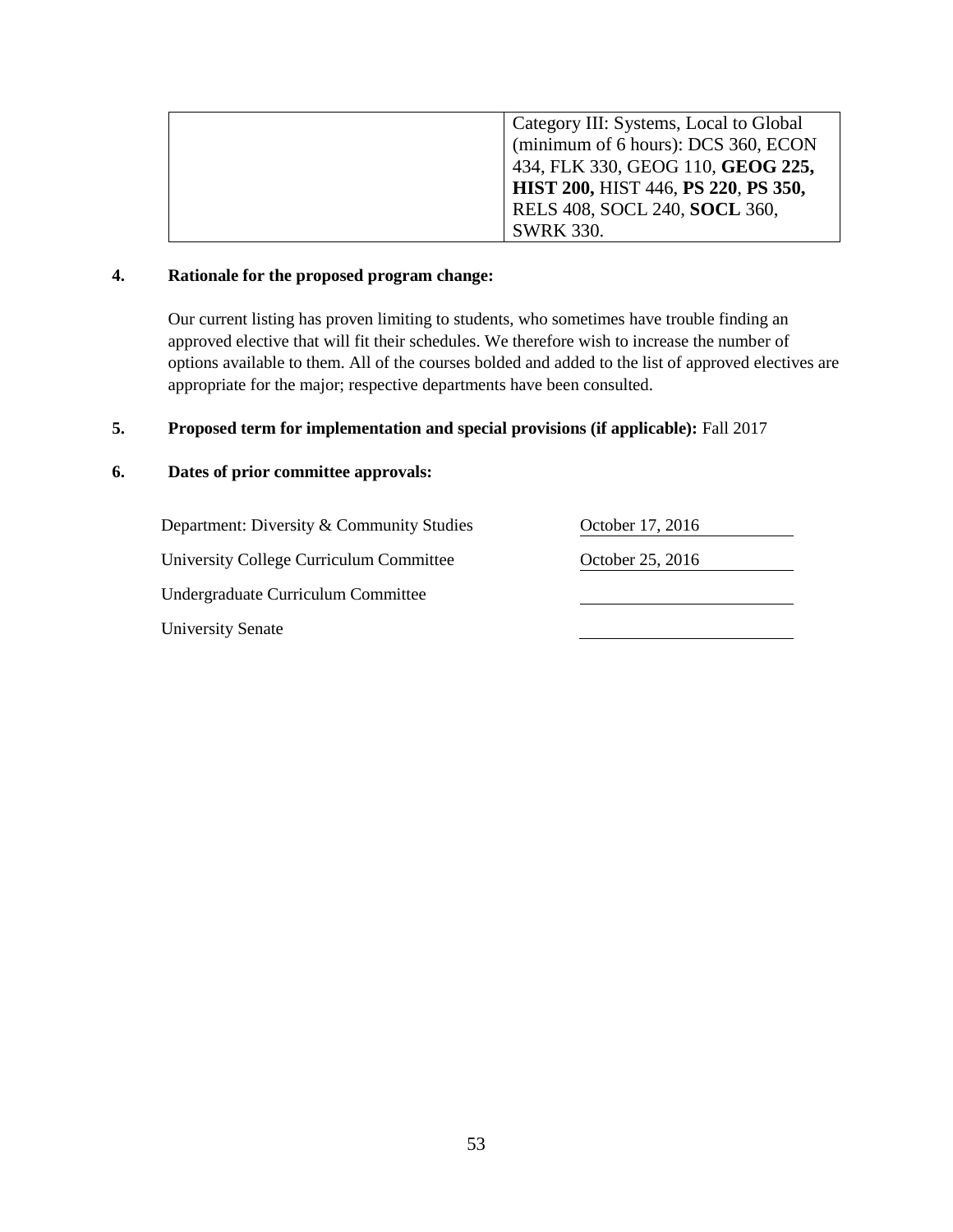| | |
|---|---|
| | Category III: Systems, Local to Global (minimum of 6 hours): DCS 360, ECON 434, FLK 330, GEOG 110, **GEOG 225, HIST 200,** HIST 446, **PS 220**, **PS 350,** RELS 408, SOCL 240, **SOCL** 360, SWRK 330. |

**4. Rationale for the proposed program change:**

Our current listing has proven limiting to students, who sometimes have trouble finding an approved elective that will fit their schedules. We therefore wish to increase the number of options available to them. All of the courses bolded and added to the list of approved electives are appropriate for the major; respective departments have been consulted.

**5. Proposed term for implementation and special provisions (if applicable):** Fall 2017

**6. Dates of prior committee approvals:**

| | |
|---|---|
| Department: Diversity & Community Studies | October 17, 2016 |
| University College Curriculum Committee | October 25, 2016 |
| Undergraduate Curriculum Committee | ___________________ |
| University Senate | ___________________ |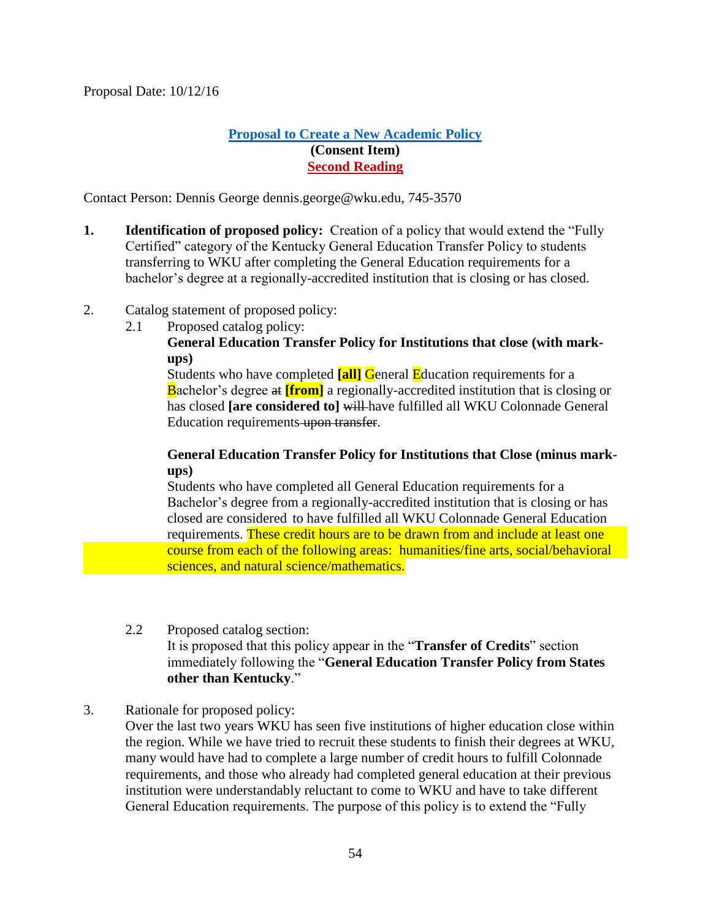Proposal Date: 10/12/16

**Proposal to Create a New Academic Policy**
**(Consent Item)**
**Second Reading**

Contact Person: Dennis George dennis.george@wku.edu, 745-3570

1. **Identification of proposed policy:** Creation of a policy that would extend the "Fully Certified" category of the Kentucky General Education Transfer Policy to students transferring to WKU after completing the General Education requirements for a bachelor's degree at a regionally-accredited institution that is closing or has closed.

2. Catalog statement of proposed policy:

   2.1 Proposed catalog policy:

   **General Education Transfer Policy for Institutions that close (with mark-ups)**

   Students who have completed **[all]** General Education requirements for a Bachelor's degree ~~at~~ **[from]** a regionally-accredited institution that is closing or has closed **[are considered to]** ~~will~~ have fulfilled all WKU Colonnade General Education requirements ~~upon transfer~~.

   **General Education Transfer Policy for Institutions that Close (minus mark-ups)**

   Students who have completed all General Education requirements for a Bachelor's degree from a regionally-accredited institution that is closing or has closed are considered to have fulfilled all WKU Colonnade General Education requirements. These credit hours are to be drawn from and include at least one course from each of the following areas: humanities/fine arts, social/behavioral sciences, and natural science/mathematics.

   2.2 Proposed catalog section:

   It is proposed that this policy appear in the "**Transfer of Credits**" section immediately following the "**General Education Transfer Policy from States other than Kentucky**."

3. Rationale for proposed policy:

   Over the last two years WKU has seen five institutions of higher education close within the region. While we have tried to recruit these students to finish their degrees at WKU, many would have had to complete a large number of credit hours to fulfill Colonnade requirements, and those who already had completed general education at their previous institution were understandably reluctant to come to WKU and have to take different General Education requirements. The purpose of this policy is to extend the "Fully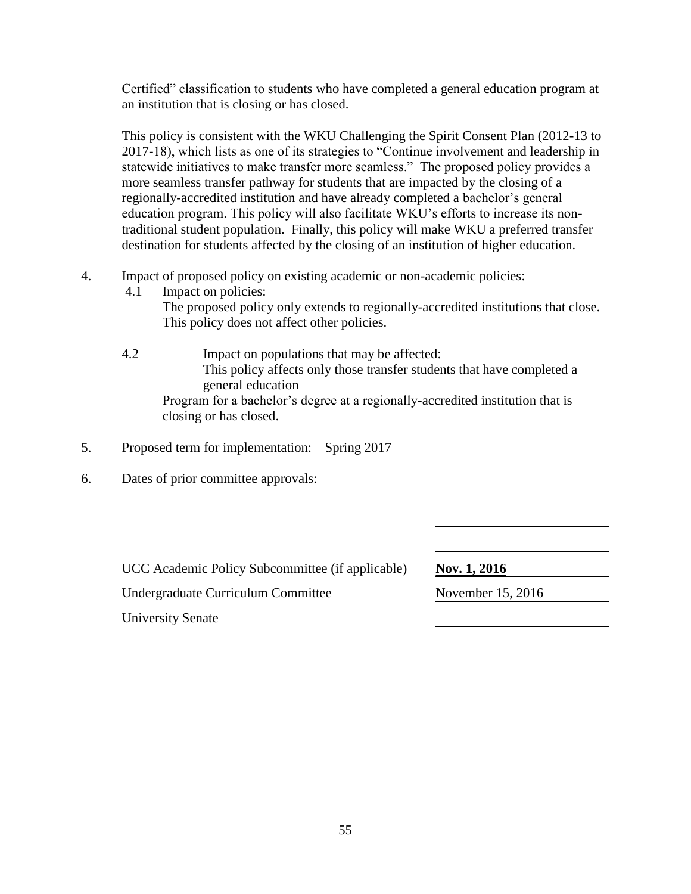Certified" classification to students who have completed a general education program at an institution that is closing or has closed.

This policy is consistent with the WKU Challenging the Spirit Consent Plan (2012-13 to 2017-18), which lists as one of its strategies to "Continue involvement and leadership in statewide initiatives to make transfer more seamless." The proposed policy provides a more seamless transfer pathway for students that are impacted by the closing of a regionally-accredited institution and have already completed a bachelor's general education program. This policy will also facilitate WKU's efforts to increase its non-traditional student population. Finally, this policy will make WKU a preferred transfer destination for students affected by the closing of an institution of higher education.

4. Impact of proposed policy on existing academic or non-academic policies:
   - 4.1 Impact on policies:
     The proposed policy only extends to regionally-accredited institutions that close. This policy does not affect other policies.
   - 4.2 Impact on populations that may be affected:
     This policy affects only those transfer students that have completed a general education
     Program for a bachelor's degree at a regionally-accredited institution that is closing or has closed.

5. Proposed term for implementation: Spring 2017

6. Dates of prior committee approvals:

| | |
|---|---|
| UCC Academic Policy Subcommittee (if applicable) | **Nov. 1, 2016** |
| Undergraduate Curriculum Committee | November 15, 2016 |
| University Senate | |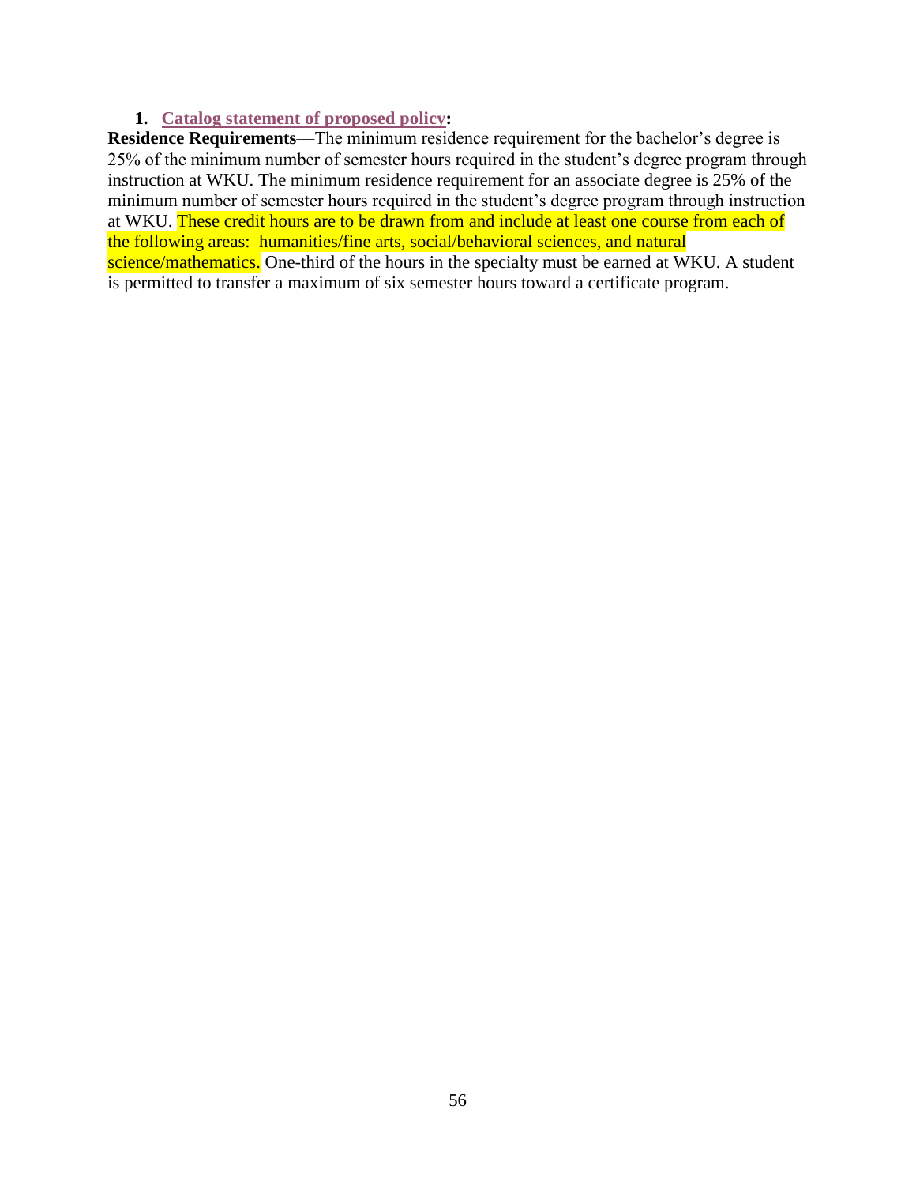1. **Catalog statement of proposed policy:**

**Residence Requirements**—The minimum residence requirement for the bachelor's degree is 25% of the minimum number of semester hours required in the student's degree program through instruction at WKU. The minimum residence requirement for an associate degree is 25% of the minimum number of semester hours required in the student's degree program through instruction at WKU. These credit hours are to be drawn from and include at least one course from each of the following areas: humanities/fine arts, social/behavioral sciences, and natural science/mathematics. One-third of the hours in the specialty must be earned at WKU. A student is permitted to transfer a maximum of six semester hours toward a certificate program.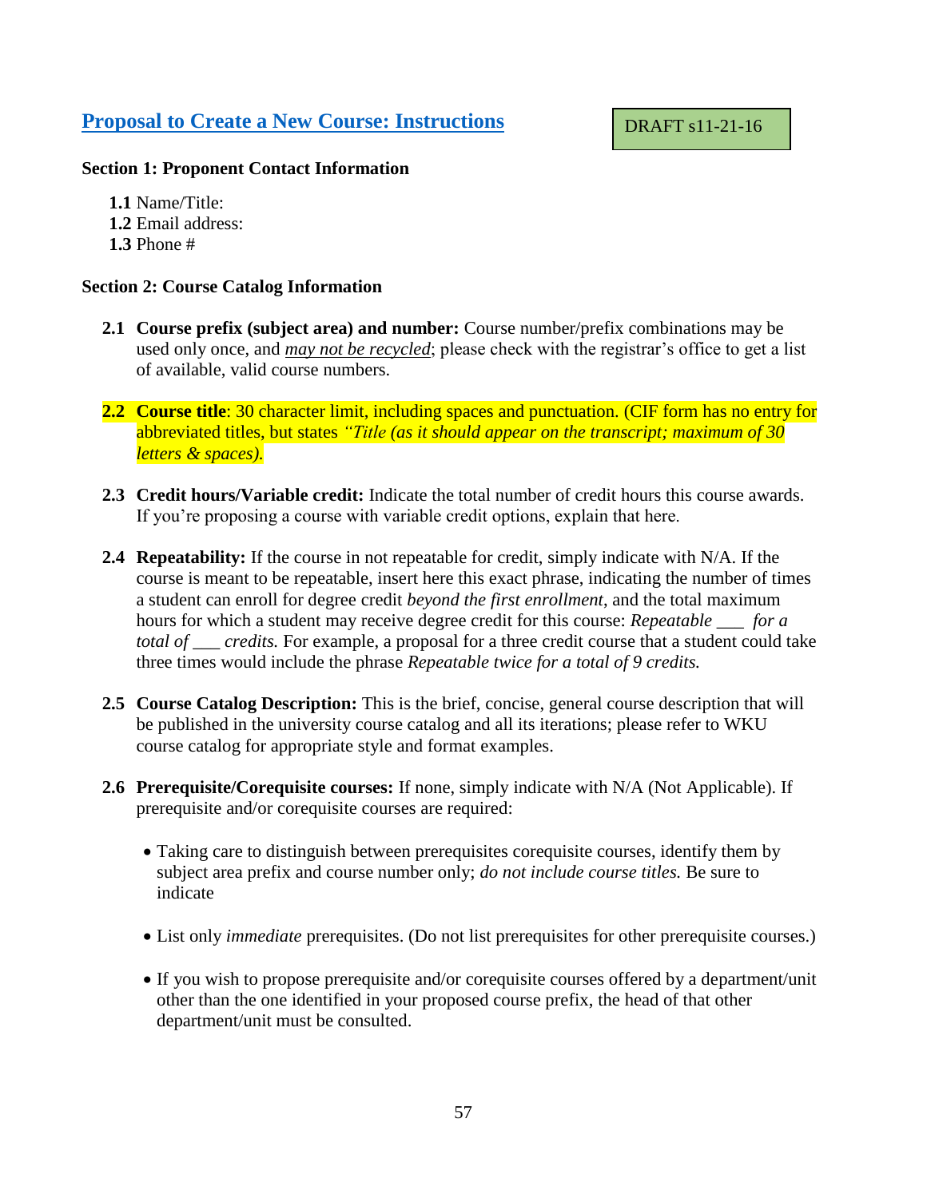## Proposal to Create a New Course: Instructions

DRAFT s11-21-16

**Section 1: Proponent Contact Information**

**1.1** Name/Title:
**1.2** Email address:
**1.3** Phone #

**Section 2: Course Catalog Information**

**2.1 Course prefix (subject area) and number:** Course number/prefix combinations may be used only once, and *may not be recycled*; please check with the registrar's office to get a list of available, valid course numbers.

**2.2 Course title**: 30 character limit, including spaces and punctuation. (CIF form has no entry for abbreviated titles, but states *"Title (as it should appear on the transcript; maximum of 30 letters & spaces).*

**2.3 Credit hours/Variable credit:** Indicate the total number of credit hours this course awards. If you're proposing a course with variable credit options, explain that here.

**2.4 Repeatability:** If the course in not repeatable for credit, simply indicate with N/A. If the course is meant to be repeatable, insert here this exact phrase, indicating the number of times a student can enroll for degree credit *beyond the first enrollment*, and the total maximum hours for which a student may receive degree credit for this course: *Repeatable ___ for a total of ___ credits.* For example, a proposal for a three credit course that a student could take three times would include the phrase *Repeatable twice for a total of 9 credits.*

**2.5 Course Catalog Description:** This is the brief, concise, general course description that will be published in the university course catalog and all its iterations; please refer to WKU course catalog for appropriate style and format examples.

**2.6 Prerequisite/Corequisite courses:** If none, simply indicate with N/A (Not Applicable). If prerequisite and/or corequisite courses are required:

- Taking care to distinguish between prerequisites corequisite courses, identify them by subject area prefix and course number only; *do not include course titles.* Be sure to indicate
- List only *immediate* prerequisites. (Do not list prerequisites for other prerequisite courses.)
- If you wish to propose prerequisite and/or corequisite courses offered by a department/unit other than the one identified in your proposed course prefix, the head of that other department/unit must be consulted.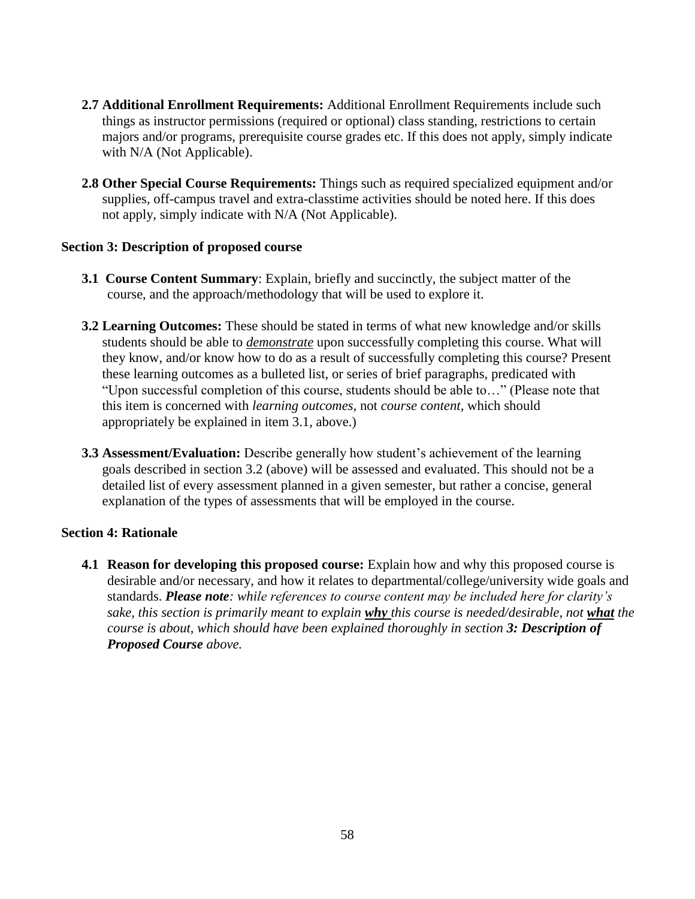- **2.7 Additional Enrollment Requirements:** Additional Enrollment Requirements include such things as instructor permissions (required or optional) class standing, restrictions to certain majors and/or programs, prerequisite course grades etc. If this does not apply, simply indicate with N/A (Not Applicable).

- **2.8 Other Special Course Requirements:** Things such as required specialized equipment and/or supplies, off-campus travel and extra-classtime activities should be noted here. If this does not apply, simply indicate with N/A (Not Applicable).

**Section 3: Description of proposed course**

- **3.1 Course Content Summary**: Explain, briefly and succinctly, the subject matter of the course, and the approach/methodology that will be used to explore it.

- **3.2 Learning Outcomes:** These should be stated in terms of what new knowledge and/or skills students should be able to ***demonstrate*** upon successfully completing this course. What will they know, and/or know how to do as a result of successfully completing this course? Present these learning outcomes as a bulleted list, or series of brief paragraphs, predicated with "Upon successful completion of this course, students should be able to…" (Please note that this item is concerned with *learning outcomes*, not *course content*, which should appropriately be explained in item 3.1, above.)

- **3.3 Assessment/Evaluation:** Describe generally how student's achievement of the learning goals described in section 3.2 (above) will be assessed and evaluated. This should not be a detailed list of every assessment planned in a given semester, but rather a concise, general explanation of the types of assessments that will be employed in the course.

**Section 4: Rationale**

- **4.1 Reason for developing this proposed course:** Explain how and why this proposed course is desirable and/or necessary, and how it relates to departmental/college/university wide goals and standards. ***Please note****: while references to course content may be included here for clarity's sake, this section is primarily meant to explain* ***why*** *this course is needed/desirable, not* ***what*** *the course is about, which should have been explained thoroughly in section* ***3: Description of Proposed Course*** *above.*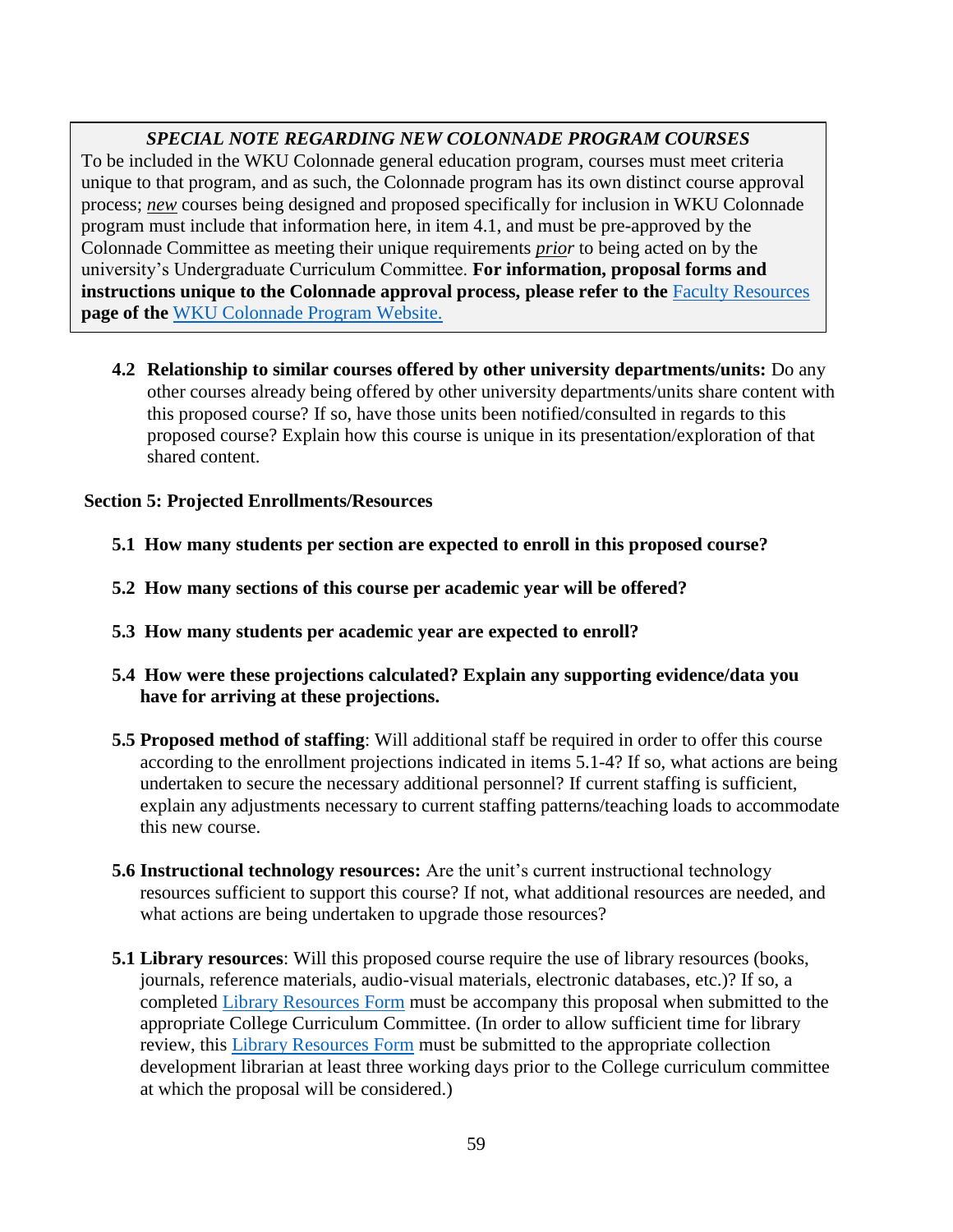***SPECIAL NOTE REGARDING NEW COLONNADE PROGRAM COURSES***

To be included in the WKU Colonnade general education program, courses must meet criteria unique to that program, and as such, the Colonnade program has its own distinct course approval process; ***new*** courses being designed and proposed specifically for inclusion in WKU Colonnade program must include that information here, in item 4.1, and must be pre-approved by the Colonnade Committee as meeting their unique requirements ***prior*** to being acted on by the university's Undergraduate Curriculum Committee. **For information, proposal forms and instructions unique to the Colonnade approval process, please refer to the** [Faculty Resources](Faculty Resources) **page of the** [WKU Colonnade Program Website.](WKU Colonnade Program Website.)

**4.2 Relationship to similar courses offered by other university departments/units:** Do any other courses already being offered by other university departments/units share content with this proposed course? If so, have those units been notified/consulted in regards to this proposed course? Explain how this course is unique in its presentation/exploration of that shared content.

**Section 5: Projected Enrollments/Resources**

**5.1 How many students per section are expected to enroll in this proposed course?**

**5.2 How many sections of this course per academic year will be offered?**

**5.3 How many students per academic year are expected to enroll?**

**5.4 How were these projections calculated? Explain any supporting evidence/data you have for arriving at these projections.**

**5.5 Proposed method of staffing**: Will additional staff be required in order to offer this course according to the enrollment projections indicated in items 5.1-4? If so, what actions are being undertaken to secure the necessary additional personnel? If current staffing is sufficient, explain any adjustments necessary to current staffing patterns/teaching loads to accommodate this new course.

**5.6 Instructional technology resources:** Are the unit's current instructional technology resources sufficient to support this course? If not, what additional resources are needed, and what actions are being undertaken to upgrade those resources?

**5.1 Library resources**: Will this proposed course require the use of library resources (books, journals, reference materials, audio-visual materials, electronic databases, etc.)? If so, a completed [Library Resources Form](Library Resources Form) must be accompany this proposal when submitted to the appropriate College Curriculum Committee. (In order to allow sufficient time for library review, this [Library Resources Form](Library Resources Form) must be submitted to the appropriate collection development librarian at least three working days prior to the College curriculum committee at which the proposal will be considered.)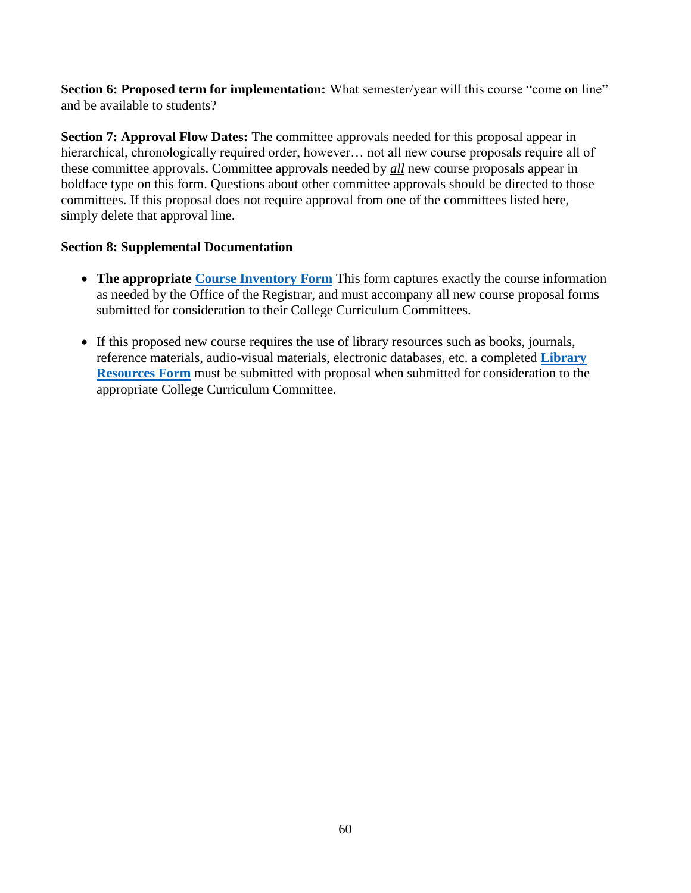**Section 6: Proposed term for implementation:** What semester/year will this course "come on line" and be available to students?

**Section 7: Approval Flow Dates:** The committee approvals needed for this proposal appear in hierarchical, chronologically required order, however… not all new course proposals require all of these committee approvals. Committee approvals needed by ***all*** new course proposals appear in boldface type on this form. Questions about other committee approvals should be directed to those committees. If this proposal does not require approval from one of the committees listed here, simply delete that approval line.

**Section 8: Supplemental Documentation**

- **The appropriate Course Inventory Form** This form captures exactly the course information as needed by the Office of the Registrar, and must accompany all new course proposal forms submitted for consideration to their College Curriculum Committees.

- If this proposed new course requires the use of library resources such as books, journals, reference materials, audio-visual materials, electronic databases, etc. a completed **Library Resources Form** must be submitted with proposal when submitted for consideration to the appropriate College Curriculum Committee.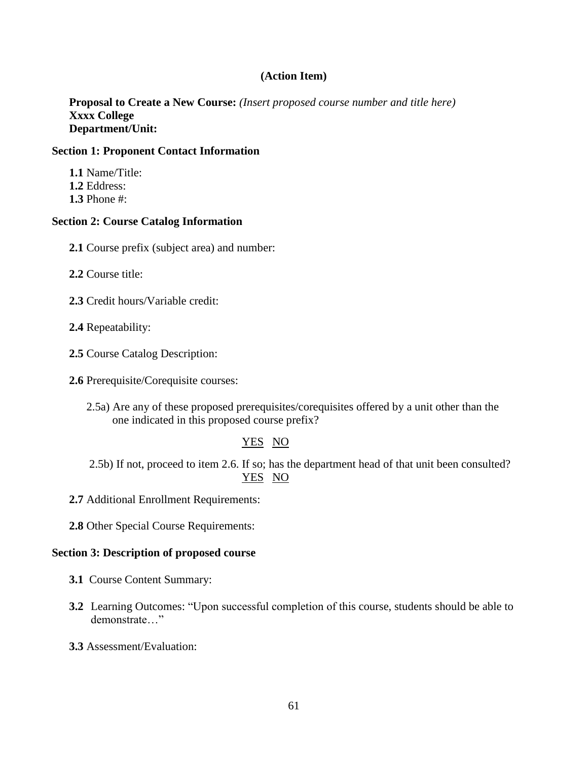**(Action Item)**

**Proposal to Create a New Course:** *(Insert proposed course number and title here)*
**Xxxx College**
**Department/Unit:**

**Section 1: Proponent Contact Information**

**1.1** Name/Title:
**1.2** Eddress:
**1.3** Phone #:

**Section 2: Course Catalog Information**

**2.1** Course prefix (subject area) and number:

**2.2** Course title:

**2.3** Credit hours/Variable credit:

**2.4** Repeatability:

**2.5** Course Catalog Description:

**2.6** Prerequisite/Corequisite courses:

2.5a) Are any of these proposed prerequisites/corequisites offered by a unit other than the one indicated in this proposed course prefix?

<u>YES</u> <u>NO</u>

2.5b) If not, proceed to item 2.6. If so; has the department head of that unit been consulted?
<u>YES</u> <u>NO</u>

**2.7** Additional Enrollment Requirements:

**2.8** Other Special Course Requirements:

**Section 3: Description of proposed course**

**3.1** Course Content Summary:

**3.2** Learning Outcomes: "Upon successful completion of this course, students should be able to demonstrate…"

**3.3** Assessment/Evaluation: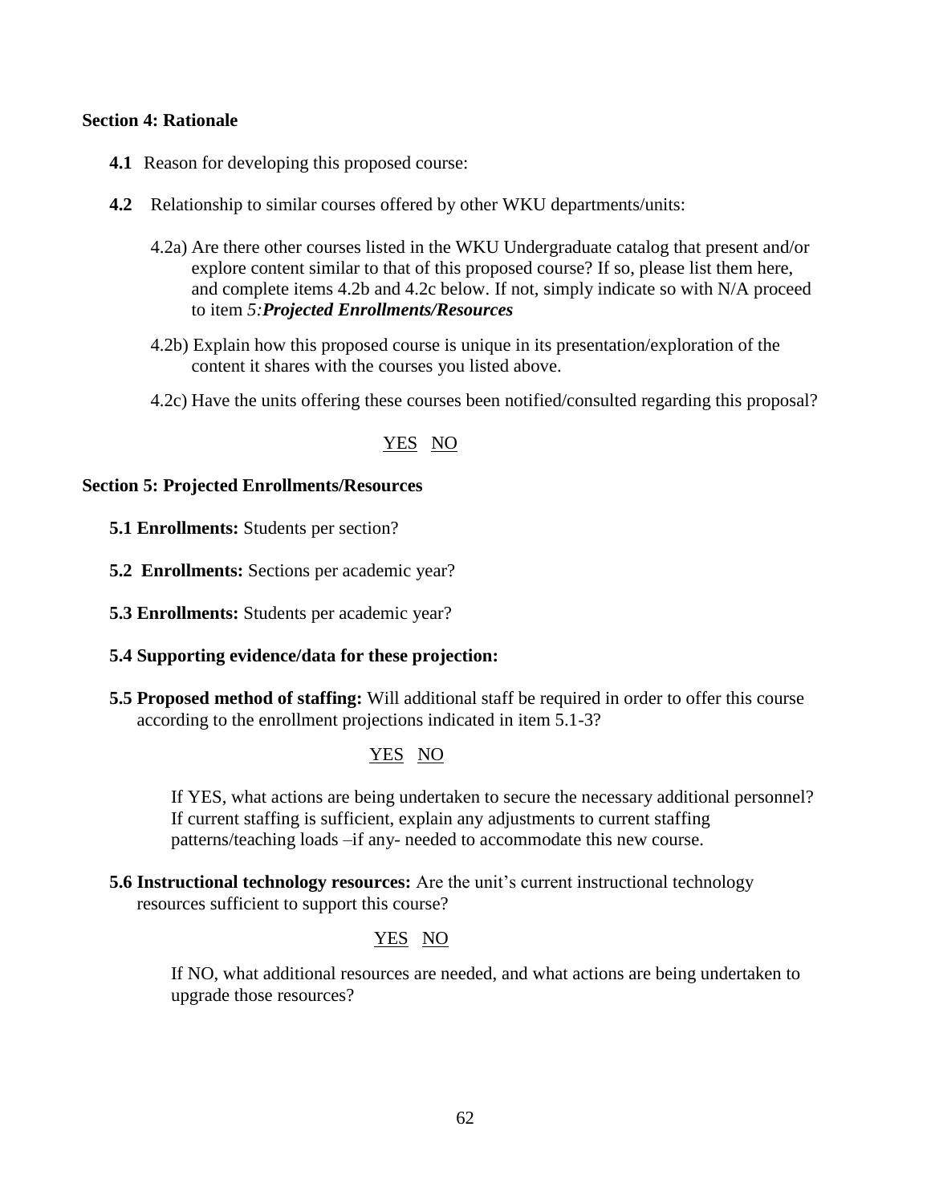**Section 4: Rationale**

**4.1** Reason for developing this proposed course:

**4.2** Relationship to similar courses offered by other WKU departments/units:

4.2a) Are there other courses listed in the WKU Undergraduate catalog that present and/or explore content similar to that of this proposed course? If so, please list them here, and complete items 4.2b and 4.2c below. If not, simply indicate so with N/A proceed to item *5:**Projected Enrollments/Resources***

4.2b) Explain how this proposed course is unique in its presentation/exploration of the content it shares with the courses you listed above.

4.2c) Have the units offering these courses been notified/consulted regarding this proposal?

<u>YES</u> <u>NO</u>

**Section 5: Projected Enrollments/Resources**

**5.1 Enrollments:** Students per section?

**5.2 Enrollments:** Sections per academic year?

**5.3 Enrollments:** Students per academic year?

**5.4 Supporting evidence/data for these projection:**

**5.5 Proposed method of staffing:** Will additional staff be required in order to offer this course according to the enrollment projections indicated in item 5.1-3?

<u>YES</u> <u>NO</u>

If YES, what actions are being undertaken to secure the necessary additional personnel? If current staffing is sufficient, explain any adjustments to current staffing patterns/teaching loads –if any- needed to accommodate this new course.

**5.6 Instructional technology resources:** Are the unit's current instructional technology resources sufficient to support this course?

<u>YES</u> <u>NO</u>

If NO, what additional resources are needed, and what actions are being undertaken to upgrade those resources?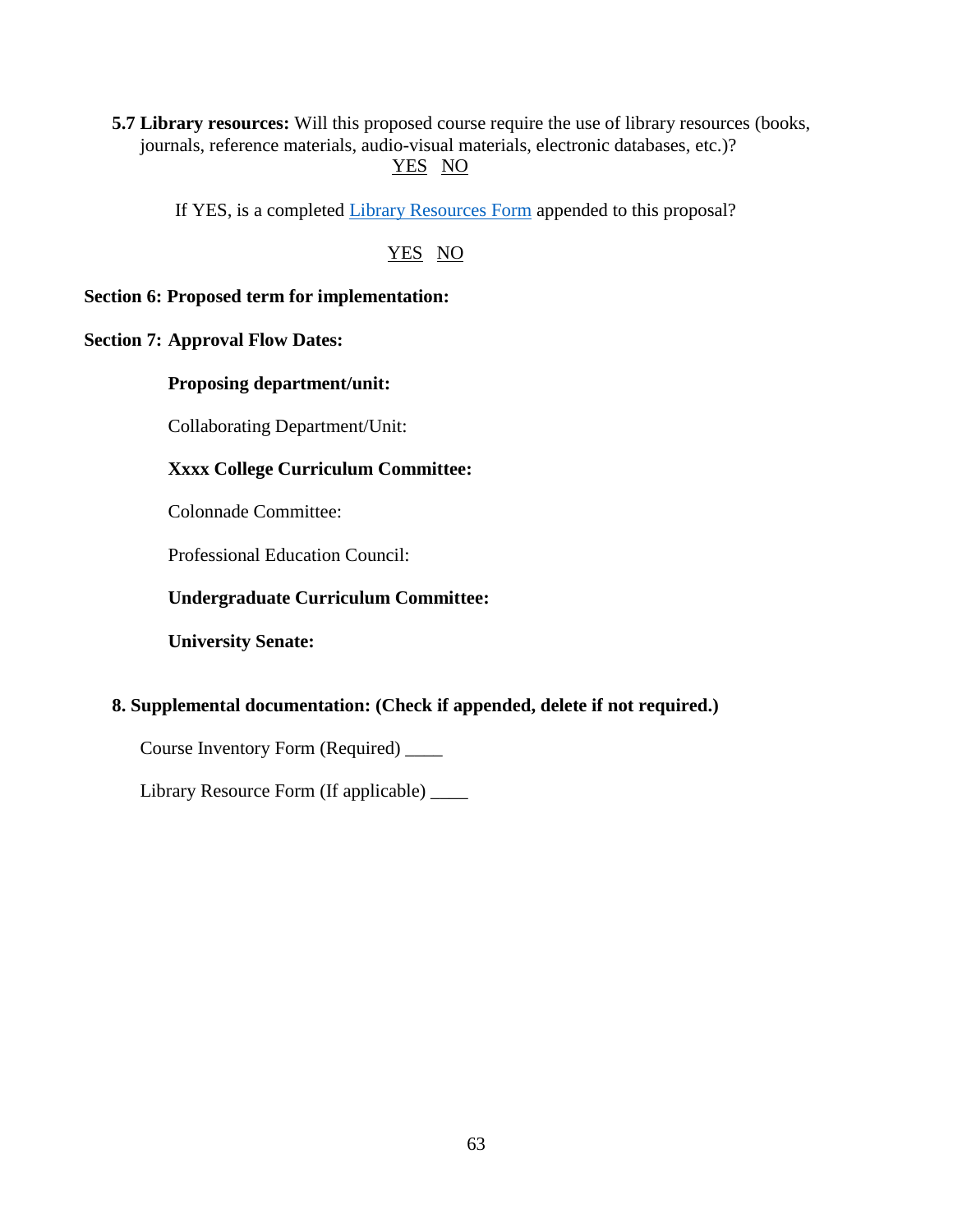**5.7 Library resources:** Will this proposed course require the use of library resources (books, journals, reference materials, audio-visual materials, electronic databases, etc.)?

YES NO

If YES, is a completed [Library Resources Form]() appended to this proposal?

YES NO

**Section 6: Proposed term for implementation:**

**Section 7: Approval Flow Dates:**

**Proposing department/unit:**

Collaborating Department/Unit:

**Xxxx College Curriculum Committee:**

Colonnade Committee:

Professional Education Council:

**Undergraduate Curriculum Committee:**

**University Senate:**

**8. Supplemental documentation: (Check if appended, delete if not required.)**

Course Inventory Form (Required) ____

Library Resource Form (If applicable) ____